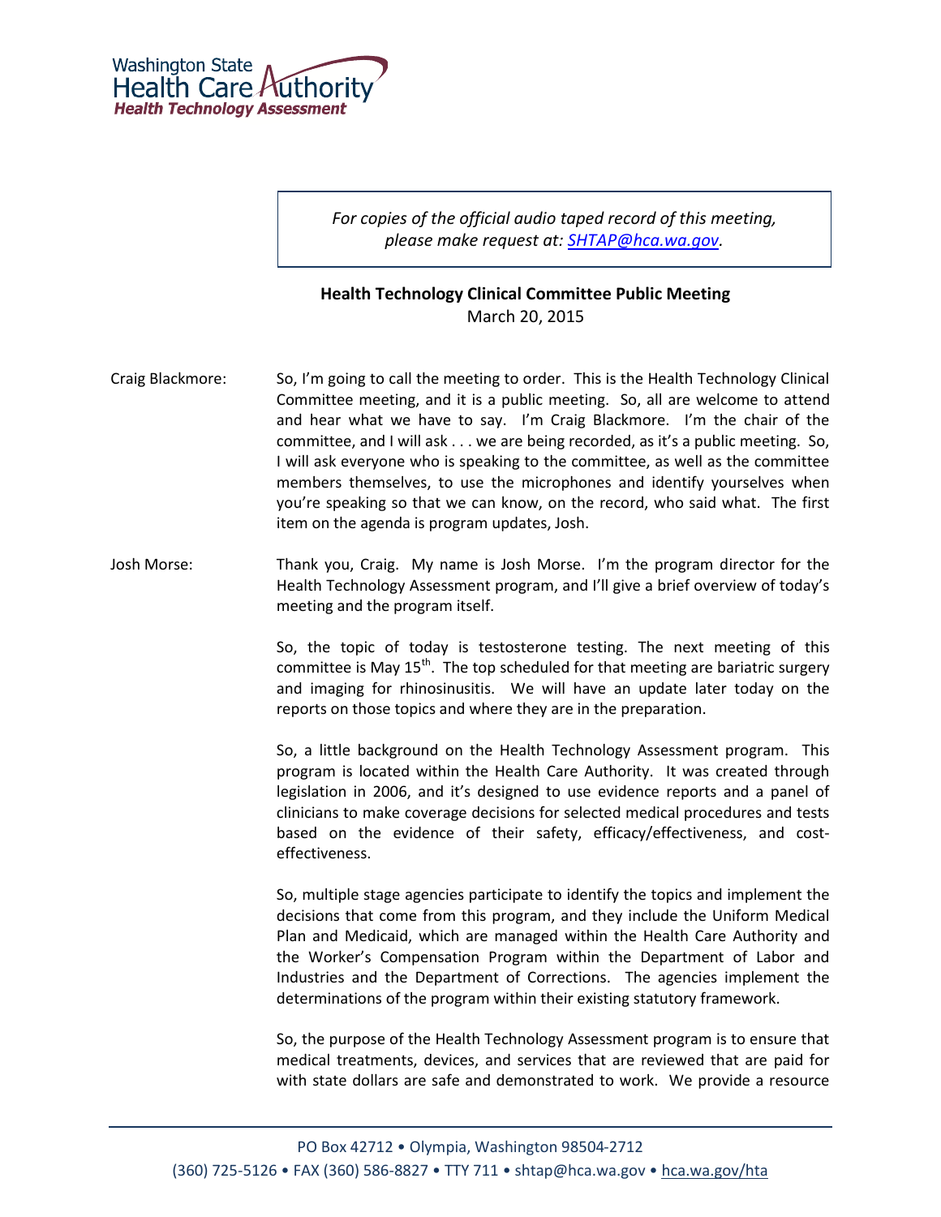*For copies of the official audio taped record of this meeting, please make request at: [SHTAP@hca.wa.gov](mailto:SHTAP@hca.wa.gov).*

**Health Technology Clinical Committee Public Meeting**
March 20, 2015

Craig Blackmore: So, I'm going to call the meeting to order. This is the Health Technology Clinical Committee meeting, and it is a public meeting. So, all are welcome to attend and hear what we have to say. I'm Craig Blackmore. I'm the chair of the committee, and I will ask . . . we are being recorded, as it's a public meeting. So, I will ask everyone who is speaking to the committee, as well as the committee members themselves, to use the microphones and identify yourselves when you're speaking so that we can know, on the record, who said what. The first item on the agenda is program updates, Josh.

Josh Morse: Thank you, Craig. My name is Josh Morse. I'm the program director for the Health Technology Assessment program, and I'll give a brief overview of today's meeting and the program itself.

So, the topic of today is testosterone testing. The next meeting of this committee is May 15th. The top scheduled for that meeting are bariatric surgery and imaging for rhinosinusitis. We will have an update later today on the reports on those topics and where they are in the preparation.

So, a little background on the Health Technology Assessment program. This program is located within the Health Care Authority. It was created through legislation in 2006, and it's designed to use evidence reports and a panel of clinicians to make coverage decisions for selected medical procedures and tests based on the evidence of their safety, efficacy/effectiveness, and cost-effectiveness.

So, multiple stage agencies participate to identify the topics and implement the decisions that come from this program, and they include the Uniform Medical Plan and Medicaid, which are managed within the Health Care Authority and the Worker's Compensation Program within the Department of Labor and Industries and the Department of Corrections. The agencies implement the determinations of the program within their existing statutory framework.

So, the purpose of the Health Technology Assessment program is to ensure that medical treatments, devices, and services that are reviewed that are paid for with state dollars are safe and demonstrated to work. We provide a resource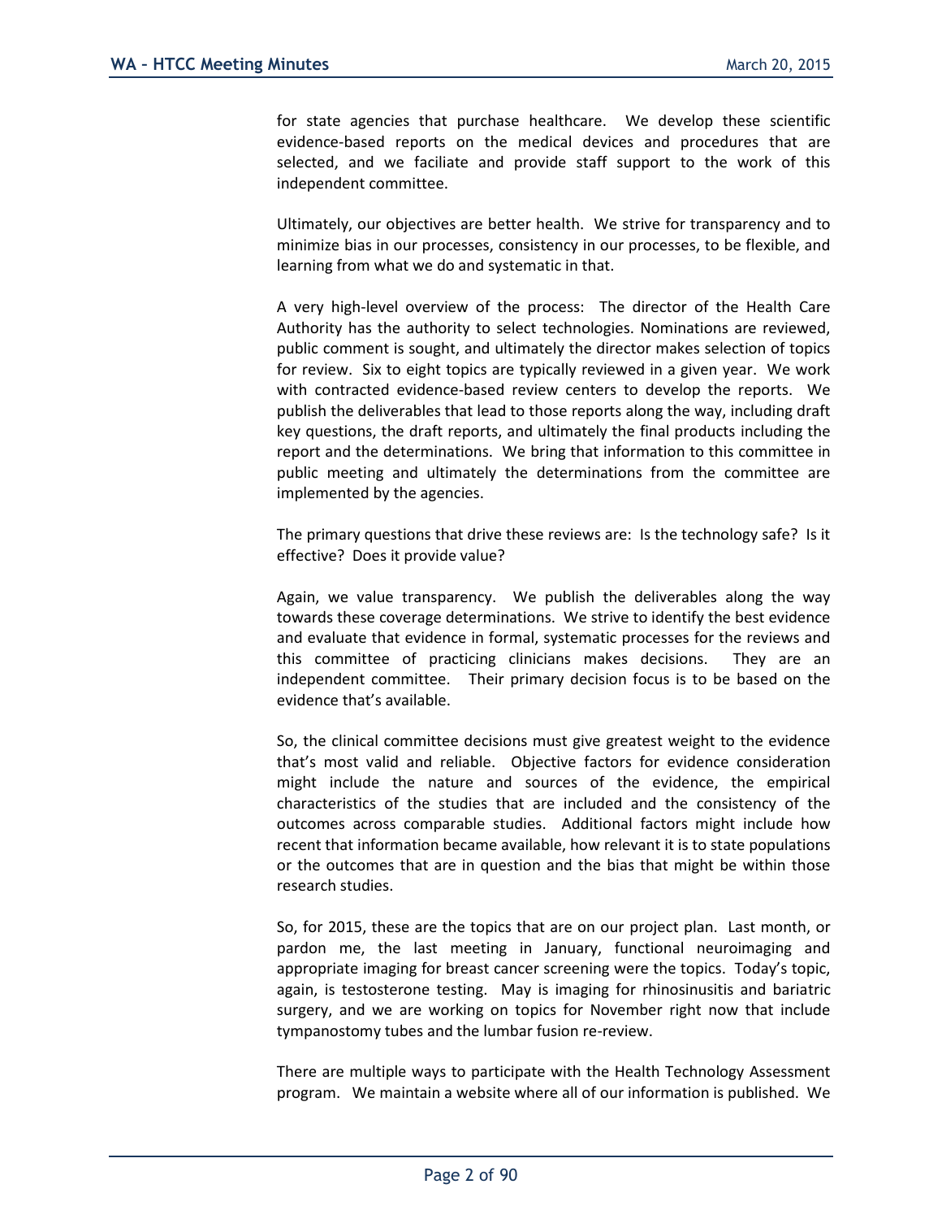for state agencies that purchase healthcare. We develop these scientific evidence-based reports on the medical devices and procedures that are selected, and we faciliate and provide staff support to the work of this independent committee.

Ultimately, our objectives are better health. We strive for transparency and to minimize bias in our processes, consistency in our processes, to be flexible, and learning from what we do and systematic in that.

A very high-level overview of the process: The director of the Health Care Authority has the authority to select technologies. Nominations are reviewed, public comment is sought, and ultimately the director makes selection of topics for review. Six to eight topics are typically reviewed in a given year. We work with contracted evidence-based review centers to develop the reports. We publish the deliverables that lead to those reports along the way, including draft key questions, the draft reports, and ultimately the final products including the report and the determinations. We bring that information to this committee in public meeting and ultimately the determinations from the committee are implemented by the agencies.

The primary questions that drive these reviews are: Is the technology safe? Is it effective? Does it provide value?

Again, we value transparency. We publish the deliverables along the way towards these coverage determinations. We strive to identify the best evidence and evaluate that evidence in formal, systematic processes for the reviews and this committee of practicing clinicians makes decisions. They are an independent committee. Their primary decision focus is to be based on the evidence that's available.

So, the clinical committee decisions must give greatest weight to the evidence that's most valid and reliable. Objective factors for evidence consideration might include the nature and sources of the evidence, the empirical characteristics of the studies that are included and the consistency of the outcomes across comparable studies. Additional factors might include how recent that information became available, how relevant it is to state populations or the outcomes that are in question and the bias that might be within those research studies.

So, for 2015, these are the topics that are on our project plan. Last month, or pardon me, the last meeting in January, functional neuroimaging and appropriate imaging for breast cancer screening were the topics. Today's topic, again, is testosterone testing. May is imaging for rhinosinusitis and bariatric surgery, and we are working on topics for November right now that include tympanostomy tubes and the lumbar fusion re-review.

There are multiple ways to participate with the Health Technology Assessment program. We maintain a website where all of our information is published. We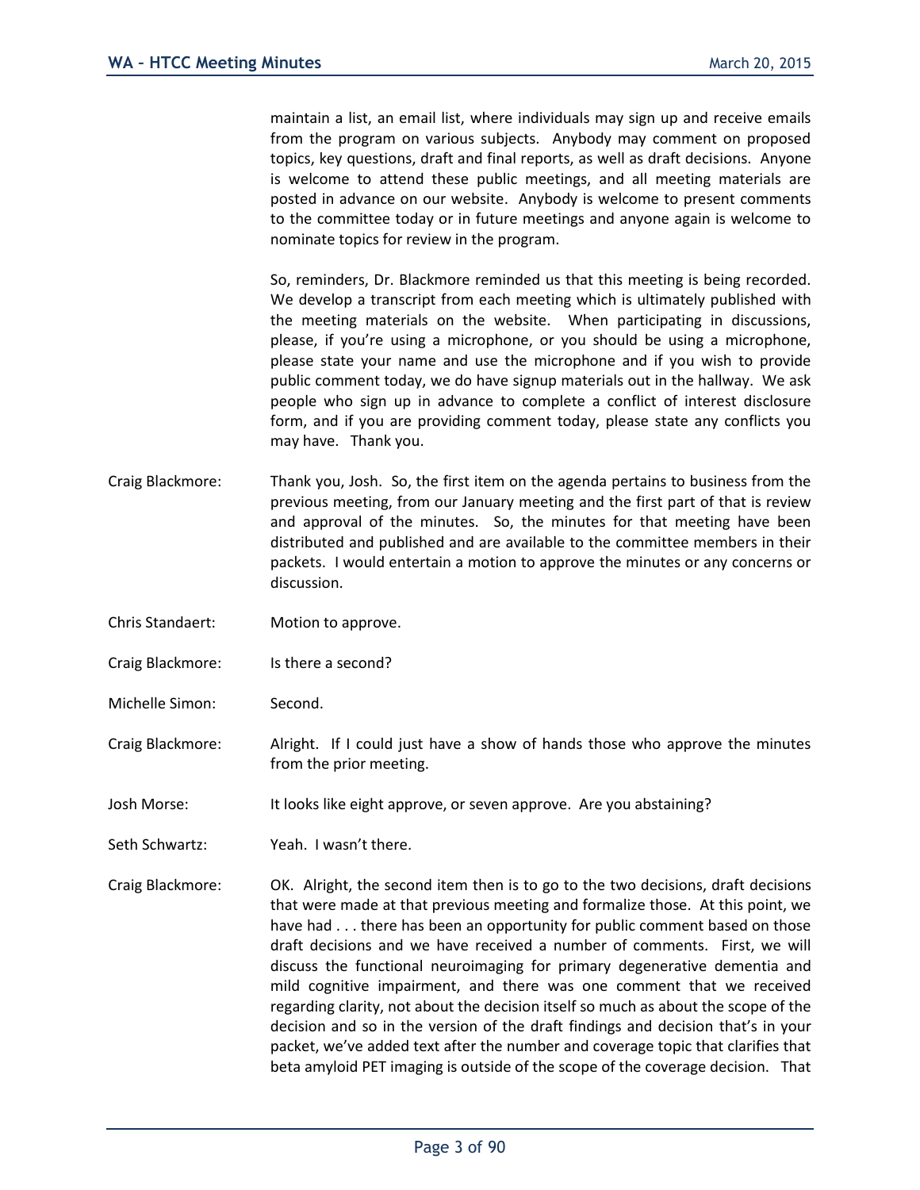maintain a list, an email list, where individuals may sign up and receive emails from the program on various subjects. Anybody may comment on proposed topics, key questions, draft and final reports, as well as draft decisions. Anyone is welcome to attend these public meetings, and all meeting materials are posted in advance on our website. Anybody is welcome to present comments to the committee today or in future meetings and anyone again is welcome to nominate topics for review in the program.

So, reminders, Dr. Blackmore reminded us that this meeting is being recorded. We develop a transcript from each meeting which is ultimately published with the meeting materials on the website. When participating in discussions, please, if you're using a microphone, or you should be using a microphone, please state your name and use the microphone and if you wish to provide public comment today, we do have signup materials out in the hallway. We ask people who sign up in advance to complete a conflict of interest disclosure form, and if you are providing comment today, please state any conflicts you may have. Thank you.

Craig Blackmore: Thank you, Josh. So, the first item on the agenda pertains to business from the previous meeting, from our January meeting and the first part of that is review and approval of the minutes. So, the minutes for that meeting have been distributed and published and are available to the committee members in their packets. I would entertain a motion to approve the minutes or any concerns or discussion.

Chris Standaert: Motion to approve.

Craig Blackmore: Is there a second?

Michelle Simon: Second.

Craig Blackmore: Alright. If I could just have a show of hands those who approve the minutes from the prior meeting.

Josh Morse: It looks like eight approve, or seven approve. Are you abstaining?

Seth Schwartz: Yeah. I wasn't there.

Craig Blackmore: OK. Alright, the second item then is to go to the two decisions, draft decisions that were made at that previous meeting and formalize those. At this point, we have had . . . there has been an opportunity for public comment based on those draft decisions and we have received a number of comments. First, we will discuss the functional neuroimaging for primary degenerative dementia and mild cognitive impairment, and there was one comment that we received regarding clarity, not about the decision itself so much as about the scope of the decision and so in the version of the draft findings and decision that's in your packet, we've added text after the number and coverage topic that clarifies that beta amyloid PET imaging is outside of the scope of the coverage decision. That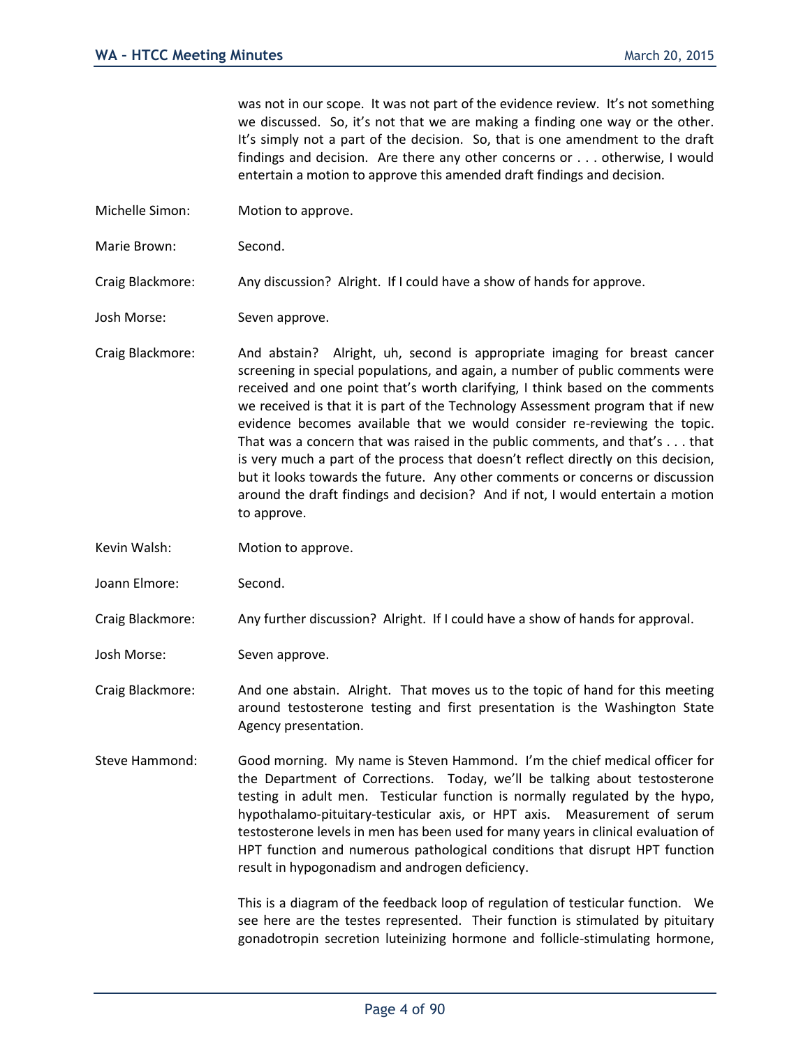was not in our scope. It was not part of the evidence review. It's not something we discussed. So, it's not that we are making a finding one way or the other. It's simply not a part of the decision. So, that is one amendment to the draft findings and decision. Are there any other concerns or . . . otherwise, I would entertain a motion to approve this amended draft findings and decision.

Michelle Simon: Motion to approve.

Marie Brown: Second.

Craig Blackmore: Any discussion? Alright. If I could have a show of hands for approve.

Josh Morse: Seven approve.

Craig Blackmore: And abstain? Alright, uh, second is appropriate imaging for breast cancer screening in special populations, and again, a number of public comments were received and one point that's worth clarifying, I think based on the comments we received is that it is part of the Technology Assessment program that if new evidence becomes available that we would consider re-reviewing the topic. That was a concern that was raised in the public comments, and that's . . . that is very much a part of the process that doesn't reflect directly on this decision, but it looks towards the future. Any other comments or concerns or discussion around the draft findings and decision? And if not, I would entertain a motion to approve.

Kevin Walsh: Motion to approve.

Joann Elmore: Second.

Craig Blackmore: Any further discussion? Alright. If I could have a show of hands for approval.

Josh Morse: Seven approve.

Craig Blackmore: And one abstain. Alright. That moves us to the topic of hand for this meeting around testosterone testing and first presentation is the Washington State Agency presentation.

Steve Hammond: Good morning. My name is Steven Hammond. I'm the chief medical officer for the Department of Corrections. Today, we'll be talking about testosterone testing in adult men. Testicular function is normally regulated by the hypo, hypothalamo-pituitary-testicular axis, or HPT axis. Measurement of serum testosterone levels in men has been used for many years in clinical evaluation of HPT function and numerous pathological conditions that disrupt HPT function result in hypogonadism and androgen deficiency.

This is a diagram of the feedback loop of regulation of testicular function. We see here are the testes represented. Their function is stimulated by pituitary gonadotropin secretion luteinizing hormone and follicle-stimulating hormone,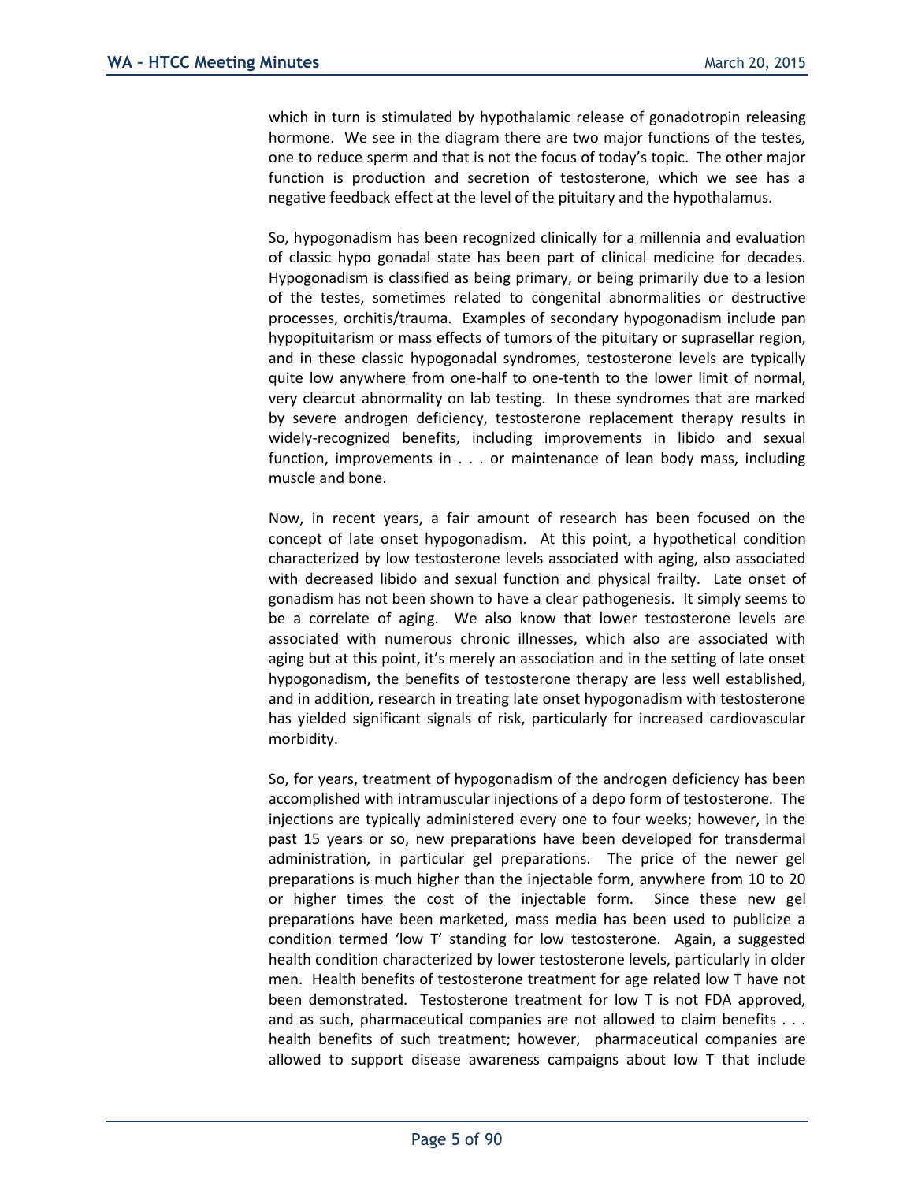which in turn is stimulated by hypothalamic release of gonadotropin releasing hormone. We see in the diagram there are two major functions of the testes, one to reduce sperm and that is not the focus of today's topic. The other major function is production and secretion of testosterone, which we see has a negative feedback effect at the level of the pituitary and the hypothalamus.

So, hypogonadism has been recognized clinically for a millennia and evaluation of classic hypo gonadal state has been part of clinical medicine for decades. Hypogonadism is classified as being primary, or being primarily due to a lesion of the testes, sometimes related to congenital abnormalities or destructive processes, orchitis/trauma. Examples of secondary hypogonadism include pan hypopituitarism or mass effects of tumors of the pituitary or suprasellar region, and in these classic hypogonadal syndromes, testosterone levels are typically quite low anywhere from one-half to one-tenth to the lower limit of normal, very clearcut abnormality on lab testing. In these syndromes that are marked by severe androgen deficiency, testosterone replacement therapy results in widely-recognized benefits, including improvements in libido and sexual function, improvements in . . . or maintenance of lean body mass, including muscle and bone.

Now, in recent years, a fair amount of research has been focused on the concept of late onset hypogonadism. At this point, a hypothetical condition characterized by low testosterone levels associated with aging, also associated with decreased libido and sexual function and physical frailty. Late onset of gonadism has not been shown to have a clear pathogenesis. It simply seems to be a correlate of aging. We also know that lower testosterone levels are associated with numerous chronic illnesses, which also are associated with aging but at this point, it's merely an association and in the setting of late onset hypogonadism, the benefits of testosterone therapy are less well established, and in addition, research in treating late onset hypogonadism with testosterone has yielded significant signals of risk, particularly for increased cardiovascular morbidity.

So, for years, treatment of hypogonadism of the androgen deficiency has been accomplished with intramuscular injections of a depo form of testosterone. The injections are typically administered every one to four weeks; however, in the past 15 years or so, new preparations have been developed for transdermal administration, in particular gel preparations. The price of the newer gel preparations is much higher than the injectable form, anywhere from 10 to 20 or higher times the cost of the injectable form. Since these new gel preparations have been marketed, mass media has been used to publicize a condition termed 'low T' standing for low testosterone. Again, a suggested health condition characterized by lower testosterone levels, particularly in older men. Health benefits of testosterone treatment for age related low T have not been demonstrated. Testosterone treatment for low T is not FDA approved, and as such, pharmaceutical companies are not allowed to claim benefits . . . health benefits of such treatment; however, pharmaceutical companies are allowed to support disease awareness campaigns about low T that include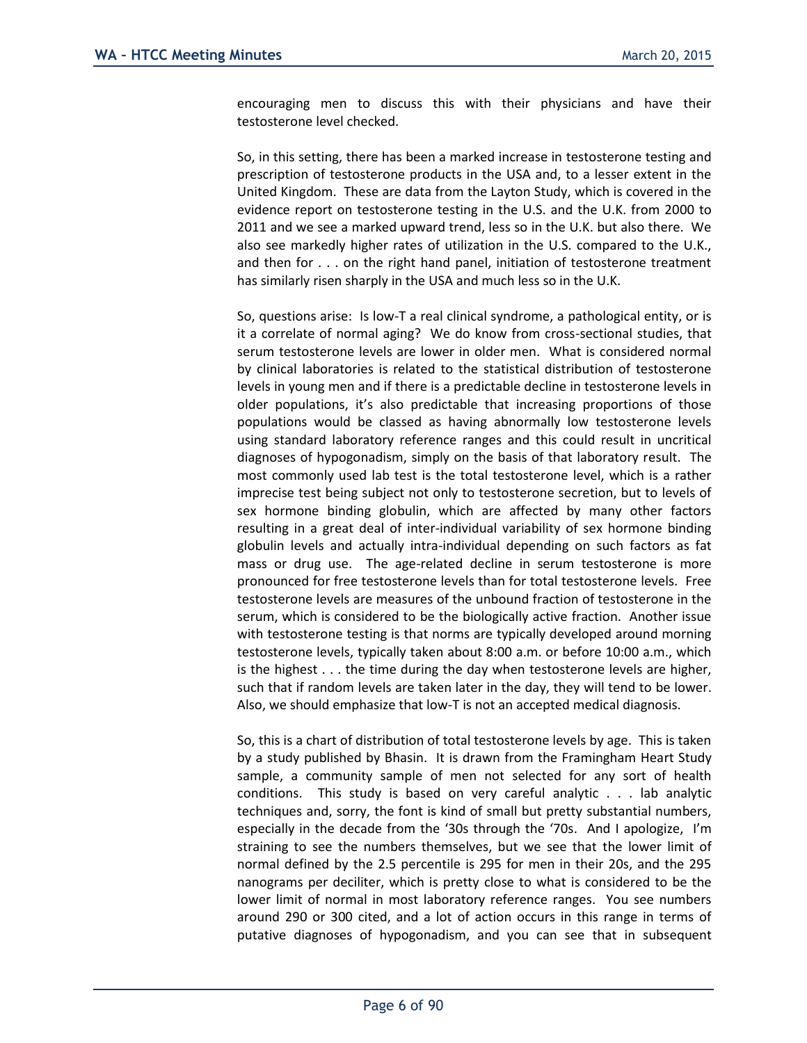encouraging men to discuss this with their physicians and have their testosterone level checked.

So, in this setting, there has been a marked increase in testosterone testing and prescription of testosterone products in the USA and, to a lesser extent in the United Kingdom. These are data from the Layton Study, which is covered in the evidence report on testosterone testing in the U.S. and the U.K. from 2000 to 2011 and we see a marked upward trend, less so in the U.K. but also there. We also see markedly higher rates of utilization in the U.S. compared to the U.K., and then for . . . on the right hand panel, initiation of testosterone treatment has similarly risen sharply in the USA and much less so in the U.K.

So, questions arise: Is low-T a real clinical syndrome, a pathological entity, or is it a correlate of normal aging? We do know from cross-sectional studies, that serum testosterone levels are lower in older men. What is considered normal by clinical laboratories is related to the statistical distribution of testosterone levels in young men and if there is a predictable decline in testosterone levels in older populations, it's also predictable that increasing proportions of those populations would be classed as having abnormally low testosterone levels using standard laboratory reference ranges and this could result in uncritical diagnoses of hypogonadism, simply on the basis of that laboratory result. The most commonly used lab test is the total testosterone level, which is a rather imprecise test being subject not only to testosterone secretion, but to levels of sex hormone binding globulin, which are affected by many other factors resulting in a great deal of inter-individual variability of sex hormone binding globulin levels and actually intra-individual depending on such factors as fat mass or drug use. The age-related decline in serum testosterone is more pronounced for free testosterone levels than for total testosterone levels. Free testosterone levels are measures of the unbound fraction of testosterone in the serum, which is considered to be the biologically active fraction. Another issue with testosterone testing is that norms are typically developed around morning testosterone levels, typically taken about 8:00 a.m. or before 10:00 a.m., which is the highest . . . the time during the day when testosterone levels are higher, such that if random levels are taken later in the day, they will tend to be lower. Also, we should emphasize that low-T is not an accepted medical diagnosis.

So, this is a chart of distribution of total testosterone levels by age. This is taken by a study published by Bhasin. It is drawn from the Framingham Heart Study sample, a community sample of men not selected for any sort of health conditions. This study is based on very careful analytic . . . lab analytic techniques and, sorry, the font is kind of small but pretty substantial numbers, especially in the decade from the '30s through the '70s. And I apologize, I'm straining to see the numbers themselves, but we see that the lower limit of normal defined by the 2.5 percentile is 295 for men in their 20s, and the 295 nanograms per deciliter, which is pretty close to what is considered to be the lower limit of normal in most laboratory reference ranges. You see numbers around 290 or 300 cited, and a lot of action occurs in this range in terms of putative diagnoses of hypogonadism, and you can see that in subsequent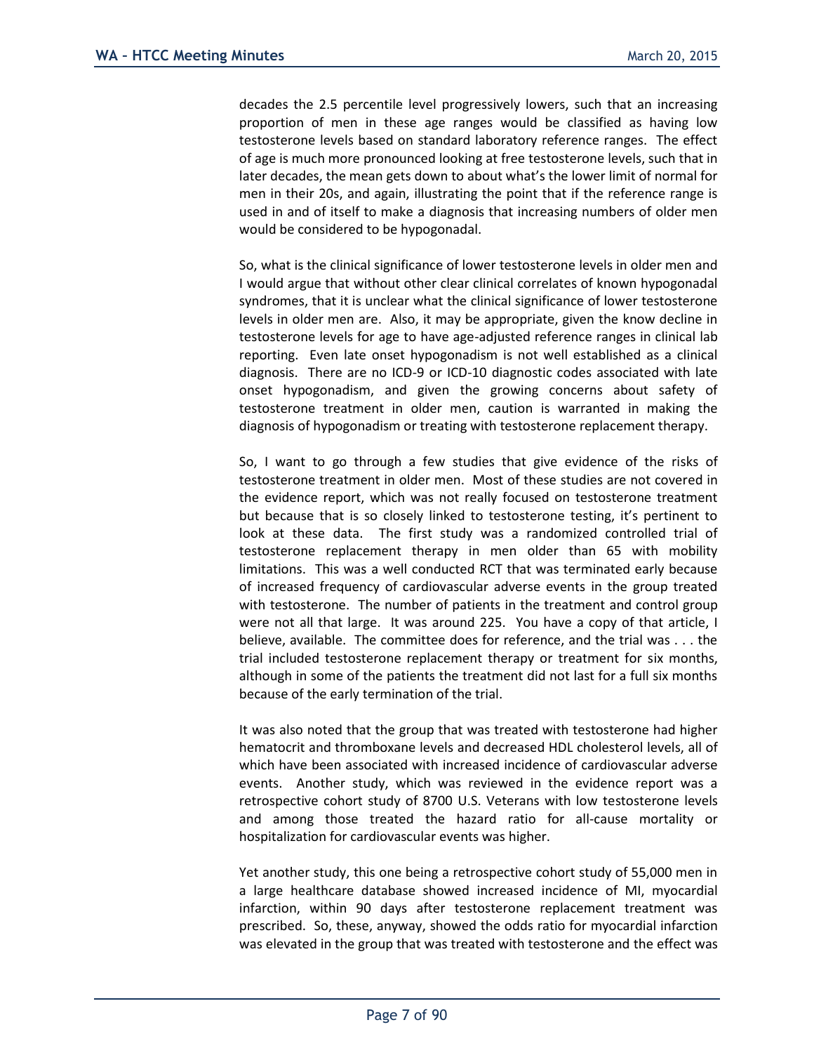decades the 2.5 percentile level progressively lowers, such that an increasing proportion of men in these age ranges would be classified as having low testosterone levels based on standard laboratory reference ranges. The effect of age is much more pronounced looking at free testosterone levels, such that in later decades, the mean gets down to about what's the lower limit of normal for men in their 20s, and again, illustrating the point that if the reference range is used in and of itself to make a diagnosis that increasing numbers of older men would be considered to be hypogonadal.

So, what is the clinical significance of lower testosterone levels in older men and I would argue that without other clear clinical correlates of known hypogonadal syndromes, that it is unclear what the clinical significance of lower testosterone levels in older men are. Also, it may be appropriate, given the know decline in testosterone levels for age to have age-adjusted reference ranges in clinical lab reporting. Even late onset hypogonadism is not well established as a clinical diagnosis. There are no ICD-9 or ICD-10 diagnostic codes associated with late onset hypogonadism, and given the growing concerns about safety of testosterone treatment in older men, caution is warranted in making the diagnosis of hypogonadism or treating with testosterone replacement therapy.

So, I want to go through a few studies that give evidence of the risks of testosterone treatment in older men. Most of these studies are not covered in the evidence report, which was not really focused on testosterone treatment but because that is so closely linked to testosterone testing, it's pertinent to look at these data. The first study was a randomized controlled trial of testosterone replacement therapy in men older than 65 with mobility limitations. This was a well conducted RCT that was terminated early because of increased frequency of cardiovascular adverse events in the group treated with testosterone. The number of patients in the treatment and control group were not all that large. It was around 225. You have a copy of that article, I believe, available. The committee does for reference, and the trial was . . . the trial included testosterone replacement therapy or treatment for six months, although in some of the patients the treatment did not last for a full six months because of the early termination of the trial.

It was also noted that the group that was treated with testosterone had higher hematocrit and thromboxane levels and decreased HDL cholesterol levels, all of which have been associated with increased incidence of cardiovascular adverse events. Another study, which was reviewed in the evidence report was a retrospective cohort study of 8700 U.S. Veterans with low testosterone levels and among those treated the hazard ratio for all-cause mortality or hospitalization for cardiovascular events was higher.

Yet another study, this one being a retrospective cohort study of 55,000 men in a large healthcare database showed increased incidence of MI, myocardial infarction, within 90 days after testosterone replacement treatment was prescribed. So, these, anyway, showed the odds ratio for myocardial infarction was elevated in the group that was treated with testosterone and the effect was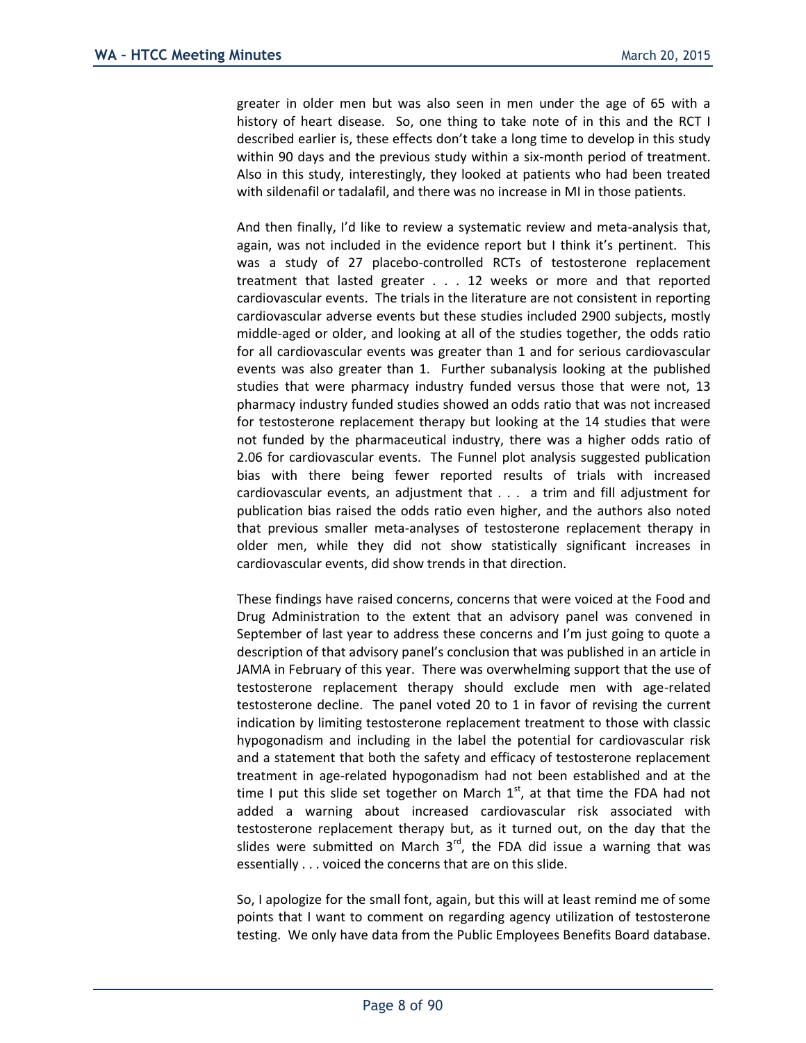greater in older men but was also seen in men under the age of 65 with a history of heart disease. So, one thing to take note of in this and the RCT I described earlier is, these effects don't take a long time to develop in this study within 90 days and the previous study within a six-month period of treatment. Also in this study, interestingly, they looked at patients who had been treated with sildenafil or tadalafil, and there was no increase in MI in those patients.

And then finally, I'd like to review a systematic review and meta-analysis that, again, was not included in the evidence report but I think it's pertinent. This was a study of 27 placebo-controlled RCTs of testosterone replacement treatment that lasted greater . . . 12 weeks or more and that reported cardiovascular events. The trials in the literature are not consistent in reporting cardiovascular adverse events but these studies included 2900 subjects, mostly middle-aged or older, and looking at all of the studies together, the odds ratio for all cardiovascular events was greater than 1 and for serious cardiovascular events was also greater than 1. Further subanalysis looking at the published studies that were pharmacy industry funded versus those that were not, 13 pharmacy industry funded studies showed an odds ratio that was not increased for testosterone replacement therapy but looking at the 14 studies that were not funded by the pharmaceutical industry, there was a higher odds ratio of 2.06 for cardiovascular events. The Funnel plot analysis suggested publication bias with there being fewer reported results of trials with increased cardiovascular events, an adjustment that . . . a trim and fill adjustment for publication bias raised the odds ratio even higher, and the authors also noted that previous smaller meta-analyses of testosterone replacement therapy in older men, while they did not show statistically significant increases in cardiovascular events, did show trends in that direction.

These findings have raised concerns, concerns that were voiced at the Food and Drug Administration to the extent that an advisory panel was convened in September of last year to address these concerns and I'm just going to quote a description of that advisory panel's conclusion that was published in an article in JAMA in February of this year. There was overwhelming support that the use of testosterone replacement therapy should exclude men with age-related testosterone decline. The panel voted 20 to 1 in favor of revising the current indication by limiting testosterone replacement treatment to those with classic hypogonadism and including in the label the potential for cardiovascular risk and a statement that both the safety and efficacy of testosterone replacement treatment in age-related hypogonadism had not been established and at the time I put this slide set together on March 1st, at that time the FDA had not added a warning about increased cardiovascular risk associated with testosterone replacement therapy but, as it turned out, on the day that the slides were submitted on March 3rd, the FDA did issue a warning that was essentially . . . voiced the concerns that are on this slide.

So, I apologize for the small font, again, but this will at least remind me of some points that I want to comment on regarding agency utilization of testosterone testing. We only have data from the Public Employees Benefits Board database.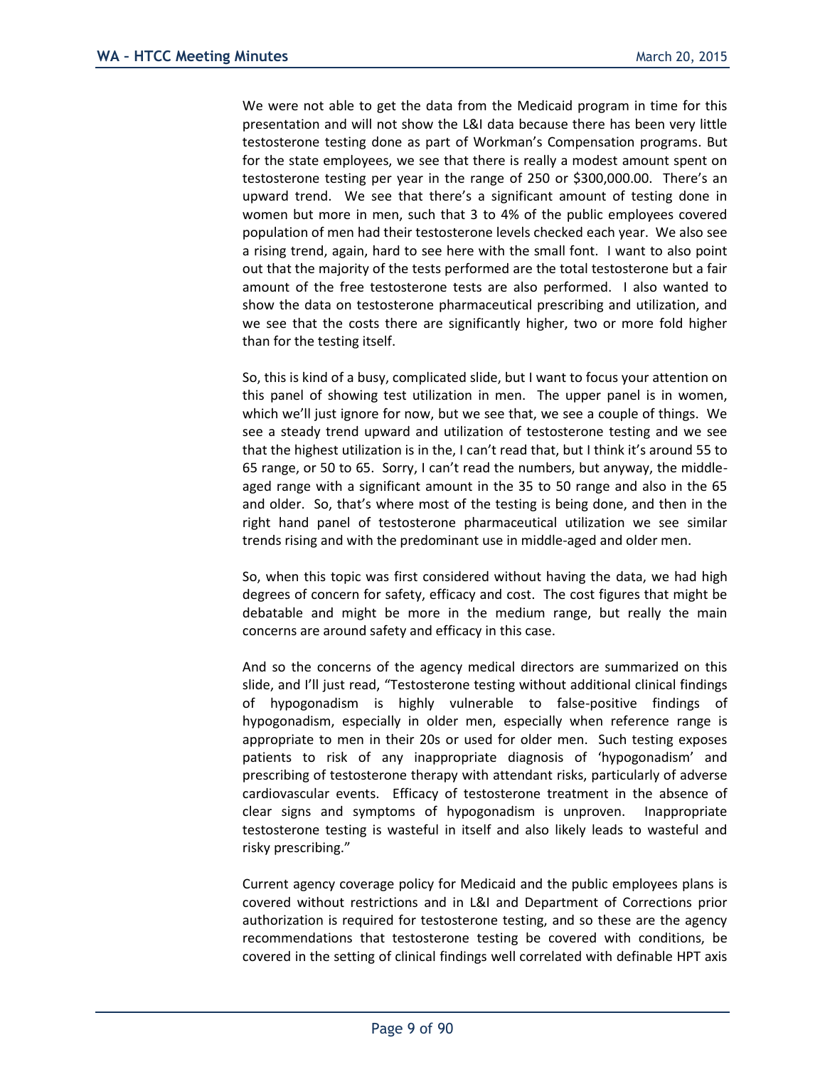We were not able to get the data from the Medicaid program in time for this presentation and will not show the L&I data because there has been very little testosterone testing done as part of Workman's Compensation programs. But for the state employees, we see that there is really a modest amount spent on testosterone testing per year in the range of 250 or $300,000.00. There's an upward trend. We see that there's a significant amount of testing done in women but more in men, such that 3 to 4% of the public employees covered population of men had their testosterone levels checked each year. We also see a rising trend, again, hard to see here with the small font. I want to also point out that the majority of the tests performed are the total testosterone but a fair amount of the free testosterone tests are also performed. I also wanted to show the data on testosterone pharmaceutical prescribing and utilization, and we see that the costs there are significantly higher, two or more fold higher than for the testing itself.

So, this is kind of a busy, complicated slide, but I want to focus your attention on this panel of showing test utilization in men. The upper panel is in women, which we'll just ignore for now, but we see that, we see a couple of things. We see a steady trend upward and utilization of testosterone testing and we see that the highest utilization is in the, I can't read that, but I think it's around 55 to 65 range, or 50 to 65. Sorry, I can't read the numbers, but anyway, the middle-aged range with a significant amount in the 35 to 50 range and also in the 65 and older. So, that's where most of the testing is being done, and then in the right hand panel of testosterone pharmaceutical utilization we see similar trends rising and with the predominant use in middle-aged and older men.

So, when this topic was first considered without having the data, we had high degrees of concern for safety, efficacy and cost. The cost figures that might be debatable and might be more in the medium range, but really the main concerns are around safety and efficacy in this case.

And so the concerns of the agency medical directors are summarized on this slide, and I'll just read, "Testosterone testing without additional clinical findings of hypogonadism is highly vulnerable to false-positive findings of hypogonadism, especially in older men, especially when reference range is appropriate to men in their 20s or used for older men. Such testing exposes patients to risk of any inappropriate diagnosis of 'hypogonadism' and prescribing of testosterone therapy with attendant risks, particularly of adverse cardiovascular events. Efficacy of testosterone treatment in the absence of clear signs and symptoms of hypogonadism is unproven. Inappropriate testosterone testing is wasteful in itself and also likely leads to wasteful and risky prescribing."

Current agency coverage policy for Medicaid and the public employees plans is covered without restrictions and in L&I and Department of Corrections prior authorization is required for testosterone testing, and so these are the agency recommendations that testosterone testing be covered with conditions, be covered in the setting of clinical findings well correlated with definable HPT axis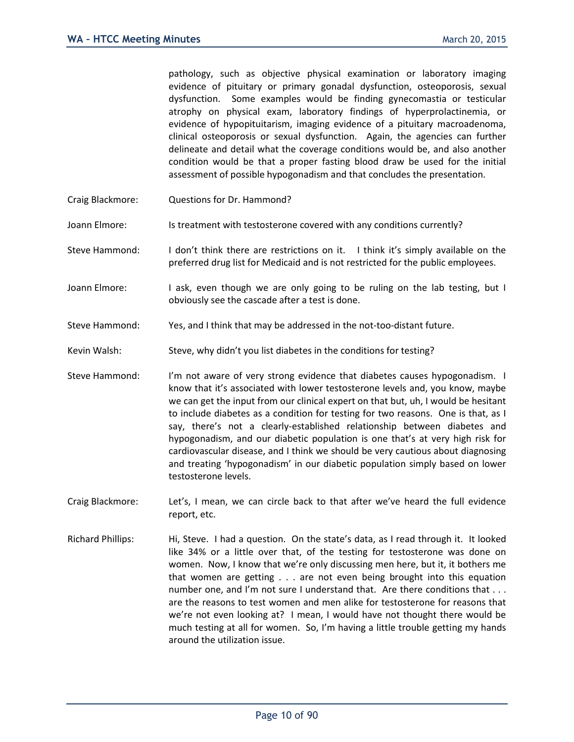pathology, such as objective physical examination or laboratory imaging evidence of pituitary or primary gonadal dysfunction, osteoporosis, sexual dysfunction. Some examples would be finding gynecomastia or testicular atrophy on physical exam, laboratory findings of hyperprolactinemia, or evidence of hypopituitarism, imaging evidence of a pituitary macroadenoma, clinical osteoporosis or sexual dysfunction. Again, the agencies can further delineate and detail what the coverage conditions would be, and also another condition would be that a proper fasting blood draw be used for the initial assessment of possible hypogonadism and that concludes the presentation.

Craig Blackmore: Questions for Dr. Hammond?

Joann Elmore: Is treatment with testosterone covered with any conditions currently?

Steve Hammond: I don't think there are restrictions on it. I think it's simply available on the preferred drug list for Medicaid and is not restricted for the public employees.

Joann Elmore: I ask, even though we are only going to be ruling on the lab testing, but I obviously see the cascade after a test is done.

Steve Hammond: Yes, and I think that may be addressed in the not-too-distant future.

Kevin Walsh: Steve, why didn't you list diabetes in the conditions for testing?

Steve Hammond: I'm not aware of very strong evidence that diabetes causes hypogonadism. I know that it's associated with lower testosterone levels and, you know, maybe we can get the input from our clinical expert on that but, uh, I would be hesitant to include diabetes as a condition for testing for two reasons. One is that, as I say, there's not a clearly-established relationship between diabetes and hypogonadism, and our diabetic population is one that's at very high risk for cardiovascular disease, and I think we should be very cautious about diagnosing and treating 'hypogonadism' in our diabetic population simply based on lower testosterone levels.

Craig Blackmore: Let's, I mean, we can circle back to that after we've heard the full evidence report, etc.

Richard Phillips: Hi, Steve. I had a question. On the state's data, as I read through it. It looked like 34% or a little over that, of the testing for testosterone was done on women. Now, I know that we're only discussing men here, but it, it bothers me that women are getting . . . are not even being brought into this equation number one, and I'm not sure I understand that. Are there conditions that . . . are the reasons to test women and men alike for testosterone for reasons that we're not even looking at? I mean, I would have not thought there would be much testing at all for women. So, I'm having a little trouble getting my hands around the utilization issue.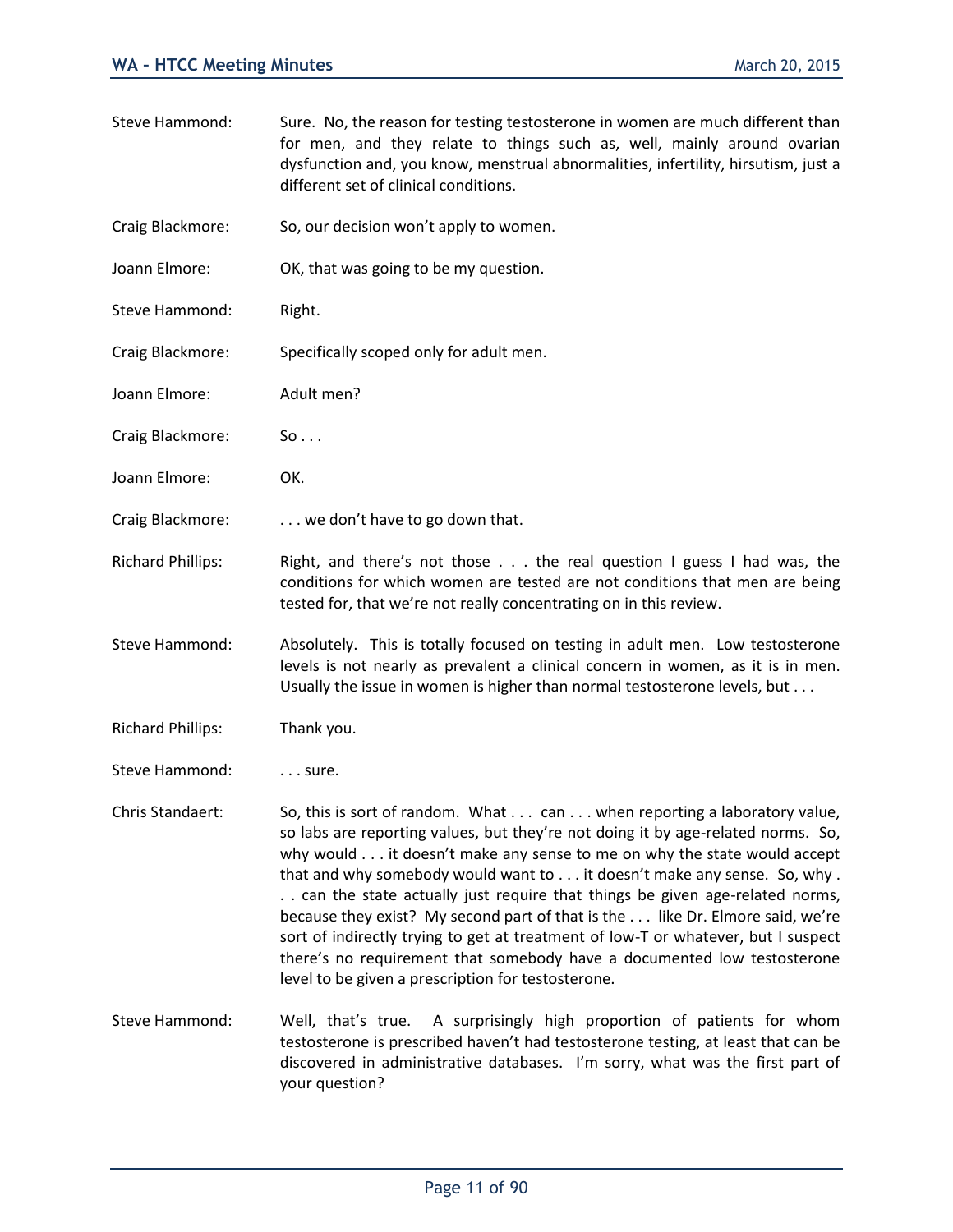Steve Hammond: Sure. No, the reason for testing testosterone in women are much different than for men, and they relate to things such as, well, mainly around ovarian dysfunction and, you know, menstrual abnormalities, infertility, hirsutism, just a different set of clinical conditions.

Craig Blackmore: So, our decision won't apply to women.

Joann Elmore: OK, that was going to be my question.

Steve Hammond: Right.

Craig Blackmore: Specifically scoped only for adult men.

Joann Elmore: Adult men?

Craig Blackmore: So . . .

Joann Elmore: OK.

Craig Blackmore: . . . we don't have to go down that.

Richard Phillips: Right, and there's not those . . . the real question I guess I had was, the conditions for which women are tested are not conditions that men are being tested for, that we're not really concentrating on in this review.

Steve Hammond: Absolutely. This is totally focused on testing in adult men. Low testosterone levels is not nearly as prevalent a clinical concern in women, as it is in men. Usually the issue in women is higher than normal testosterone levels, but . . .

Richard Phillips: Thank you.

Steve Hammond: . . . sure.

Chris Standaert: So, this is sort of random. What . . . can . . . when reporting a laboratory value, so labs are reporting values, but they're not doing it by age-related norms. So, why would . . . it doesn't make any sense to me on why the state would accept that and why somebody would want to . . . it doesn't make any sense. So, why . . . can the state actually just require that things be given age-related norms, because they exist? My second part of that is the . . . like Dr. Elmore said, we're sort of indirectly trying to get at treatment of low-T or whatever, but I suspect there's no requirement that somebody have a documented low testosterone level to be given a prescription for testosterone.

Steve Hammond: Well, that's true. A surprisingly high proportion of patients for whom testosterone is prescribed haven't had testosterone testing, at least that can be discovered in administrative databases. I'm sorry, what was the first part of your question?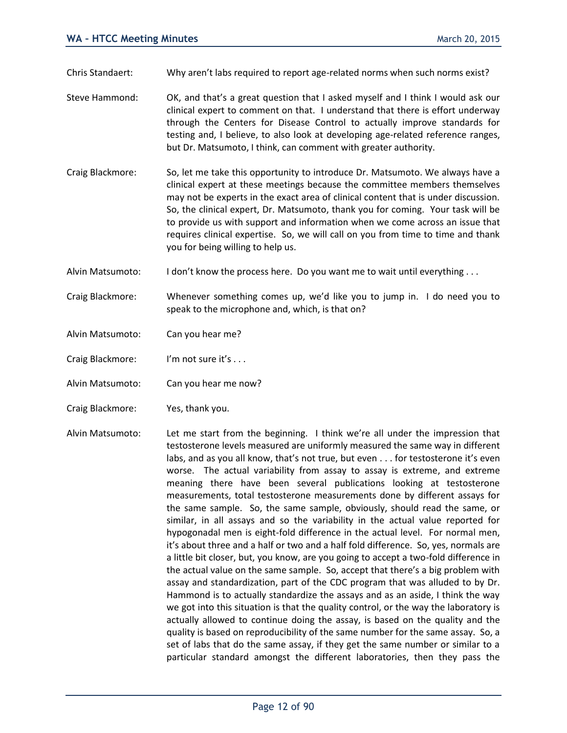Chris Standaert: Why aren't labs required to report age-related norms when such norms exist?

Steve Hammond: OK, and that's a great question that I asked myself and I think I would ask our clinical expert to comment on that. I understand that there is effort underway through the Centers for Disease Control to actually improve standards for testing and, I believe, to also look at developing age-related reference ranges, but Dr. Matsumoto, I think, can comment with greater authority.

Craig Blackmore: So, let me take this opportunity to introduce Dr. Matsumoto. We always have a clinical expert at these meetings because the committee members themselves may not be experts in the exact area of clinical content that is under discussion. So, the clinical expert, Dr. Matsumoto, thank you for coming. Your task will be to provide us with support and information when we come across an issue that requires clinical expertise. So, we will call on you from time to time and thank you for being willing to help us.

Alvin Matsumoto: I don't know the process here. Do you want me to wait until everything . . .

Craig Blackmore: Whenever something comes up, we'd like you to jump in. I do need you to speak to the microphone and, which, is that on?

Alvin Matsumoto: Can you hear me?

Craig Blackmore: I'm not sure it's . . .

Alvin Matsumoto: Can you hear me now?

Craig Blackmore: Yes, thank you.

Alvin Matsumoto: Let me start from the beginning. I think we're all under the impression that testosterone levels measured are uniformly measured the same way in different labs, and as you all know, that's not true, but even . . . for testosterone it's even worse. The actual variability from assay to assay is extreme, and extreme meaning there have been several publications looking at testosterone measurements, total testosterone measurements done by different assays for the same sample. So, the same sample, obviously, should read the same, or similar, in all assays and so the variability in the actual value reported for hypogonadal men is eight-fold difference in the actual level. For normal men, it's about three and a half or two and a half fold difference. So, yes, normals are a little bit closer, but, you know, are you going to accept a two-fold difference in the actual value on the same sample. So, accept that there's a big problem with assay and standardization, part of the CDC program that was alluded to by Dr. Hammond is to actually standardize the assays and as an aside, I think the way we got into this situation is that the quality control, or the way the laboratory is actually allowed to continue doing the assay, is based on the quality and the quality is based on reproducibility of the same number for the same assay. So, a set of labs that do the same assay, if they get the same number or similar to a particular standard amongst the different laboratories, then they pass the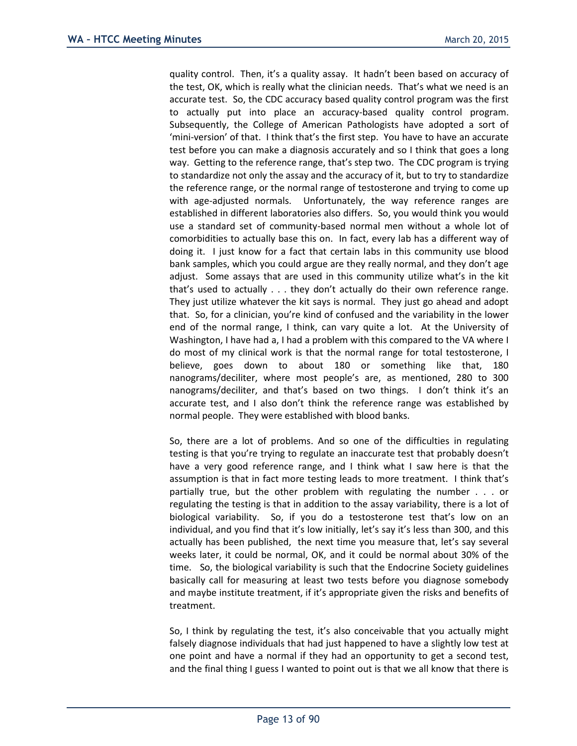quality control. Then, it's a quality assay. It hadn't been based on accuracy of the test, OK, which is really what the clinician needs. That's what we need is an accurate test. So, the CDC accuracy based quality control program was the first to actually put into place an accuracy-based quality control program. Subsequently, the College of American Pathologists have adopted a sort of 'mini-version' of that. I think that's the first step. You have to have an accurate test before you can make a diagnosis accurately and so I think that goes a long way. Getting to the reference range, that's step two. The CDC program is trying to standardize not only the assay and the accuracy of it, but to try to standardize the reference range, or the normal range of testosterone and trying to come up with age-adjusted normals. Unfortunately, the way reference ranges are established in different laboratories also differs. So, you would think you would use a standard set of community-based normal men without a whole lot of comorbidities to actually base this on. In fact, every lab has a different way of doing it. I just know for a fact that certain labs in this community use blood bank samples, which you could argue are they really normal, and they don't age adjust. Some assays that are used in this community utilize what's in the kit that's used to actually . . . they don't actually do their own reference range. They just utilize whatever the kit says is normal. They just go ahead and adopt that. So, for a clinician, you're kind of confused and the variability in the lower end of the normal range, I think, can vary quite a lot. At the University of Washington, I have had a, I had a problem with this compared to the VA where I do most of my clinical work is that the normal range for total testosterone, I believe, goes down to about 180 or something like that, 180 nanograms/deciliter, where most people's are, as mentioned, 280 to 300 nanograms/deciliter, and that's based on two things. I don't think it's an accurate test, and I also don't think the reference range was established by normal people. They were established with blood banks.

So, there are a lot of problems. And so one of the difficulties in regulating testing is that you're trying to regulate an inaccurate test that probably doesn't have a very good reference range, and I think what I saw here is that the assumption is that in fact more testing leads to more treatment. I think that's partially true, but the other problem with regulating the number . . . or regulating the testing is that in addition to the assay variability, there is a lot of biological variability. So, if you do a testosterone test that's low on an individual, and you find that it's low initially, let's say it's less than 300, and this actually has been published, the next time you measure that, let's say several weeks later, it could be normal, OK, and it could be normal about 30% of the time. So, the biological variability is such that the Endocrine Society guidelines basically call for measuring at least two tests before you diagnose somebody and maybe institute treatment, if it's appropriate given the risks and benefits of treatment.

So, I think by regulating the test, it's also conceivable that you actually might falsely diagnose individuals that had just happened to have a slightly low test at one point and have a normal if they had an opportunity to get a second test, and the final thing I guess I wanted to point out is that we all know that there is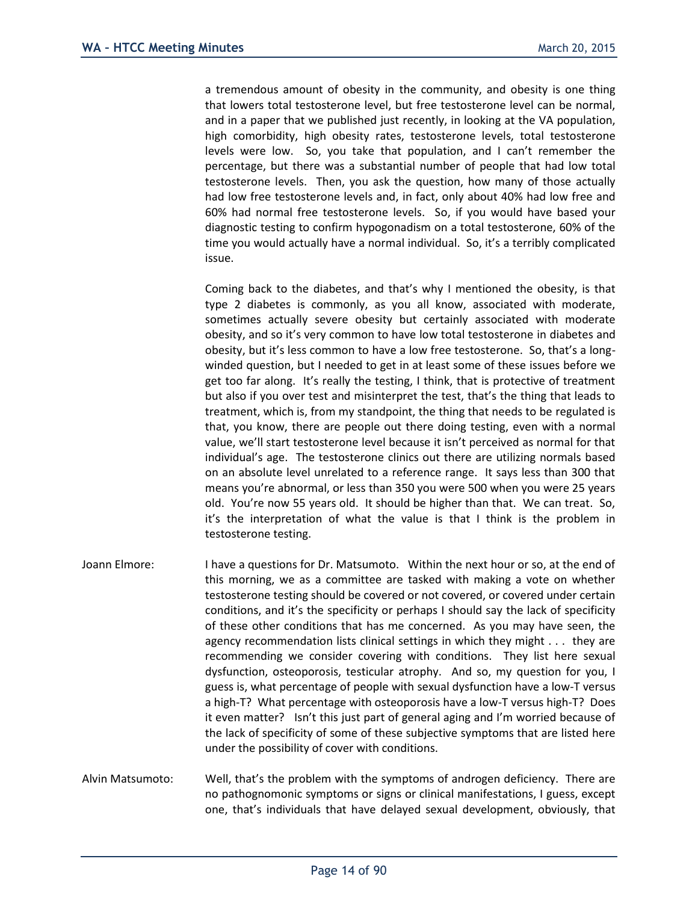a tremendous amount of obesity in the community, and obesity is one thing that lowers total testosterone level, but free testosterone level can be normal, and in a paper that we published just recently, in looking at the VA population, high comorbidity, high obesity rates, testosterone levels, total testosterone levels were low. So, you take that population, and I can't remember the percentage, but there was a substantial number of people that had low total testosterone levels. Then, you ask the question, how many of those actually had low free testosterone levels and, in fact, only about 40% had low free and 60% had normal free testosterone levels. So, if you would have based your diagnostic testing to confirm hypogonadism on a total testosterone, 60% of the time you would actually have a normal individual. So, it's a terribly complicated issue.

Coming back to the diabetes, and that's why I mentioned the obesity, is that type 2 diabetes is commonly, as you all know, associated with moderate, sometimes actually severe obesity but certainly associated with moderate obesity, and so it's very common to have low total testosterone in diabetes and obesity, but it's less common to have a low free testosterone. So, that's a long-winded question, but I needed to get in at least some of these issues before we get too far along. It's really the testing, I think, that is protective of treatment but also if you over test and misinterpret the test, that's the thing that leads to treatment, which is, from my standpoint, the thing that needs to be regulated is that, you know, there are people out there doing testing, even with a normal value, we'll start testosterone level because it isn't perceived as normal for that individual's age. The testosterone clinics out there are utilizing normals based on an absolute level unrelated to a reference range. It says less than 300 that means you're abnormal, or less than 350 you were 500 when you were 25 years old. You're now 55 years old. It should be higher than that. We can treat. So, it's the interpretation of what the value is that I think is the problem in testosterone testing.

Joann Elmore: I have a questions for Dr. Matsumoto. Within the next hour or so, at the end of this morning, we as a committee are tasked with making a vote on whether testosterone testing should be covered or not covered, or covered under certain conditions, and it's the specificity or perhaps I should say the lack of specificity of these other conditions that has me concerned. As you may have seen, the agency recommendation lists clinical settings in which they might . . . they are recommending we consider covering with conditions. They list here sexual dysfunction, osteoporosis, testicular atrophy. And so, my question for you, I guess is, what percentage of people with sexual dysfunction have a low-T versus a high-T? What percentage with osteoporosis have a low-T versus high-T? Does it even matter? Isn't this just part of general aging and I'm worried because of the lack of specificity of some of these subjective symptoms that are listed here under the possibility of cover with conditions.

Alvin Matsumoto: Well, that's the problem with the symptoms of androgen deficiency. There are no pathognomonic symptoms or signs or clinical manifestations, I guess, except one, that's individuals that have delayed sexual development, obviously, that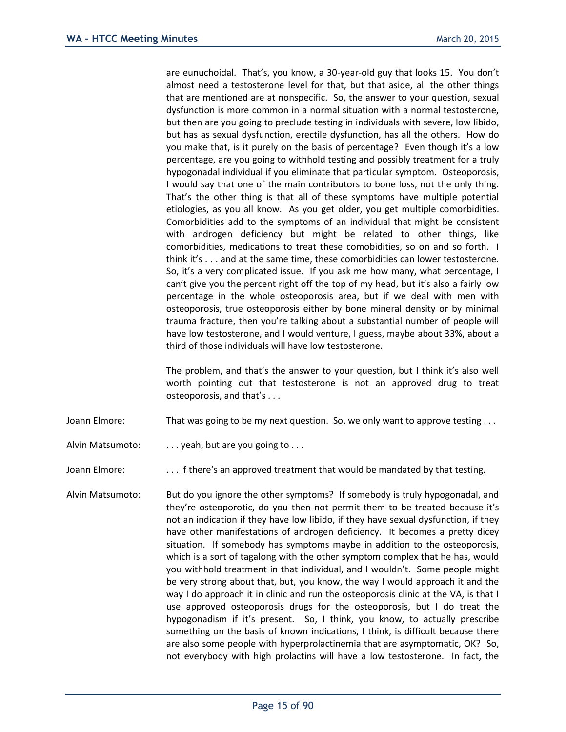are eunuchoidal. That's, you know, a 30-year-old guy that looks 15. You don't almost need a testosterone level for that, but that aside, all the other things that are mentioned are at nonspecific. So, the answer to your question, sexual dysfunction is more common in a normal situation with a normal testosterone, but then are you going to preclude testing in individuals with severe, low libido, but has as sexual dysfunction, erectile dysfunction, has all the others. How do you make that, is it purely on the basis of percentage? Even though it's a low percentage, are you going to withhold testing and possibly treatment for a truly hypogonadal individual if you eliminate that particular symptom. Osteoporosis, I would say that one of the main contributors to bone loss, not the only thing. That's the other thing is that all of these symptoms have multiple potential etiologies, as you all know. As you get older, you get multiple comorbidities. Comorbidities add to the symptoms of an individual that might be consistent with androgen deficiency but might be related to other things, like comorbidities, medications to treat these comobidities, so on and so forth. I think it's . . . and at the same time, these comorbidities can lower testosterone. So, it's a very complicated issue. If you ask me how many, what percentage, I can't give you the percent right off the top of my head, but it's also a fairly low percentage in the whole osteoporosis area, but if we deal with men with osteoporosis, true osteoporosis either by bone mineral density or by minimal trauma fracture, then you're talking about a substantial number of people will have low testosterone, and I would venture, I guess, maybe about 33%, about a third of those individuals will have low testosterone.

The problem, and that's the answer to your question, but I think it's also well worth pointing out that testosterone is not an approved drug to treat osteoporosis, and that's . . .

Joann Elmore: That was going to be my next question. So, we only want to approve testing . . .

Alvin Matsumoto: . . . yeah, but are you going to . . .

Joann Elmore: . . . if there's an approved treatment that would be mandated by that testing.

Alvin Matsumoto: But do you ignore the other symptoms? If somebody is truly hypogonadal, and they're osteoporotic, do you then not permit them to be treated because it's not an indication if they have low libido, if they have sexual dysfunction, if they have other manifestations of androgen deficiency. It becomes a pretty dicey situation. If somebody has symptoms maybe in addition to the osteoporosis, which is a sort of tagalong with the other symptom complex that he has, would you withhold treatment in that individual, and I wouldn't. Some people might be very strong about that, but, you know, the way I would approach it and the way I do approach it in clinic and run the osteoporosis clinic at the VA, is that I use approved osteoporosis drugs for the osteoporosis, but I do treat the hypogonadism if it's present. So, I think, you know, to actually prescribe something on the basis of known indications, I think, is difficult because there are also some people with hyperprolactinemia that are asymptomatic, OK? So, not everybody with high prolactins will have a low testosterone. In fact, the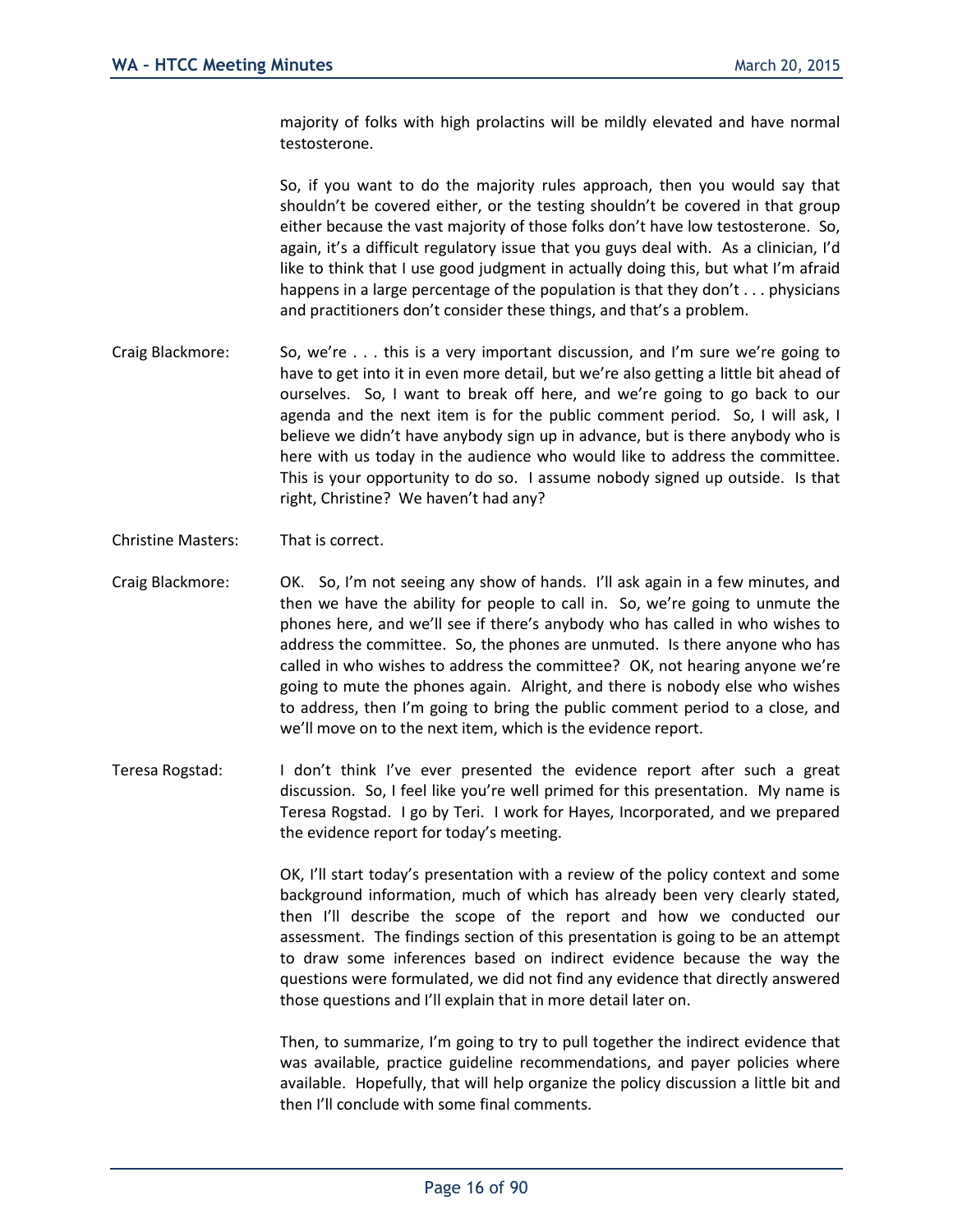majority of folks with high prolactins will be mildly elevated and have normal testosterone.

So, if you want to do the majority rules approach, then you would say that shouldn't be covered either, or the testing shouldn't be covered in that group either because the vast majority of those folks don't have low testosterone. So, again, it's a difficult regulatory issue that you guys deal with. As a clinician, I'd like to think that I use good judgment in actually doing this, but what I'm afraid happens in a large percentage of the population is that they don't . . . physicians and practitioners don't consider these things, and that's a problem.

Craig Blackmore: So, we're . . . this is a very important discussion, and I'm sure we're going to have to get into it in even more detail, but we're also getting a little bit ahead of ourselves. So, I want to break off here, and we're going to go back to our agenda and the next item is for the public comment period. So, I will ask, I believe we didn't have anybody sign up in advance, but is there anybody who is here with us today in the audience who would like to address the committee. This is your opportunity to do so. I assume nobody signed up outside. Is that right, Christine? We haven't had any?

Christine Masters: That is correct.

Craig Blackmore: OK. So, I'm not seeing any show of hands. I'll ask again in a few minutes, and then we have the ability for people to call in. So, we're going to unmute the phones here, and we'll see if there's anybody who has called in who wishes to address the committee. So, the phones are unmuted. Is there anyone who has called in who wishes to address the committee? OK, not hearing anyone we're going to mute the phones again. Alright, and there is nobody else who wishes to address, then I'm going to bring the public comment period to a close, and we'll move on to the next item, which is the evidence report.

Teresa Rogstad: I don't think I've ever presented the evidence report after such a great discussion. So, I feel like you're well primed for this presentation. My name is Teresa Rogstad. I go by Teri. I work for Hayes, Incorporated, and we prepared the evidence report for today's meeting.

OK, I'll start today's presentation with a review of the policy context and some background information, much of which has already been very clearly stated, then I'll describe the scope of the report and how we conducted our assessment. The findings section of this presentation is going to be an attempt to draw some inferences based on indirect evidence because the way the questions were formulated, we did not find any evidence that directly answered those questions and I'll explain that in more detail later on.

Then, to summarize, I'm going to try to pull together the indirect evidence that was available, practice guideline recommendations, and payer policies where available. Hopefully, that will help organize the policy discussion a little bit and then I'll conclude with some final comments.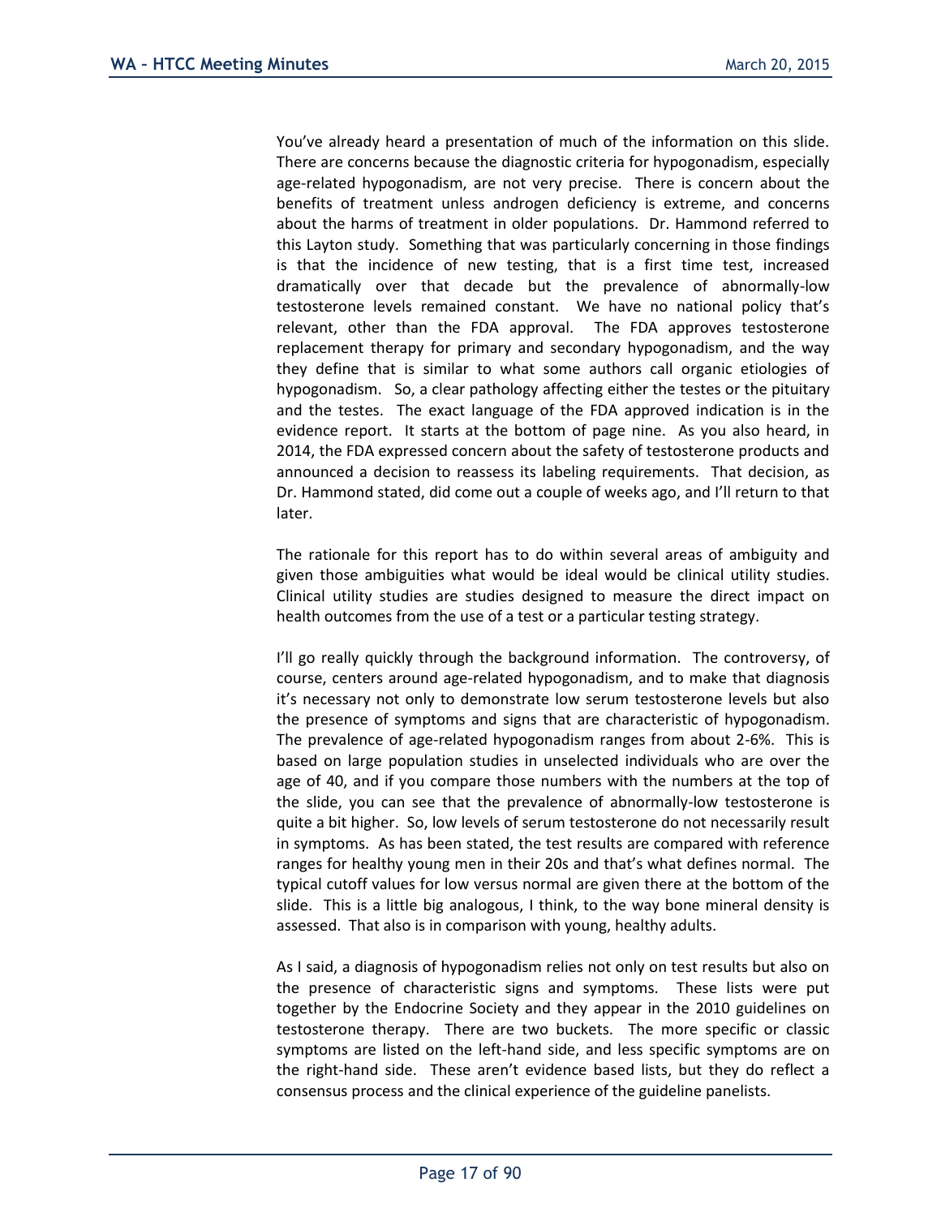You've already heard a presentation of much of the information on this slide. There are concerns because the diagnostic criteria for hypogonadism, especially age-related hypogonadism, are not very precise. There is concern about the benefits of treatment unless androgen deficiency is extreme, and concerns about the harms of treatment in older populations. Dr. Hammond referred to this Layton study. Something that was particularly concerning in those findings is that the incidence of new testing, that is a first time test, increased dramatically over that decade but the prevalence of abnormally-low testosterone levels remained constant. We have no national policy that's relevant, other than the FDA approval. The FDA approves testosterone replacement therapy for primary and secondary hypogonadism, and the way they define that is similar to what some authors call organic etiologies of hypogonadism. So, a clear pathology affecting either the testes or the pituitary and the testes. The exact language of the FDA approved indication is in the evidence report. It starts at the bottom of page nine. As you also heard, in 2014, the FDA expressed concern about the safety of testosterone products and announced a decision to reassess its labeling requirements. That decision, as Dr. Hammond stated, did come out a couple of weeks ago, and I'll return to that later.

The rationale for this report has to do within several areas of ambiguity and given those ambiguities what would be ideal would be clinical utility studies. Clinical utility studies are studies designed to measure the direct impact on health outcomes from the use of a test or a particular testing strategy.

I'll go really quickly through the background information. The controversy, of course, centers around age-related hypogonadism, and to make that diagnosis it's necessary not only to demonstrate low serum testosterone levels but also the presence of symptoms and signs that are characteristic of hypogonadism. The prevalence of age-related hypogonadism ranges from about 2-6%. This is based on large population studies in unselected individuals who are over the age of 40, and if you compare those numbers with the numbers at the top of the slide, you can see that the prevalence of abnormally-low testosterone is quite a bit higher. So, low levels of serum testosterone do not necessarily result in symptoms. As has been stated, the test results are compared with reference ranges for healthy young men in their 20s and that's what defines normal. The typical cutoff values for low versus normal are given there at the bottom of the slide. This is a little big analogous, I think, to the way bone mineral density is assessed. That also is in comparison with young, healthy adults.

As I said, a diagnosis of hypogonadism relies not only on test results but also on the presence of characteristic signs and symptoms. These lists were put together by the Endocrine Society and they appear in the 2010 guidelines on testosterone therapy. There are two buckets. The more specific or classic symptoms are listed on the left-hand side, and less specific symptoms are on the right-hand side. These aren't evidence based lists, but they do reflect a consensus process and the clinical experience of the guideline panelists.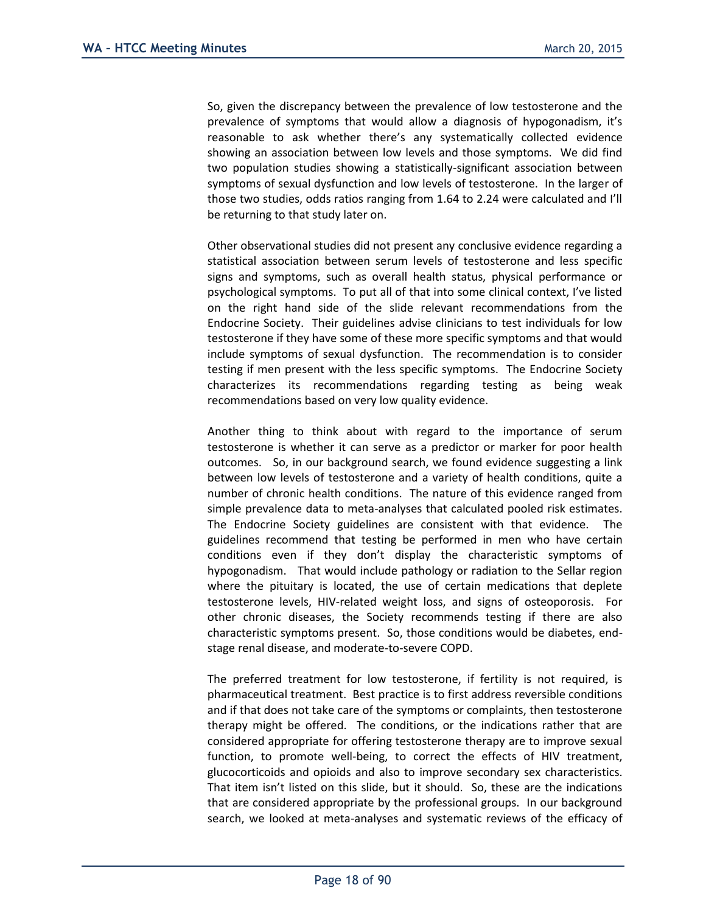So, given the discrepancy between the prevalence of low testosterone and the prevalence of symptoms that would allow a diagnosis of hypogonadism, it's reasonable to ask whether there's any systematically collected evidence showing an association between low levels and those symptoms. We did find two population studies showing a statistically-significant association between symptoms of sexual dysfunction and low levels of testosterone. In the larger of those two studies, odds ratios ranging from 1.64 to 2.24 were calculated and I'll be returning to that study later on.

Other observational studies did not present any conclusive evidence regarding a statistical association between serum levels of testosterone and less specific signs and symptoms, such as overall health status, physical performance or psychological symptoms. To put all of that into some clinical context, I've listed on the right hand side of the slide relevant recommendations from the Endocrine Society. Their guidelines advise clinicians to test individuals for low testosterone if they have some of these more specific symptoms and that would include symptoms of sexual dysfunction. The recommendation is to consider testing if men present with the less specific symptoms. The Endocrine Society characterizes its recommendations regarding testing as being weak recommendations based on very low quality evidence.

Another thing to think about with regard to the importance of serum testosterone is whether it can serve as a predictor or marker for poor health outcomes. So, in our background search, we found evidence suggesting a link between low levels of testosterone and a variety of health conditions, quite a number of chronic health conditions. The nature of this evidence ranged from simple prevalence data to meta-analyses that calculated pooled risk estimates. The Endocrine Society guidelines are consistent with that evidence. The guidelines recommend that testing be performed in men who have certain conditions even if they don't display the characteristic symptoms of hypogonadism. That would include pathology or radiation to the Sellar region where the pituitary is located, the use of certain medications that deplete testosterone levels, HIV-related weight loss, and signs of osteoporosis. For other chronic diseases, the Society recommends testing if there are also characteristic symptoms present. So, those conditions would be diabetes, end-stage renal disease, and moderate-to-severe COPD.

The preferred treatment for low testosterone, if fertility is not required, is pharmaceutical treatment. Best practice is to first address reversible conditions and if that does not take care of the symptoms or complaints, then testosterone therapy might be offered. The conditions, or the indications rather that are considered appropriate for offering testosterone therapy are to improve sexual function, to promote well-being, to correct the effects of HIV treatment, glucocorticoids and opioids and also to improve secondary sex characteristics. That item isn't listed on this slide, but it should. So, these are the indications that are considered appropriate by the professional groups. In our background search, we looked at meta-analyses and systematic reviews of the efficacy of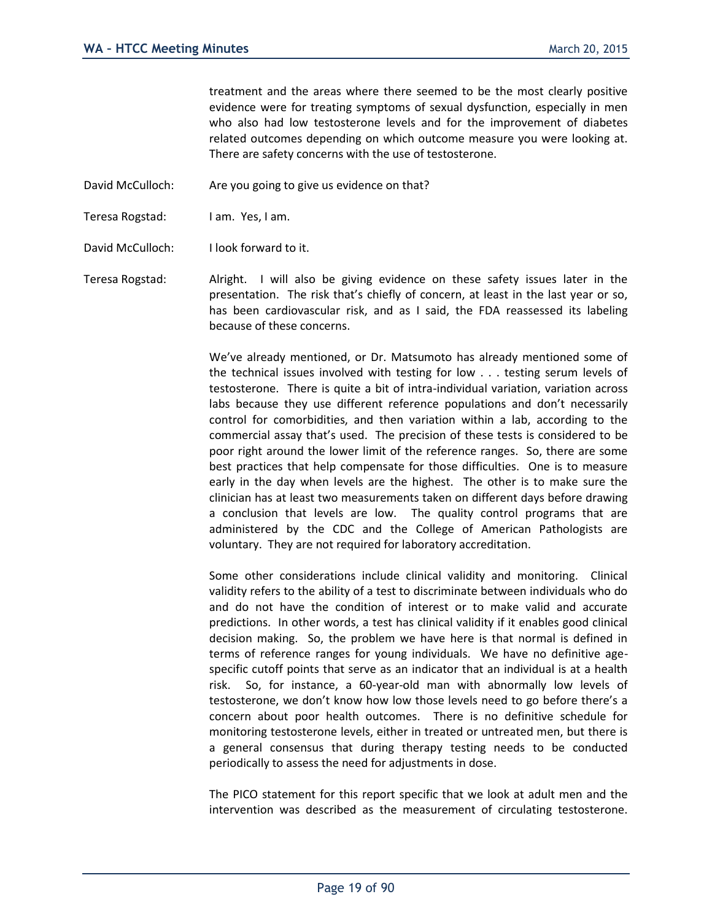treatment and the areas where there seemed to be the most clearly positive evidence were for treating symptoms of sexual dysfunction, especially in men who also had low testosterone levels and for the improvement of diabetes related outcomes depending on which outcome measure you were looking at. There are safety concerns with the use of testosterone.

David McCulloch: Are you going to give us evidence on that?

Teresa Rogstad: I am. Yes, I am.

David McCulloch: I look forward to it.

Teresa Rogstad: Alright. I will also be giving evidence on these safety issues later in the presentation. The risk that's chiefly of concern, at least in the last year or so, has been cardiovascular risk, and as I said, the FDA reassessed its labeling because of these concerns.

We've already mentioned, or Dr. Matsumoto has already mentioned some of the technical issues involved with testing for low . . . testing serum levels of testosterone. There is quite a bit of intra-individual variation, variation across labs because they use different reference populations and don't necessarily control for comorbidities, and then variation within a lab, according to the commercial assay that's used. The precision of these tests is considered to be poor right around the lower limit of the reference ranges. So, there are some best practices that help compensate for those difficulties. One is to measure early in the day when levels are the highest. The other is to make sure the clinician has at least two measurements taken on different days before drawing a conclusion that levels are low. The quality control programs that are administered by the CDC and the College of American Pathologists are voluntary. They are not required for laboratory accreditation.

Some other considerations include clinical validity and monitoring. Clinical validity refers to the ability of a test to discriminate between individuals who do and do not have the condition of interest or to make valid and accurate predictions. In other words, a test has clinical validity if it enables good clinical decision making. So, the problem we have here is that normal is defined in terms of reference ranges for young individuals. We have no definitive age-specific cutoff points that serve as an indicator that an individual is at a health risk. So, for instance, a 60-year-old man with abnormally low levels of testosterone, we don't know how low those levels need to go before there's a concern about poor health outcomes. There is no definitive schedule for monitoring testosterone levels, either in treated or untreated men, but there is a general consensus that during therapy testing needs to be conducted periodically to assess the need for adjustments in dose.

The PICO statement for this report specific that we look at adult men and the intervention was described as the measurement of circulating testosterone.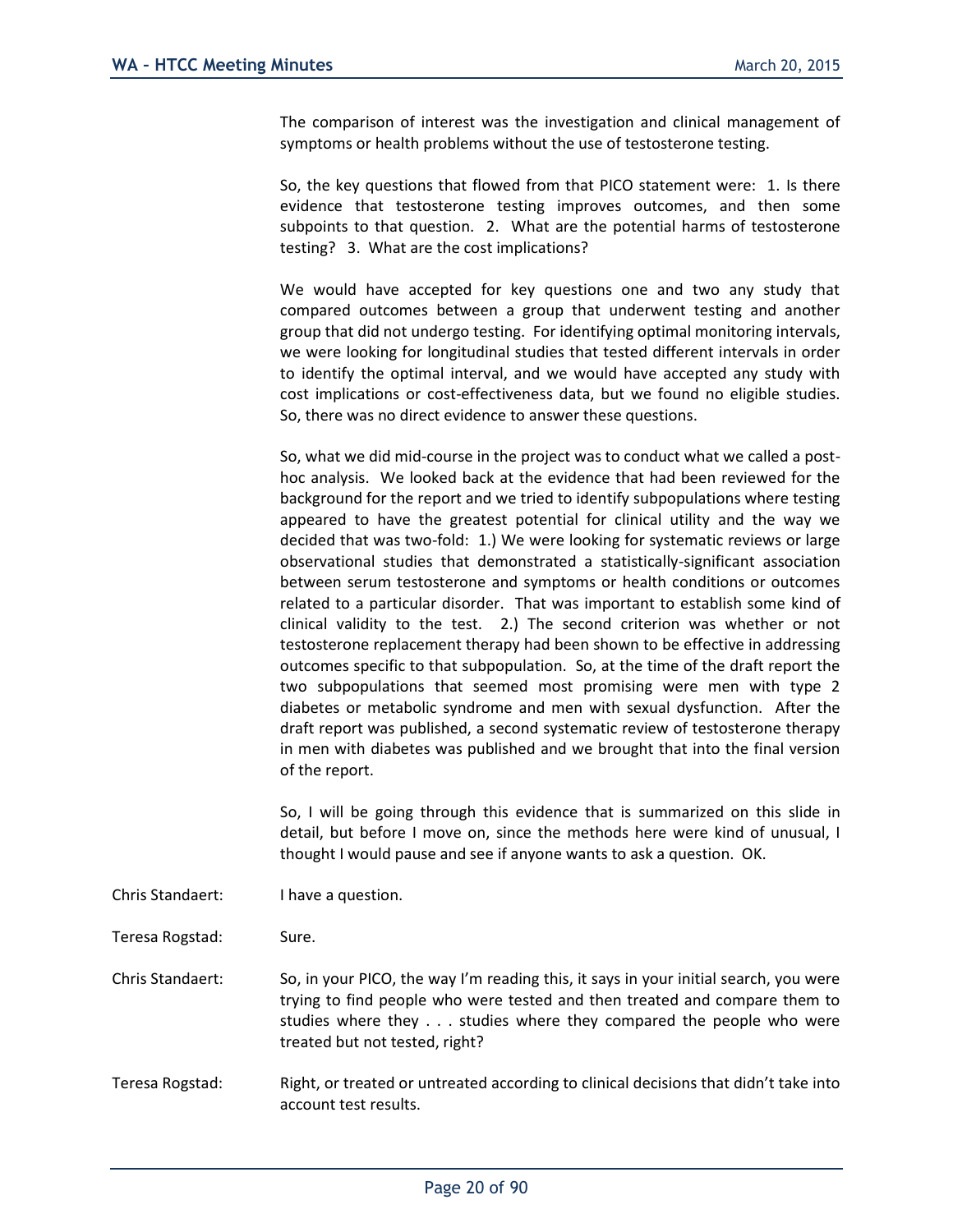The comparison of interest was the investigation and clinical management of symptoms or health problems without the use of testosterone testing.

So, the key questions that flowed from that PICO statement were: 1. Is there evidence that testosterone testing improves outcomes, and then some subpoints to that question. 2. What are the potential harms of testosterone testing? 3. What are the cost implications?

We would have accepted for key questions one and two any study that compared outcomes between a group that underwent testing and another group that did not undergo testing. For identifying optimal monitoring intervals, we were looking for longitudinal studies that tested different intervals in order to identify the optimal interval, and we would have accepted any study with cost implications or cost-effectiveness data, but we found no eligible studies. So, there was no direct evidence to answer these questions.

So, what we did mid-course in the project was to conduct what we called a post-hoc analysis. We looked back at the evidence that had been reviewed for the background for the report and we tried to identify subpopulations where testing appeared to have the greatest potential for clinical utility and the way we decided that was two-fold: 1.) We were looking for systematic reviews or large observational studies that demonstrated a statistically-significant association between serum testosterone and symptoms or health conditions or outcomes related to a particular disorder. That was important to establish some kind of clinical validity to the test. 2.) The second criterion was whether or not testosterone replacement therapy had been shown to be effective in addressing outcomes specific to that subpopulation. So, at the time of the draft report the two subpopulations that seemed most promising were men with type 2 diabetes or metabolic syndrome and men with sexual dysfunction. After the draft report was published, a second systematic review of testosterone therapy in men with diabetes was published and we brought that into the final version of the report.

So, I will be going through this evidence that is summarized on this slide in detail, but before I move on, since the methods here were kind of unusual, I thought I would pause and see if anyone wants to ask a question. OK.

Chris Standaert: I have a question.

Teresa Rogstad: Sure.

Chris Standaert: So, in your PICO, the way I'm reading this, it says in your initial search, you were trying to find people who were tested and then treated and compare them to studies where they . . . studies where they compared the people who were treated but not tested, right?

Teresa Rogstad: Right, or treated or untreated according to clinical decisions that didn't take into account test results.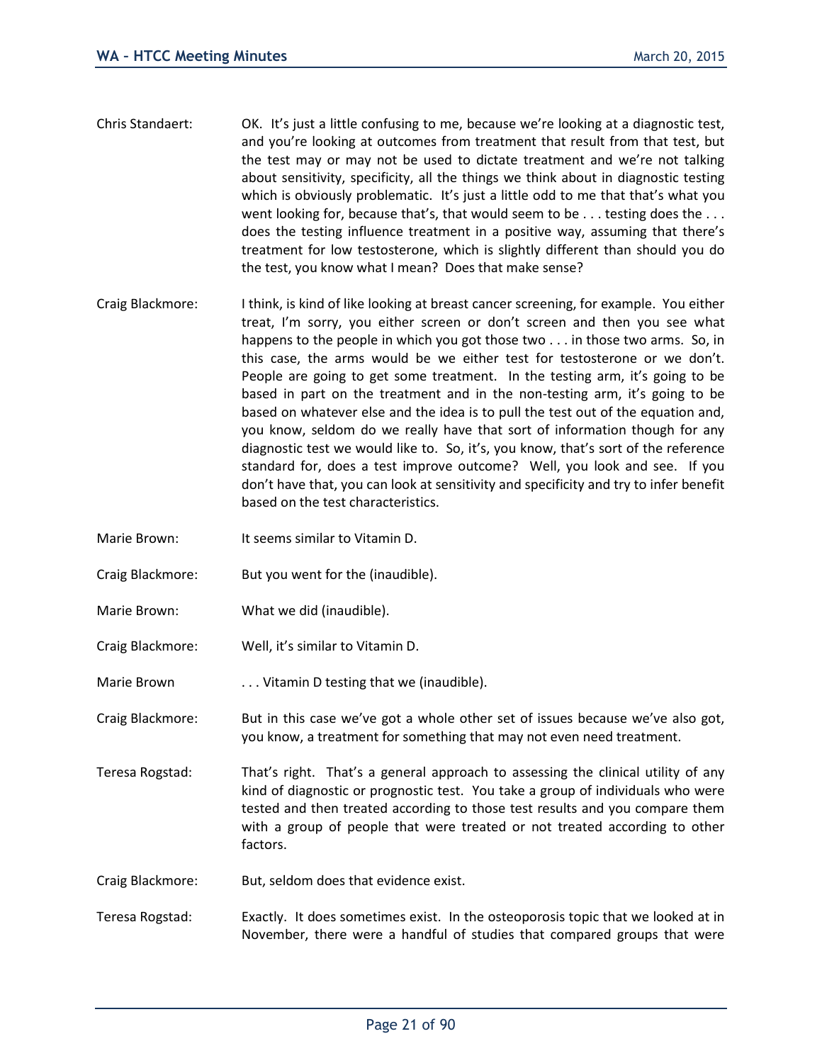Chris Standaert: OK. It's just a little confusing to me, because we're looking at a diagnostic test, and you're looking at outcomes from treatment that result from that test, but the test may or may not be used to dictate treatment and we're not talking about sensitivity, specificity, all the things we think about in diagnostic testing which is obviously problematic. It's just a little odd to me that that's what you went looking for, because that's, that would seem to be . . . testing does the . . . does the testing influence treatment in a positive way, assuming that there's treatment for low testosterone, which is slightly different than should you do the test, you know what I mean? Does that make sense?

Craig Blackmore: I think, is kind of like looking at breast cancer screening, for example. You either treat, I'm sorry, you either screen or don't screen and then you see what happens to the people in which you got those two . . . in those two arms. So, in this case, the arms would be we either test for testosterone or we don't. People are going to get some treatment. In the testing arm, it's going to be based in part on the treatment and in the non-testing arm, it's going to be based on whatever else and the idea is to pull the test out of the equation and, you know, seldom do we really have that sort of information though for any diagnostic test we would like to. So, it's, you know, that's sort of the reference standard for, does a test improve outcome? Well, you look and see. If you don't have that, you can look at sensitivity and specificity and try to infer benefit based on the test characteristics.

Marie Brown: It seems similar to Vitamin D.

Craig Blackmore: But you went for the (inaudible).

Marie Brown: What we did (inaudible).

Craig Blackmore: Well, it's similar to Vitamin D.

Marie Brown . . . Vitamin D testing that we (inaudible).

Craig Blackmore: But in this case we've got a whole other set of issues because we've also got, you know, a treatment for something that may not even need treatment.

Teresa Rogstad: That's right. That's a general approach to assessing the clinical utility of any kind of diagnostic or prognostic test. You take a group of individuals who were tested and then treated according to those test results and you compare them with a group of people that were treated or not treated according to other factors.

Craig Blackmore: But, seldom does that evidence exist.

Teresa Rogstad: Exactly. It does sometimes exist. In the osteoporosis topic that we looked at in November, there were a handful of studies that compared groups that were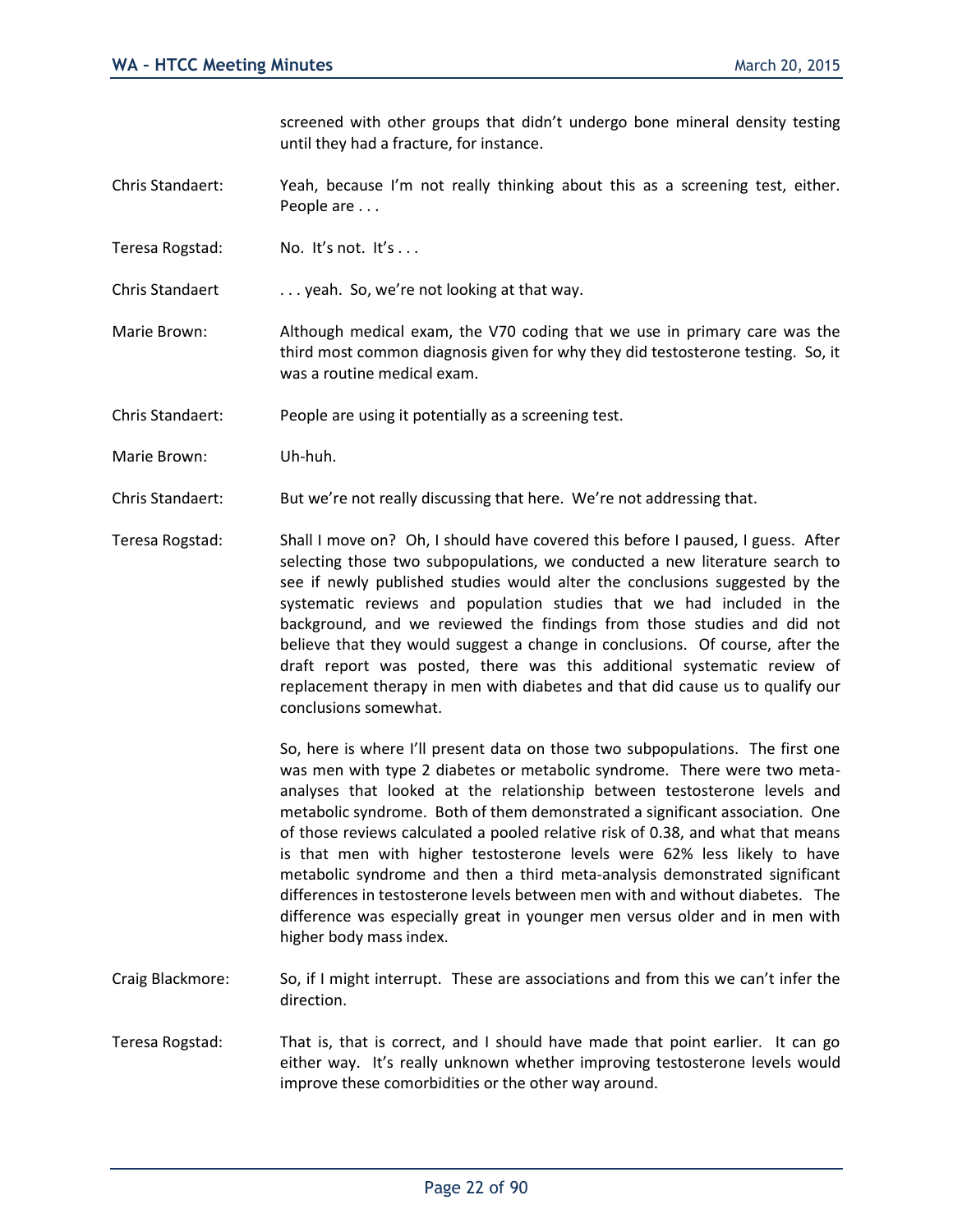screened with other groups that didn't undergo bone mineral density testing until they had a fracture, for instance.

Chris Standaert: Yeah, because I'm not really thinking about this as a screening test, either. People are . . .

Teresa Rogstad: No. It's not. It's . . .

Chris Standaert . . . yeah. So, we're not looking at that way.

Marie Brown: Although medical exam, the V70 coding that we use in primary care was the third most common diagnosis given for why they did testosterone testing. So, it was a routine medical exam.

Chris Standaert: People are using it potentially as a screening test.

Marie Brown: Uh-huh.

Chris Standaert: But we're not really discussing that here. We're not addressing that.

Teresa Rogstad: Shall I move on? Oh, I should have covered this before I paused, I guess. After selecting those two subpopulations, we conducted a new literature search to see if newly published studies would alter the conclusions suggested by the systematic reviews and population studies that we had included in the background, and we reviewed the findings from those studies and did not believe that they would suggest a change in conclusions. Of course, after the draft report was posted, there was this additional systematic review of replacement therapy in men with diabetes and that did cause us to qualify our conclusions somewhat.

So, here is where I'll present data on those two subpopulations. The first one was men with type 2 diabetes or metabolic syndrome. There were two meta-analyses that looked at the relationship between testosterone levels and metabolic syndrome. Both of them demonstrated a significant association. One of those reviews calculated a pooled relative risk of 0.38, and what that means is that men with higher testosterone levels were 62% less likely to have metabolic syndrome and then a third meta-analysis demonstrated significant differences in testosterone levels between men with and without diabetes. The difference was especially great in younger men versus older and in men with higher body mass index.

Craig Blackmore: So, if I might interrupt. These are associations and from this we can't infer the direction.

Teresa Rogstad: That is, that is correct, and I should have made that point earlier. It can go either way. It's really unknown whether improving testosterone levels would improve these comorbidities or the other way around.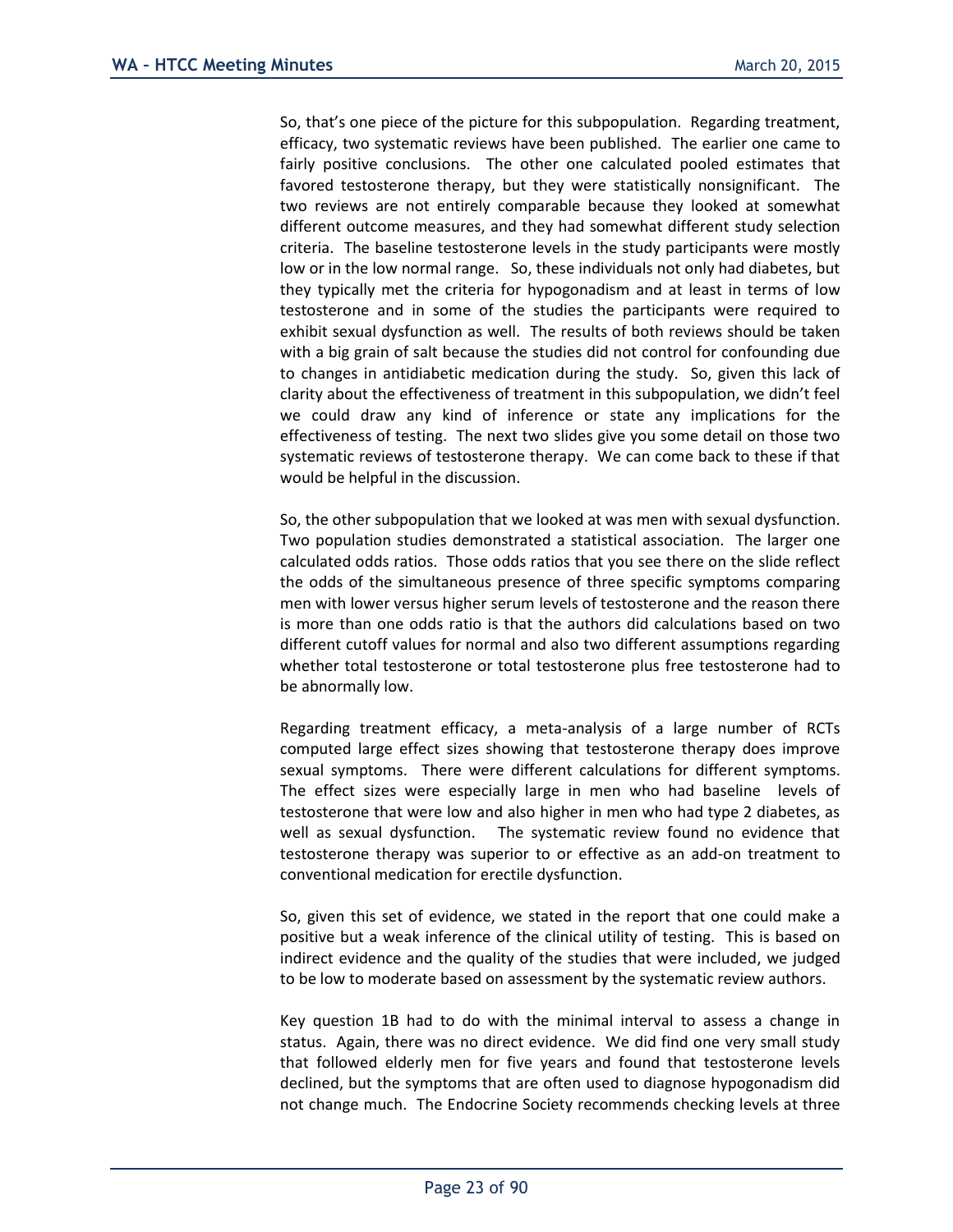So, that's one piece of the picture for this subpopulation. Regarding treatment, efficacy, two systematic reviews have been published. The earlier one came to fairly positive conclusions. The other one calculated pooled estimates that favored testosterone therapy, but they were statistically nonsignificant. The two reviews are not entirely comparable because they looked at somewhat different outcome measures, and they had somewhat different study selection criteria. The baseline testosterone levels in the study participants were mostly low or in the low normal range. So, these individuals not only had diabetes, but they typically met the criteria for hypogonadism and at least in terms of low testosterone and in some of the studies the participants were required to exhibit sexual dysfunction as well. The results of both reviews should be taken with a big grain of salt because the studies did not control for confounding due to changes in antidiabetic medication during the study. So, given this lack of clarity about the effectiveness of treatment in this subpopulation, we didn't feel we could draw any kind of inference or state any implications for the effectiveness of testing. The next two slides give you some detail on those two systematic reviews of testosterone therapy. We can come back to these if that would be helpful in the discussion.

So, the other subpopulation that we looked at was men with sexual dysfunction. Two population studies demonstrated a statistical association. The larger one calculated odds ratios. Those odds ratios that you see there on the slide reflect the odds of the simultaneous presence of three specific symptoms comparing men with lower versus higher serum levels of testosterone and the reason there is more than one odds ratio is that the authors did calculations based on two different cutoff values for normal and also two different assumptions regarding whether total testosterone or total testosterone plus free testosterone had to be abnormally low.

Regarding treatment efficacy, a meta-analysis of a large number of RCTs computed large effect sizes showing that testosterone therapy does improve sexual symptoms. There were different calculations for different symptoms. The effect sizes were especially large in men who had baseline levels of testosterone that were low and also higher in men who had type 2 diabetes, as well as sexual dysfunction. The systematic review found no evidence that testosterone therapy was superior to or effective as an add-on treatment to conventional medication for erectile dysfunction.

So, given this set of evidence, we stated in the report that one could make a positive but a weak inference of the clinical utility of testing. This is based on indirect evidence and the quality of the studies that were included, we judged to be low to moderate based on assessment by the systematic review authors.

Key question 1B had to do with the minimal interval to assess a change in status. Again, there was no direct evidence. We did find one very small study that followed elderly men for five years and found that testosterone levels declined, but the symptoms that are often used to diagnose hypogonadism did not change much. The Endocrine Society recommends checking levels at three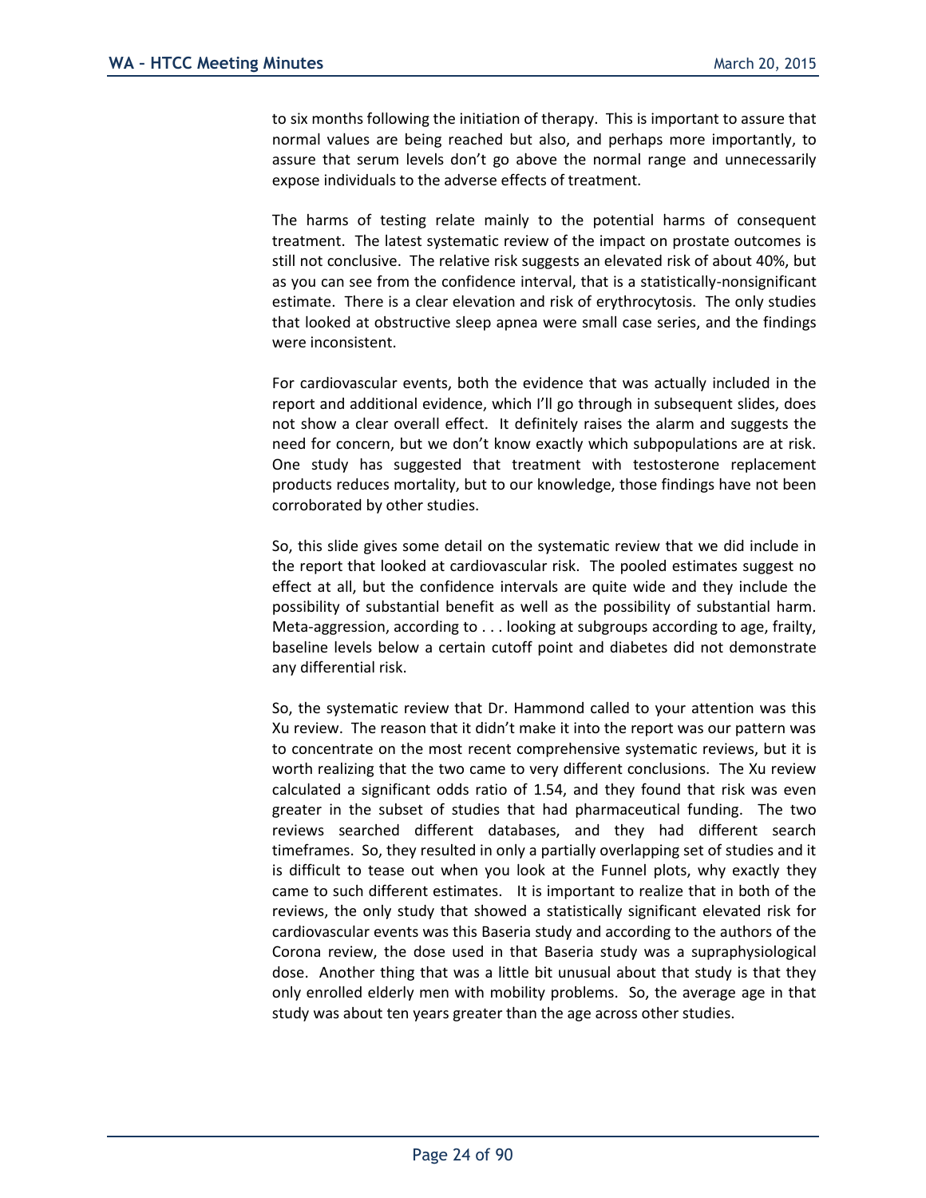to six months following the initiation of therapy. This is important to assure that normal values are being reached but also, and perhaps more importantly, to assure that serum levels don't go above the normal range and unnecessarily expose individuals to the adverse effects of treatment.

The harms of testing relate mainly to the potential harms of consequent treatment. The latest systematic review of the impact on prostate outcomes is still not conclusive. The relative risk suggests an elevated risk of about 40%, but as you can see from the confidence interval, that is a statistically-nonsignificant estimate. There is a clear elevation and risk of erythrocytosis. The only studies that looked at obstructive sleep apnea were small case series, and the findings were inconsistent.

For cardiovascular events, both the evidence that was actually included in the report and additional evidence, which I'll go through in subsequent slides, does not show a clear overall effect. It definitely raises the alarm and suggests the need for concern, but we don't know exactly which subpopulations are at risk. One study has suggested that treatment with testosterone replacement products reduces mortality, but to our knowledge, those findings have not been corroborated by other studies.

So, this slide gives some detail on the systematic review that we did include in the report that looked at cardiovascular risk. The pooled estimates suggest no effect at all, but the confidence intervals are quite wide and they include the possibility of substantial benefit as well as the possibility of substantial harm. Meta-aggression, according to . . . looking at subgroups according to age, frailty, baseline levels below a certain cutoff point and diabetes did not demonstrate any differential risk.

So, the systematic review that Dr. Hammond called to your attention was this Xu review. The reason that it didn't make it into the report was our pattern was to concentrate on the most recent comprehensive systematic reviews, but it is worth realizing that the two came to very different conclusions. The Xu review calculated a significant odds ratio of 1.54, and they found that risk was even greater in the subset of studies that had pharmaceutical funding. The two reviews searched different databases, and they had different search timeframes. So, they resulted in only a partially overlapping set of studies and it is difficult to tease out when you look at the Funnel plots, why exactly they came to such different estimates. It is important to realize that in both of the reviews, the only study that showed a statistically significant elevated risk for cardiovascular events was this Baseria study and according to the authors of the Corona review, the dose used in that Baseria study was a supraphysiological dose. Another thing that was a little bit unusual about that study is that they only enrolled elderly men with mobility problems. So, the average age in that study was about ten years greater than the age across other studies.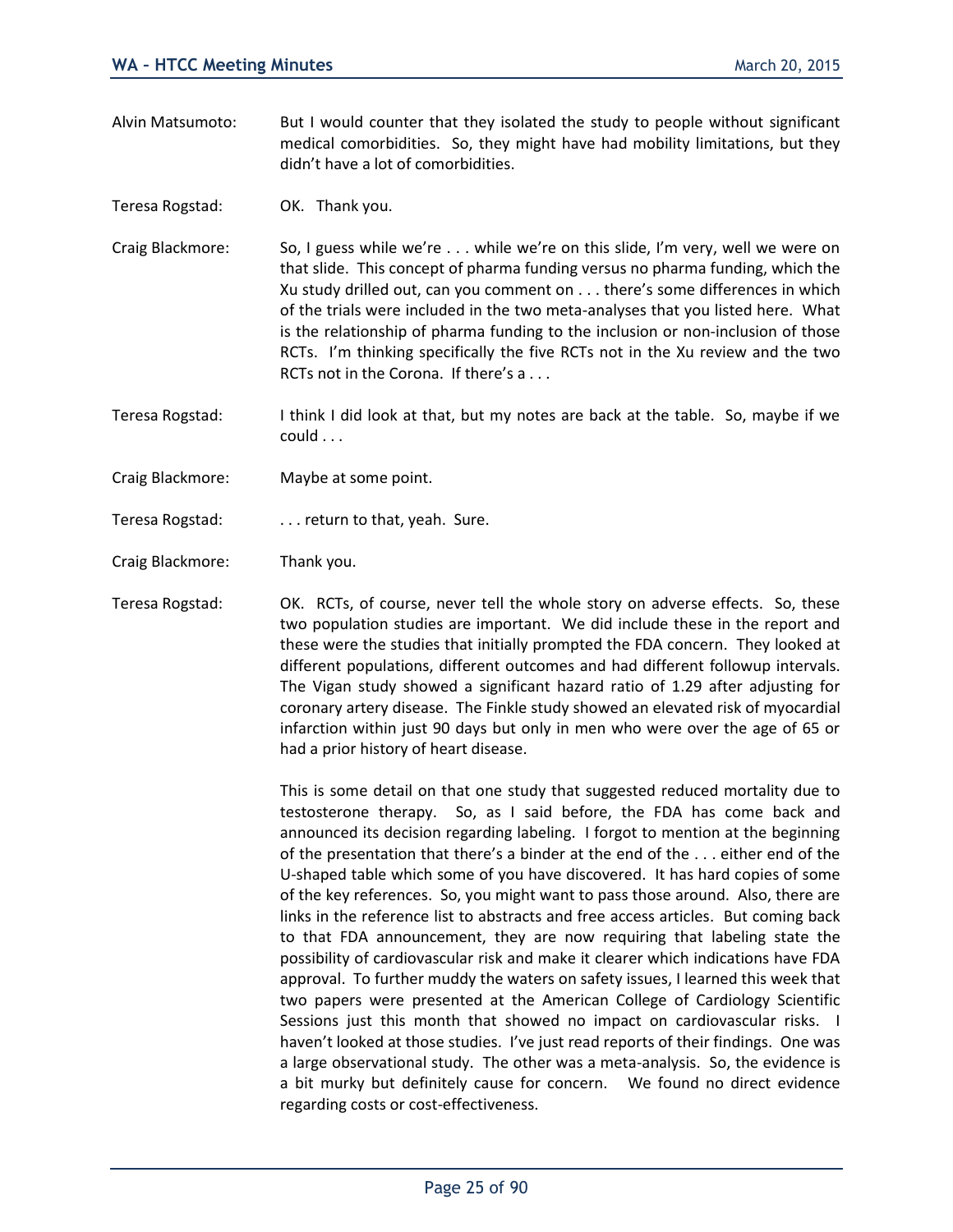Alvin Matsumoto: But I would counter that they isolated the study to people without significant medical comorbidities. So, they might have had mobility limitations, but they didn't have a lot of comorbidities.

Teresa Rogstad: OK. Thank you.

Craig Blackmore: So, I guess while we're . . . while we're on this slide, I'm very, well we were on that slide. This concept of pharma funding versus no pharma funding, which the Xu study drilled out, can you comment on . . . there's some differences in which of the trials were included in the two meta-analyses that you listed here. What is the relationship of pharma funding to the inclusion or non-inclusion of those RCTs. I'm thinking specifically the five RCTs not in the Xu review and the two RCTs not in the Corona. If there's a . . .

Teresa Rogstad: I think I did look at that, but my notes are back at the table. So, maybe if we could . . .

Craig Blackmore: Maybe at some point.

Teresa Rogstad: . . . return to that, yeah. Sure.

Craig Blackmore: Thank you.

Teresa Rogstad: OK. RCTs, of course, never tell the whole story on adverse effects. So, these two population studies are important. We did include these in the report and these were the studies that initially prompted the FDA concern. They looked at different populations, different outcomes and had different followup intervals. The Vigan study showed a significant hazard ratio of 1.29 after adjusting for coronary artery disease. The Finkle study showed an elevated risk of myocardial infarction within just 90 days but only in men who were over the age of 65 or had a prior history of heart disease.

This is some detail on that one study that suggested reduced mortality due to testosterone therapy. So, as I said before, the FDA has come back and announced its decision regarding labeling. I forgot to mention at the beginning of the presentation that there's a binder at the end of the . . . either end of the U-shaped table which some of you have discovered. It has hard copies of some of the key references. So, you might want to pass those around. Also, there are links in the reference list to abstracts and free access articles. But coming back to that FDA announcement, they are now requiring that labeling state the possibility of cardiovascular risk and make it clearer which indications have FDA approval. To further muddy the waters on safety issues, I learned this week that two papers were presented at the American College of Cardiology Scientific Sessions just this month that showed no impact on cardiovascular risks. I haven't looked at those studies. I've just read reports of their findings. One was a large observational study. The other was a meta-analysis. So, the evidence is a bit murky but definitely cause for concern. We found no direct evidence regarding costs or cost-effectiveness.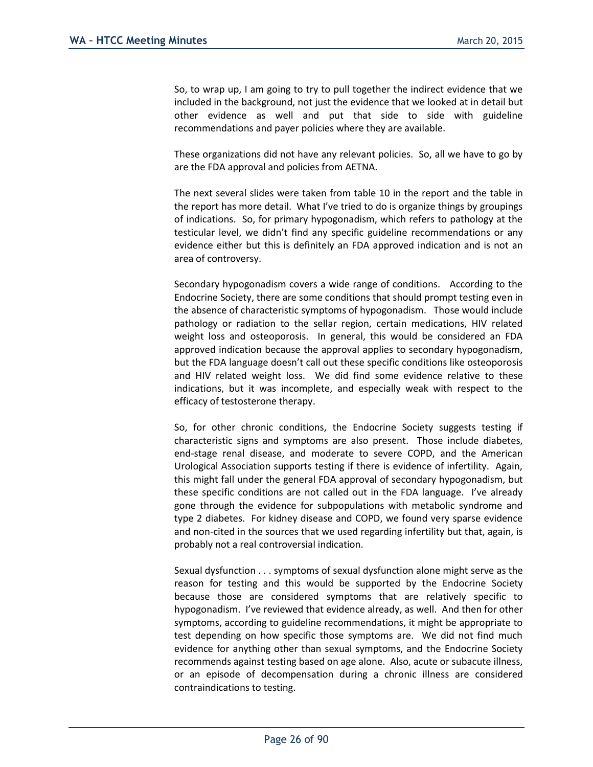So, to wrap up, I am going to try to pull together the indirect evidence that we included in the background, not just the evidence that we looked at in detail but other evidence as well and put that side to side with guideline recommendations and payer policies where they are available.

These organizations did not have any relevant policies. So, all we have to go by are the FDA approval and policies from AETNA.

The next several slides were taken from table 10 in the report and the table in the report has more detail. What I've tried to do is organize things by groupings of indications. So, for primary hypogonadism, which refers to pathology at the testicular level, we didn't find any specific guideline recommendations or any evidence either but this is definitely an FDA approved indication and is not an area of controversy.

Secondary hypogonadism covers a wide range of conditions. According to the Endocrine Society, there are some conditions that should prompt testing even in the absence of characteristic symptoms of hypogonadism. Those would include pathology or radiation to the sellar region, certain medications, HIV related weight loss and osteoporosis. In general, this would be considered an FDA approved indication because the approval applies to secondary hypogonadism, but the FDA language doesn't call out these specific conditions like osteoporosis and HIV related weight loss. We did find some evidence relative to these indications, but it was incomplete, and especially weak with respect to the efficacy of testosterone therapy.

So, for other chronic conditions, the Endocrine Society suggests testing if characteristic signs and symptoms are also present. Those include diabetes, end-stage renal disease, and moderate to severe COPD, and the American Urological Association supports testing if there is evidence of infertility. Again, this might fall under the general FDA approval of secondary hypogonadism, but these specific conditions are not called out in the FDA language. I've already gone through the evidence for subpopulations with metabolic syndrome and type 2 diabetes. For kidney disease and COPD, we found very sparse evidence and non-cited in the sources that we used regarding infertility but that, again, is probably not a real controversial indication.

Sexual dysfunction . . . symptoms of sexual dysfunction alone might serve as the reason for testing and this would be supported by the Endocrine Society because those are considered symptoms that are relatively specific to hypogonadism. I've reviewed that evidence already, as well. And then for other symptoms, according to guideline recommendations, it might be appropriate to test depending on how specific those symptoms are. We did not find much evidence for anything other than sexual symptoms, and the Endocrine Society recommends against testing based on age alone. Also, acute or subacute illness, or an episode of decompensation during a chronic illness are considered contraindications to testing.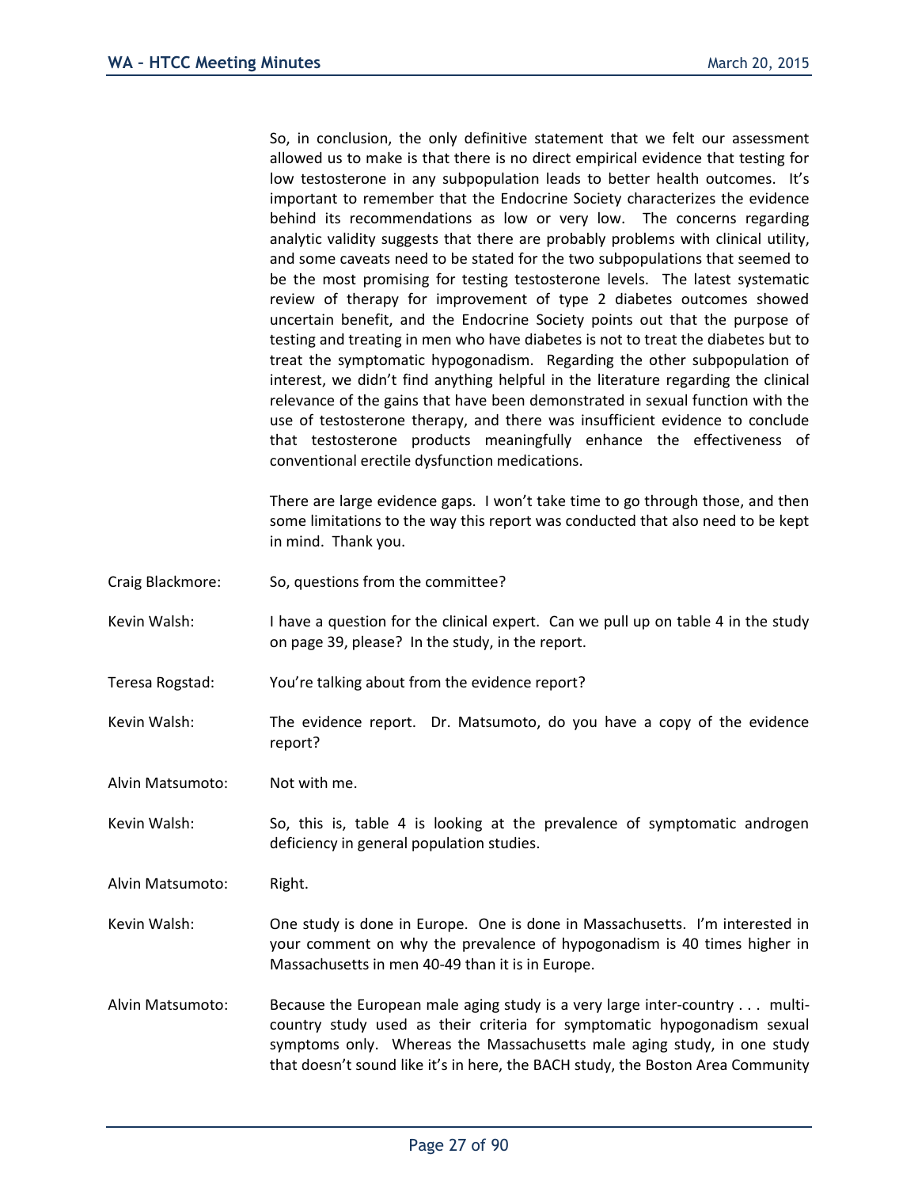So, in conclusion, the only definitive statement that we felt our assessment allowed us to make is that there is no direct empirical evidence that testing for low testosterone in any subpopulation leads to better health outcomes. It's important to remember that the Endocrine Society characterizes the evidence behind its recommendations as low or very low. The concerns regarding analytic validity suggests that there are probably problems with clinical utility, and some caveats need to be stated for the two subpopulations that seemed to be the most promising for testing testosterone levels. The latest systematic review of therapy for improvement of type 2 diabetes outcomes showed uncertain benefit, and the Endocrine Society points out that the purpose of testing and treating in men who have diabetes is not to treat the diabetes but to treat the symptomatic hypogonadism. Regarding the other subpopulation of interest, we didn't find anything helpful in the literature regarding the clinical relevance of the gains that have been demonstrated in sexual function with the use of testosterone therapy, and there was insufficient evidence to conclude that testosterone products meaningfully enhance the effectiveness of conventional erectile dysfunction medications.

There are large evidence gaps. I won't take time to go through those, and then some limitations to the way this report was conducted that also need to be kept in mind. Thank you.

Craig Blackmore: So, questions from the committee?

Kevin Walsh: I have a question for the clinical expert. Can we pull up on table 4 in the study on page 39, please? In the study, in the report.

Teresa Rogstad: You're talking about from the evidence report?

Kevin Walsh: The evidence report. Dr. Matsumoto, do you have a copy of the evidence report?

Alvin Matsumoto: Not with me.

Kevin Walsh: So, this is, table 4 is looking at the prevalence of symptomatic androgen deficiency in general population studies.

Alvin Matsumoto: Right.

Kevin Walsh: One study is done in Europe. One is done in Massachusetts. I'm interested in your comment on why the prevalence of hypogonadism is 40 times higher in Massachusetts in men 40-49 than it is in Europe.

Alvin Matsumoto: Because the European male aging study is a very large inter-country . . . multi-country study used as their criteria for symptomatic hypogonadism sexual symptoms only. Whereas the Massachusetts male aging study, in one study that doesn't sound like it's in here, the BACH study, the Boston Area Community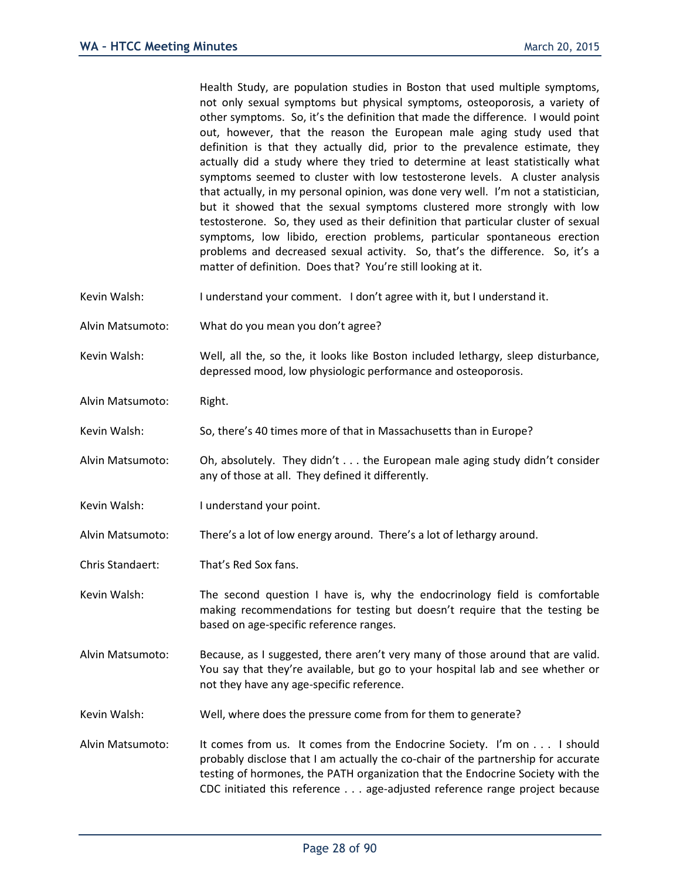Health Study, are population studies in Boston that used multiple symptoms, not only sexual symptoms but physical symptoms, osteoporosis, a variety of other symptoms. So, it's the definition that made the difference. I would point out, however, that the reason the European male aging study used that definition is that they actually did, prior to the prevalence estimate, they actually did a study where they tried to determine at least statistically what symptoms seemed to cluster with low testosterone levels. A cluster analysis that actually, in my personal opinion, was done very well. I'm not a statistician, but it showed that the sexual symptoms clustered more strongly with low testosterone. So, they used as their definition that particular cluster of sexual symptoms, low libido, erection problems, particular spontaneous erection problems and decreased sexual activity. So, that's the difference. So, it's a matter of definition. Does that? You're still looking at it.

Kevin Walsh: I understand your comment. I don't agree with it, but I understand it.

Alvin Matsumoto: What do you mean you don't agree?

Kevin Walsh: Well, all the, so the, it looks like Boston included lethargy, sleep disturbance, depressed mood, low physiologic performance and osteoporosis.

Alvin Matsumoto: Right.

Kevin Walsh: So, there's 40 times more of that in Massachusetts than in Europe?

Alvin Matsumoto: Oh, absolutely. They didn't . . . the European male aging study didn't consider any of those at all. They defined it differently.

Kevin Walsh: I understand your point.

Alvin Matsumoto: There's a lot of low energy around. There's a lot of lethargy around.

Chris Standaert: That's Red Sox fans.

Kevin Walsh: The second question I have is, why the endocrinology field is comfortable making recommendations for testing but doesn't require that the testing be based on age-specific reference ranges.

Alvin Matsumoto: Because, as I suggested, there aren't very many of those around that are valid. You say that they're available, but go to your hospital lab and see whether or not they have any age-specific reference.

Kevin Walsh: Well, where does the pressure come from for them to generate?

Alvin Matsumoto: It comes from us. It comes from the Endocrine Society. I'm on . . . I should probably disclose that I am actually the co-chair of the partnership for accurate testing of hormones, the PATH organization that the Endocrine Society with the CDC initiated this reference . . . age-adjusted reference range project because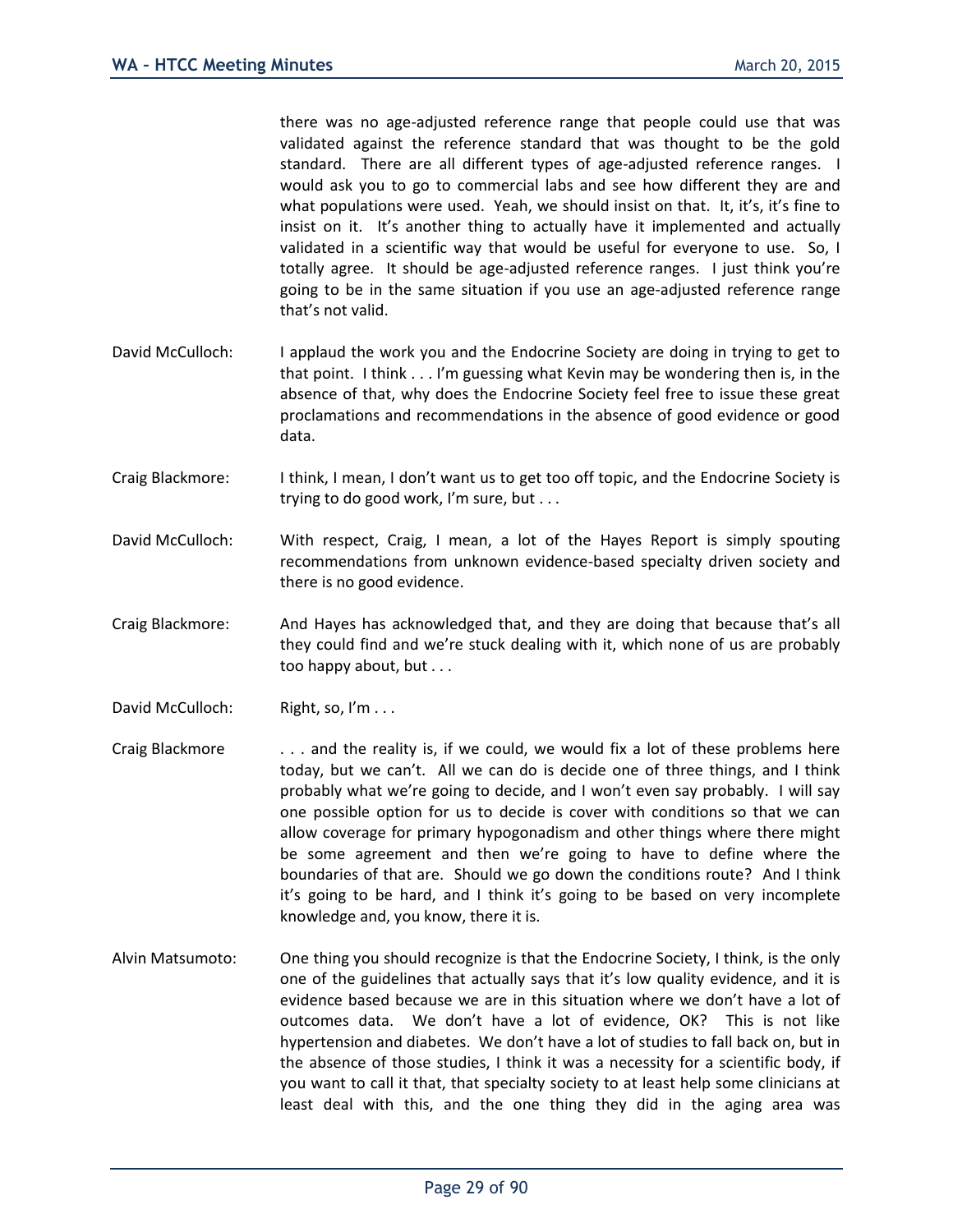there was no age-adjusted reference range that people could use that was validated against the reference standard that was thought to be the gold standard. There are all different types of age-adjusted reference ranges. I would ask you to go to commercial labs and see how different they are and what populations were used. Yeah, we should insist on that. It, it's, it's fine to insist on it. It's another thing to actually have it implemented and actually validated in a scientific way that would be useful for everyone to use. So, I totally agree. It should be age-adjusted reference ranges. I just think you're going to be in the same situation if you use an age-adjusted reference range that's not valid.

David McCulloch: I applaud the work you and the Endocrine Society are doing in trying to get to that point. I think . . . I'm guessing what Kevin may be wondering then is, in the absence of that, why does the Endocrine Society feel free to issue these great proclamations and recommendations in the absence of good evidence or good data.

Craig Blackmore: I think, I mean, I don't want us to get too off topic, and the Endocrine Society is trying to do good work, I'm sure, but . . .

David McCulloch: With respect, Craig, I mean, a lot of the Hayes Report is simply spouting recommendations from unknown evidence-based specialty driven society and there is no good evidence.

Craig Blackmore: And Hayes has acknowledged that, and they are doing that because that's all they could find and we're stuck dealing with it, which none of us are probably too happy about, but . . .

David McCulloch: Right, so, I'm . . .

Craig Blackmore . . . and the reality is, if we could, we would fix a lot of these problems here today, but we can't. All we can do is decide one of three things, and I think probably what we're going to decide, and I won't even say probably. I will say one possible option for us to decide is cover with conditions so that we can allow coverage for primary hypogonadism and other things where there might be some agreement and then we're going to have to define where the boundaries of that are. Should we go down the conditions route? And I think it's going to be hard, and I think it's going to be based on very incomplete knowledge and, you know, there it is.

Alvin Matsumoto: One thing you should recognize is that the Endocrine Society, I think, is the only one of the guidelines that actually says that it's low quality evidence, and it is evidence based because we are in this situation where we don't have a lot of outcomes data. We don't have a lot of evidence, OK? This is not like hypertension and diabetes. We don't have a lot of studies to fall back on, but in the absence of those studies, I think it was a necessity for a scientific body, if you want to call it that, that specialty society to at least help some clinicians at least deal with this, and the one thing they did in the aging area was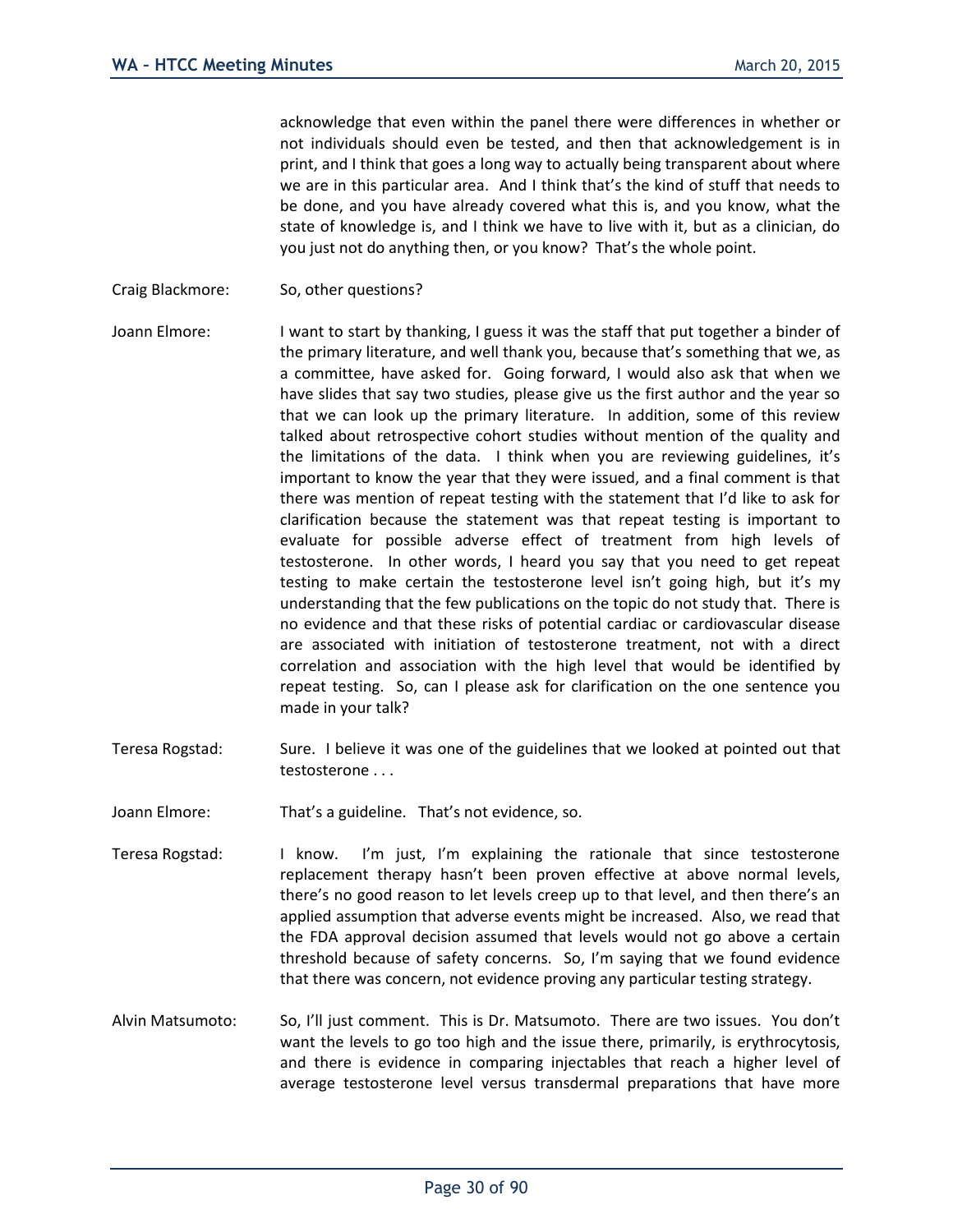acknowledge that even within the panel there were differences in whether or not individuals should even be tested, and then that acknowledgement is in print, and I think that goes a long way to actually being transparent about where we are in this particular area. And I think that's the kind of stuff that needs to be done, and you have already covered what this is, and you know, what the state of knowledge is, and I think we have to live with it, but as a clinician, do you just not do anything then, or you know? That's the whole point.

Craig Blackmore: So, other questions?

Joann Elmore: I want to start by thanking, I guess it was the staff that put together a binder of the primary literature, and well thank you, because that's something that we, as a committee, have asked for. Going forward, I would also ask that when we have slides that say two studies, please give us the first author and the year so that we can look up the primary literature. In addition, some of this review talked about retrospective cohort studies without mention of the quality and the limitations of the data. I think when you are reviewing guidelines, it's important to know the year that they were issued, and a final comment is that there was mention of repeat testing with the statement that I'd like to ask for clarification because the statement was that repeat testing is important to evaluate for possible adverse effect of treatment from high levels of testosterone. In other words, I heard you say that you need to get repeat testing to make certain the testosterone level isn't going high, but it's my understanding that the few publications on the topic do not study that. There is no evidence and that these risks of potential cardiac or cardiovascular disease are associated with initiation of testosterone treatment, not with a direct correlation and association with the high level that would be identified by repeat testing. So, can I please ask for clarification on the one sentence you made in your talk?

Teresa Rogstad: Sure. I believe it was one of the guidelines that we looked at pointed out that testosterone . . .

Joann Elmore: That's a guideline. That's not evidence, so.

Teresa Rogstad: I know. I'm just, I'm explaining the rationale that since testosterone replacement therapy hasn't been proven effective at above normal levels, there's no good reason to let levels creep up to that level, and then there's an applied assumption that adverse events might be increased. Also, we read that the FDA approval decision assumed that levels would not go above a certain threshold because of safety concerns. So, I'm saying that we found evidence that there was concern, not evidence proving any particular testing strategy.

Alvin Matsumoto: So, I'll just comment. This is Dr. Matsumoto. There are two issues. You don't want the levels to go too high and the issue there, primarily, is erythrocytosis, and there is evidence in comparing injectables that reach a higher level of average testosterone level versus transdermal preparations that have more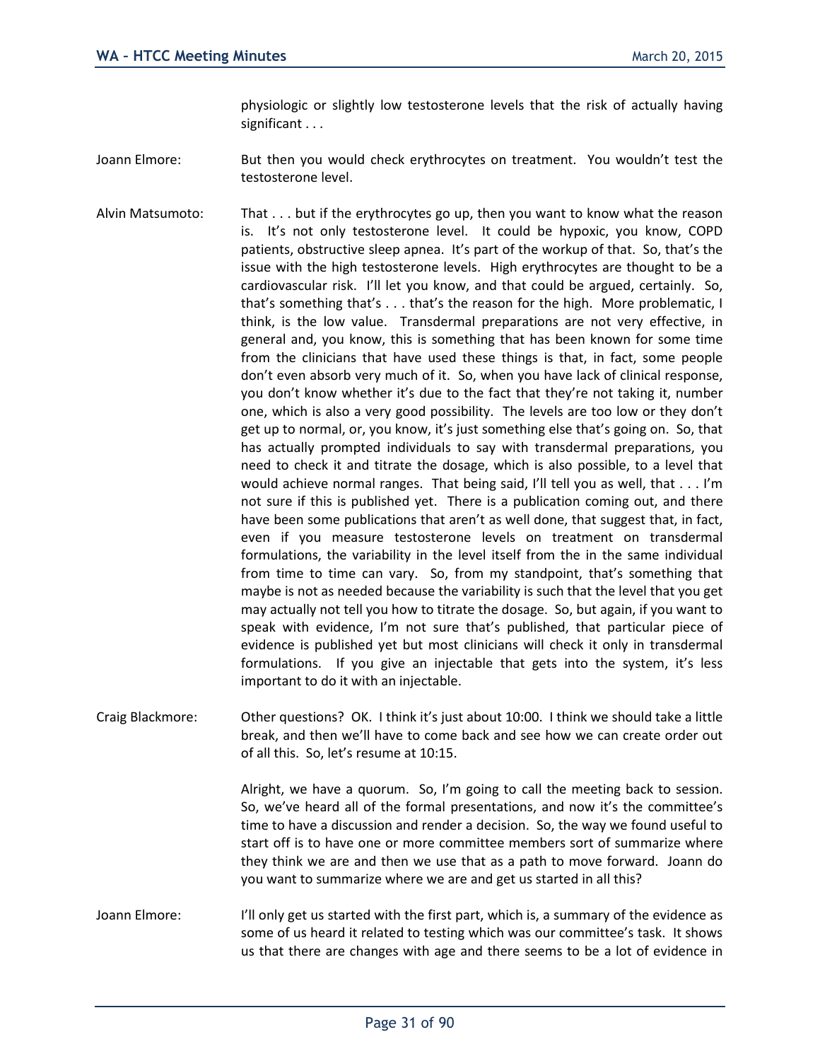physiologic or slightly low testosterone levels that the risk of actually having significant . . .

Joann Elmore: But then you would check erythrocytes on treatment. You wouldn't test the testosterone level.

Alvin Matsumoto: That . . . but if the erythrocytes go up, then you want to know what the reason is. It's not only testosterone level. It could be hypoxic, you know, COPD patients, obstructive sleep apnea. It's part of the workup of that. So, that's the issue with the high testosterone levels. High erythrocytes are thought to be a cardiovascular risk. I'll let you know, and that could be argued, certainly. So, that's something that's . . . that's the reason for the high. More problematic, I think, is the low value. Transdermal preparations are not very effective, in general and, you know, this is something that has been known for some time from the clinicians that have used these things is that, in fact, some people don't even absorb very much of it. So, when you have lack of clinical response, you don't know whether it's due to the fact that they're not taking it, number one, which is also a very good possibility. The levels are too low or they don't get up to normal, or, you know, it's just something else that's going on. So, that has actually prompted individuals to say with transdermal preparations, you need to check it and titrate the dosage, which is also possible, to a level that would achieve normal ranges. That being said, I'll tell you as well, that . . . I'm not sure if this is published yet. There is a publication coming out, and there have been some publications that aren't as well done, that suggest that, in fact, even if you measure testosterone levels on treatment on transdermal formulations, the variability in the level itself from the in the same individual from time to time can vary. So, from my standpoint, that's something that maybe is not as needed because the variability is such that the level that you get may actually not tell you how to titrate the dosage. So, but again, if you want to speak with evidence, I'm not sure that's published, that particular piece of evidence is published yet but most clinicians will check it only in transdermal formulations. If you give an injectable that gets into the system, it's less important to do it with an injectable.

Craig Blackmore: Other questions? OK. I think it's just about 10:00. I think we should take a little break, and then we'll have to come back and see how we can create order out of all this. So, let's resume at 10:15.

Alright, we have a quorum. So, I'm going to call the meeting back to session. So, we've heard all of the formal presentations, and now it's the committee's time to have a discussion and render a decision. So, the way we found useful to start off is to have one or more committee members sort of summarize where they think we are and then we use that as a path to move forward. Joann do you want to summarize where we are and get us started in all this?

Joann Elmore: I'll only get us started with the first part, which is, a summary of the evidence as some of us heard it related to testing which was our committee's task. It shows us that there are changes with age and there seems to be a lot of evidence in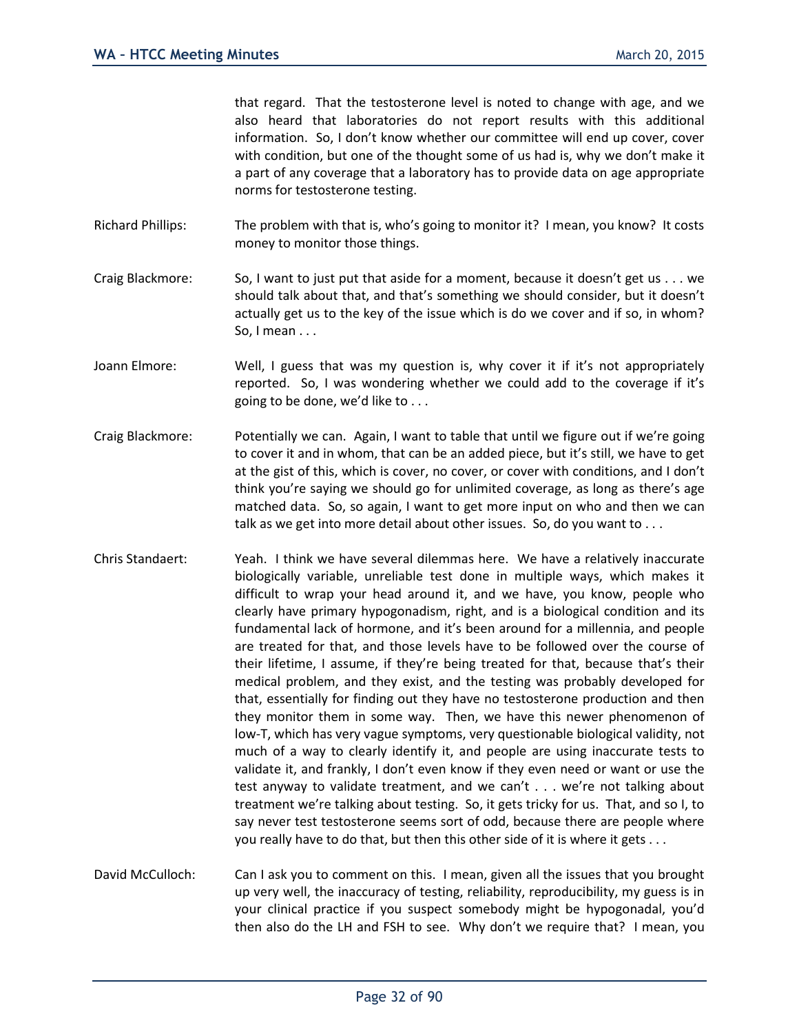that regard. That the testosterone level is noted to change with age, and we also heard that laboratories do not report results with this additional information. So, I don't know whether our committee will end up cover, cover with condition, but one of the thought some of us had is, why we don't make it a part of any coverage that a laboratory has to provide data on age appropriate norms for testosterone testing.

Richard Phillips: The problem with that is, who's going to monitor it? I mean, you know? It costs money to monitor those things.

Craig Blackmore: So, I want to just put that aside for a moment, because it doesn't get us . . . we should talk about that, and that's something we should consider, but it doesn't actually get us to the key of the issue which is do we cover and if so, in whom? So, I mean . . .

Joann Elmore: Well, I guess that was my question is, why cover it if it's not appropriately reported. So, I was wondering whether we could add to the coverage if it's going to be done, we'd like to . . .

Craig Blackmore: Potentially we can. Again, I want to table that until we figure out if we're going to cover it and in whom, that can be an added piece, but it's still, we have to get at the gist of this, which is cover, no cover, or cover with conditions, and I don't think you're saying we should go for unlimited coverage, as long as there's age matched data. So, so again, I want to get more input on who and then we can talk as we get into more detail about other issues. So, do you want to . . .

Chris Standaert: Yeah. I think we have several dilemmas here. We have a relatively inaccurate biologically variable, unreliable test done in multiple ways, which makes it difficult to wrap your head around it, and we have, you know, people who clearly have primary hypogonadism, right, and is a biological condition and its fundamental lack of hormone, and it's been around for a millennia, and people are treated for that, and those levels have to be followed over the course of their lifetime, I assume, if they're being treated for that, because that's their medical problem, and they exist, and the testing was probably developed for that, essentially for finding out they have no testosterone production and then they monitor them in some way. Then, we have this newer phenomenon of low-T, which has very vague symptoms, very questionable biological validity, not much of a way to clearly identify it, and people are using inaccurate tests to validate it, and frankly, I don't even know if they even need or want or use the test anyway to validate treatment, and we can't . . . we're not talking about treatment we're talking about testing. So, it gets tricky for us. That, and so I, to say never test testosterone seems sort of odd, because there are people where you really have to do that, but then this other side of it is where it gets . . .

David McCulloch: Can I ask you to comment on this. I mean, given all the issues that you brought up very well, the inaccuracy of testing, reliability, reproducibility, my guess is in your clinical practice if you suspect somebody might be hypogonadal, you'd then also do the LH and FSH to see. Why don't we require that? I mean, you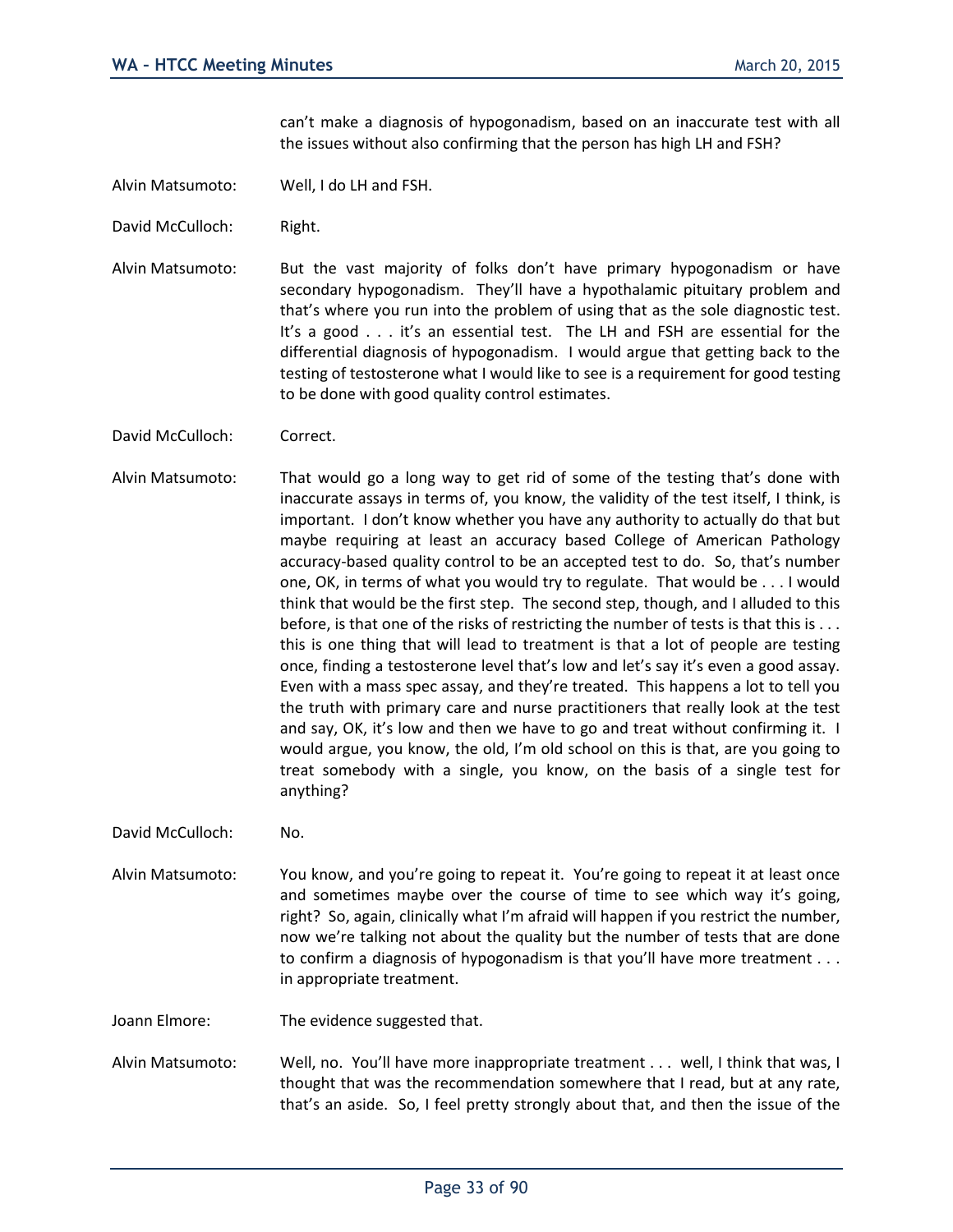can't make a diagnosis of hypogonadism, based on an inaccurate test with all the issues without also confirming that the person has high LH and FSH?

Alvin Matsumoto: Well, I do LH and FSH.

David McCulloch: Right.

Alvin Matsumoto: But the vast majority of folks don't have primary hypogonadism or have secondary hypogonadism. They'll have a hypothalamic pituitary problem and that's where you run into the problem of using that as the sole diagnostic test. It's a good . . . it's an essential test. The LH and FSH are essential for the differential diagnosis of hypogonadism. I would argue that getting back to the testing of testosterone what I would like to see is a requirement for good testing to be done with good quality control estimates.

David McCulloch: Correct.

Alvin Matsumoto: That would go a long way to get rid of some of the testing that's done with inaccurate assays in terms of, you know, the validity of the test itself, I think, is important. I don't know whether you have any authority to actually do that but maybe requiring at least an accuracy based College of American Pathology accuracy-based quality control to be an accepted test to do. So, that's number one, OK, in terms of what you would try to regulate. That would be . . . I would think that would be the first step. The second step, though, and I alluded to this before, is that one of the risks of restricting the number of tests is that this is . . . this is one thing that will lead to treatment is that a lot of people are testing once, finding a testosterone level that's low and let's say it's even a good assay. Even with a mass spec assay, and they're treated. This happens a lot to tell you the truth with primary care and nurse practitioners that really look at the test and say, OK, it's low and then we have to go and treat without confirming it. I would argue, you know, the old, I'm old school on this is that, are you going to treat somebody with a single, you know, on the basis of a single test for anything?

David McCulloch: No.

Alvin Matsumoto: You know, and you're going to repeat it. You're going to repeat it at least once and sometimes maybe over the course of time to see which way it's going, right? So, again, clinically what I'm afraid will happen if you restrict the number, now we're talking not about the quality but the number of tests that are done to confirm a diagnosis of hypogonadism is that you'll have more treatment . . . in appropriate treatment.

Joann Elmore: The evidence suggested that.

Alvin Matsumoto: Well, no. You'll have more inappropriate treatment . . . well, I think that was, I thought that was the recommendation somewhere that I read, but at any rate, that's an aside. So, I feel pretty strongly about that, and then the issue of the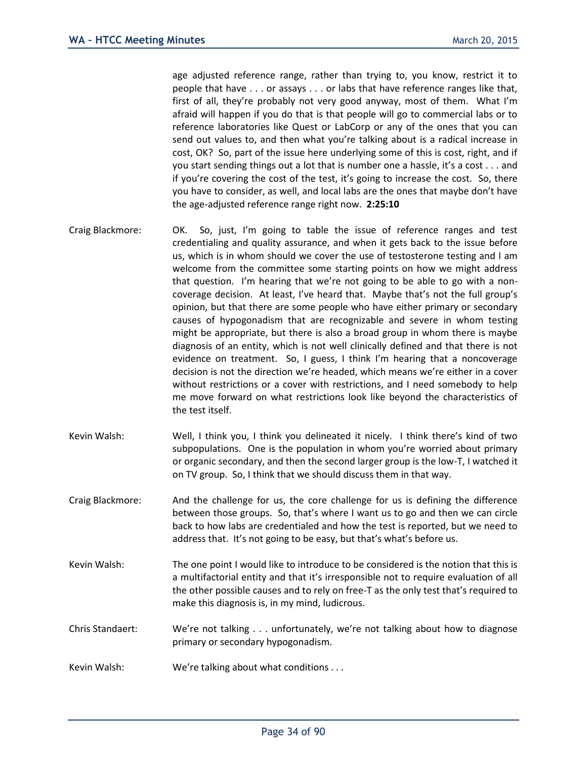age adjusted reference range, rather than trying to, you know, restrict it to people that have . . . or assays . . . or labs that have reference ranges like that, first of all, they're probably not very good anyway, most of them. What I'm afraid will happen if you do that is that people will go to commercial labs or to reference laboratories like Quest or LabCorp or any of the ones that you can send out values to, and then what you're talking about is a radical increase in cost, OK? So, part of the issue here underlying some of this is cost, right, and if you start sending things out a lot that is number one a hassle, it's a cost . . . and if you're covering the cost of the test, it's going to increase the cost. So, there you have to consider, as well, and local labs are the ones that maybe don't have the age-adjusted reference range right now. **2:25:10**

Craig Blackmore: OK. So, just, I'm going to table the issue of reference ranges and test credentialing and quality assurance, and when it gets back to the issue before us, which is in whom should we cover the use of testosterone testing and I am welcome from the committee some starting points on how we might address that question. I'm hearing that we're not going to be able to go with a non-coverage decision. At least, I've heard that. Maybe that's not the full group's opinion, but that there are some people who have either primary or secondary causes of hypogonadism that are recognizable and severe in whom testing might be appropriate, but there is also a broad group in whom there is maybe diagnosis of an entity, which is not well clinically defined and that there is not evidence on treatment. So, I guess, I think I'm hearing that a noncoverage decision is not the direction we're headed, which means we're either in a cover without restrictions or a cover with restrictions, and I need somebody to help me move forward on what restrictions look like beyond the characteristics of the test itself.

Kevin Walsh: Well, I think you, I think you delineated it nicely. I think there's kind of two subpopulations. One is the population in whom you're worried about primary or organic secondary, and then the second larger group is the low-T, I watched it on TV group. So, I think that we should discuss them in that way.

Craig Blackmore: And the challenge for us, the core challenge for us is defining the difference between those groups. So, that's where I want us to go and then we can circle back to how labs are credentialed and how the test is reported, but we need to address that. It's not going to be easy, but that's what's before us.

Kevin Walsh: The one point I would like to introduce to be considered is the notion that this is a multifactorial entity and that it's irresponsible not to require evaluation of all the other possible causes and to rely on free-T as the only test that's required to make this diagnosis is, in my mind, ludicrous.

Chris Standaert: We're not talking . . . unfortunately, we're not talking about how to diagnose primary or secondary hypogonadism.

Kevin Walsh: We're talking about what conditions . . .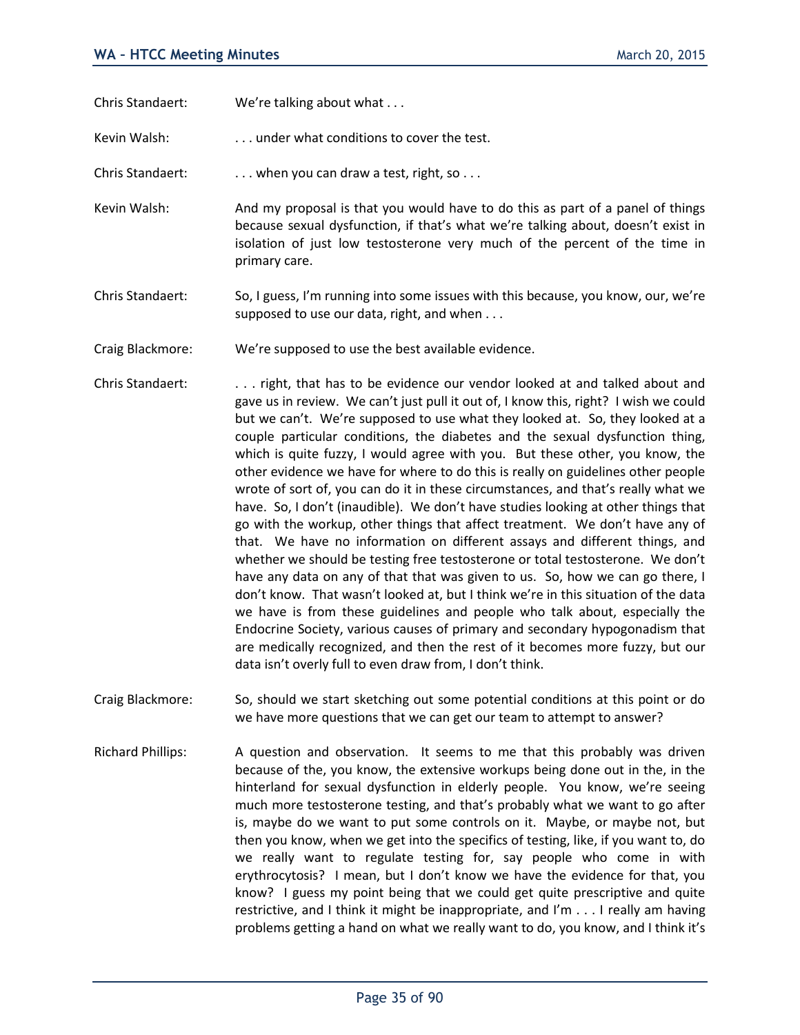Chris Standaert: We're talking about what . . .

Kevin Walsh: . . . under what conditions to cover the test.

Chris Standaert: . . . when you can draw a test, right, so . . .

Kevin Walsh: And my proposal is that you would have to do this as part of a panel of things because sexual dysfunction, if that's what we're talking about, doesn't exist in isolation of just low testosterone very much of the percent of the time in primary care.

Chris Standaert: So, I guess, I'm running into some issues with this because, you know, our, we're supposed to use our data, right, and when . . .

Craig Blackmore: We're supposed to use the best available evidence.

Chris Standaert: . . . right, that has to be evidence our vendor looked at and talked about and gave us in review. We can't just pull it out of, I know this, right? I wish we could but we can't. We're supposed to use what they looked at. So, they looked at a couple particular conditions, the diabetes and the sexual dysfunction thing, which is quite fuzzy, I would agree with you. But these other, you know, the other evidence we have for where to do this is really on guidelines other people wrote of sort of, you can do it in these circumstances, and that's really what we have. So, I don't (inaudible). We don't have studies looking at other things that go with the workup, other things that affect treatment. We don't have any of that. We have no information on different assays and different things, and whether we should be testing free testosterone or total testosterone. We don't have any data on any of that that was given to us. So, how we can go there, I don't know. That wasn't looked at, but I think we're in this situation of the data we have is from these guidelines and people who talk about, especially the Endocrine Society, various causes of primary and secondary hypogonadism that are medically recognized, and then the rest of it becomes more fuzzy, but our data isn't overly full to even draw from, I don't think.

Craig Blackmore: So, should we start sketching out some potential conditions at this point or do we have more questions that we can get our team to attempt to answer?

Richard Phillips: A question and observation. It seems to me that this probably was driven because of the, you know, the extensive workups being done out in the, in the hinterland for sexual dysfunction in elderly people. You know, we're seeing much more testosterone testing, and that's probably what we want to go after is, maybe do we want to put some controls on it. Maybe, or maybe not, but then you know, when we get into the specifics of testing, like, if you want to, do we really want to regulate testing for, say people who come in with erythrocytosis? I mean, but I don't know we have the evidence for that, you know? I guess my point being that we could get quite prescriptive and quite restrictive, and I think it might be inappropriate, and I'm . . . I really am having problems getting a hand on what we really want to do, you know, and I think it's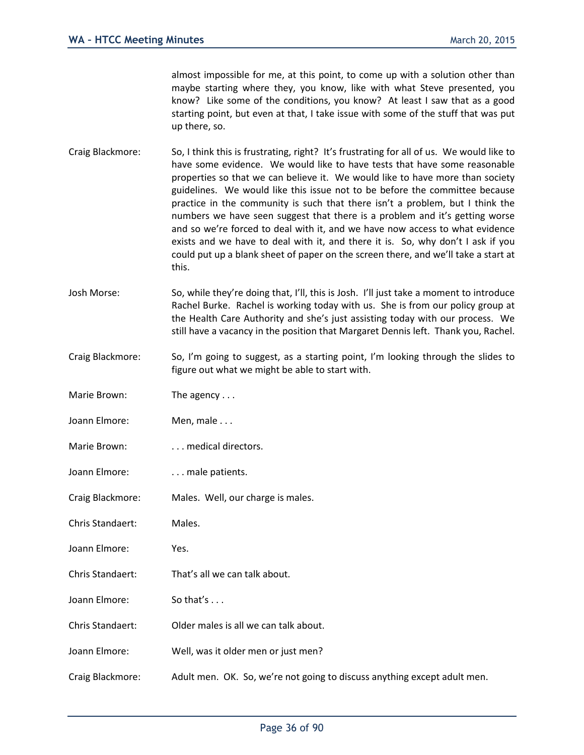almost impossible for me, at this point, to come up with a solution other than maybe starting where they, you know, like with what Steve presented, you know? Like some of the conditions, you know? At least I saw that as a good starting point, but even at that, I take issue with some of the stuff that was put up there, so.

Craig Blackmore: So, I think this is frustrating, right? It's frustrating for all of us. We would like to have some evidence. We would like to have tests that have some reasonable properties so that we can believe it. We would like to have more than society guidelines. We would like this issue not to be before the committee because practice in the community is such that there isn't a problem, but I think the numbers we have seen suggest that there is a problem and it's getting worse and so we're forced to deal with it, and we have now access to what evidence exists and we have to deal with it, and there it is. So, why don't I ask if you could put up a blank sheet of paper on the screen there, and we'll take a start at this.

Josh Morse: So, while they're doing that, I'll, this is Josh. I'll just take a moment to introduce Rachel Burke. Rachel is working today with us. She is from our policy group at the Health Care Authority and she's just assisting today with our process. We still have a vacancy in the position that Margaret Dennis left. Thank you, Rachel.

Craig Blackmore: So, I'm going to suggest, as a starting point, I'm looking through the slides to figure out what we might be able to start with.

Marie Brown: The agency . . .

Joann Elmore: Men, male . . .

Marie Brown: . . . medical directors.

Joann Elmore: . . . male patients.

Craig Blackmore: Males. Well, our charge is males.

Chris Standaert: Males.

Joann Elmore: Yes.

Chris Standaert: That's all we can talk about.

Joann Elmore: So that's . . .

Chris Standaert: Older males is all we can talk about.

Joann Elmore: Well, was it older men or just men?

Craig Blackmore: Adult men. OK. So, we're not going to discuss anything except adult men.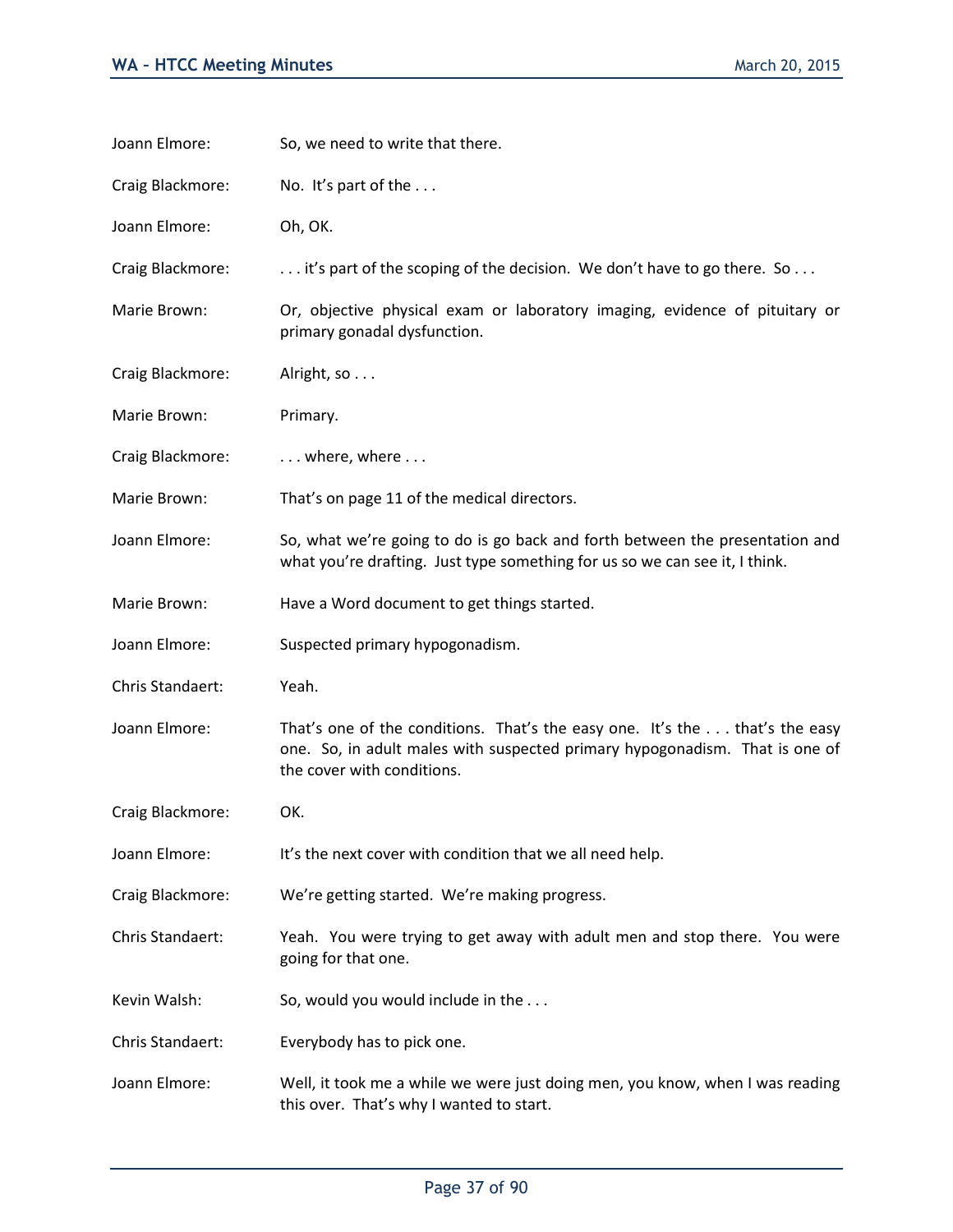Joann Elmore: So, we need to write that there.

Craig Blackmore: No. It's part of the . . .

Joann Elmore: Oh, OK.

Craig Blackmore: . . . it's part of the scoping of the decision. We don't have to go there. So . . .

Marie Brown: Or, objective physical exam or laboratory imaging, evidence of pituitary or primary gonadal dysfunction.

Craig Blackmore: Alright, so . . .

Marie Brown: Primary.

Craig Blackmore: . . . where, where . . .

Marie Brown: That's on page 11 of the medical directors.

Joann Elmore: So, what we're going to do is go back and forth between the presentation and what you're drafting. Just type something for us so we can see it, I think.

Marie Brown: Have a Word document to get things started.

Joann Elmore: Suspected primary hypogonadism.

Chris Standaert: Yeah.

Joann Elmore: That's one of the conditions. That's the easy one. It's the . . . that's the easy one. So, in adult males with suspected primary hypogonadism. That is one of the cover with conditions.

Craig Blackmore: OK.

Joann Elmore: It's the next cover with condition that we all need help.

Craig Blackmore: We're getting started. We're making progress.

Chris Standaert: Yeah. You were trying to get away with adult men and stop there. You were going for that one.

Kevin Walsh: So, would you would include in the . . .

Chris Standaert: Everybody has to pick one.

Joann Elmore: Well, it took me a while we were just doing men, you know, when I was reading this over. That's why I wanted to start.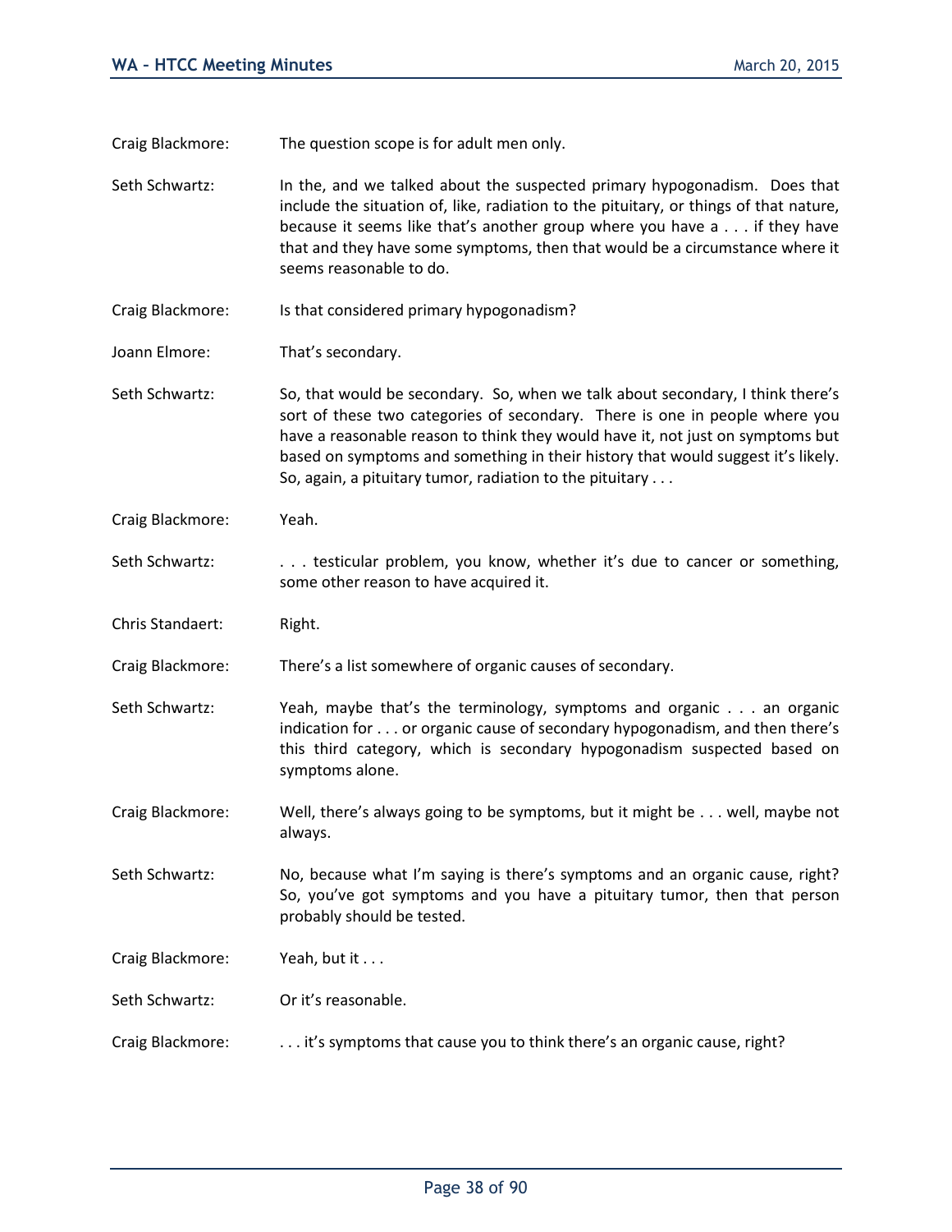Craig Blackmore: The question scope is for adult men only.

Seth Schwartz: In the, and we talked about the suspected primary hypogonadism. Does that include the situation of, like, radiation to the pituitary, or things of that nature, because it seems like that's another group where you have a . . . if they have that and they have some symptoms, then that would be a circumstance where it seems reasonable to do.

Craig Blackmore: Is that considered primary hypogonadism?

Joann Elmore: That's secondary.

Seth Schwartz: So, that would be secondary. So, when we talk about secondary, I think there's sort of these two categories of secondary. There is one in people where you have a reasonable reason to think they would have it, not just on symptoms but based on symptoms and something in their history that would suggest it's likely. So, again, a pituitary tumor, radiation to the pituitary . . .

Craig Blackmore: Yeah.

Seth Schwartz: . . . testicular problem, you know, whether it's due to cancer or something, some other reason to have acquired it.

Chris Standaert: Right.

Craig Blackmore: There's a list somewhere of organic causes of secondary.

Seth Schwartz: Yeah, maybe that's the terminology, symptoms and organic . . . an organic indication for . . . or organic cause of secondary hypogonadism, and then there's this third category, which is secondary hypogonadism suspected based on symptoms alone.

Craig Blackmore: Well, there's always going to be symptoms, but it might be . . . well, maybe not always.

Seth Schwartz: No, because what I'm saying is there's symptoms and an organic cause, right? So, you've got symptoms and you have a pituitary tumor, then that person probably should be tested.

Craig Blackmore: Yeah, but it . . .

Seth Schwartz: Or it's reasonable.

Craig Blackmore: . . . it's symptoms that cause you to think there's an organic cause, right?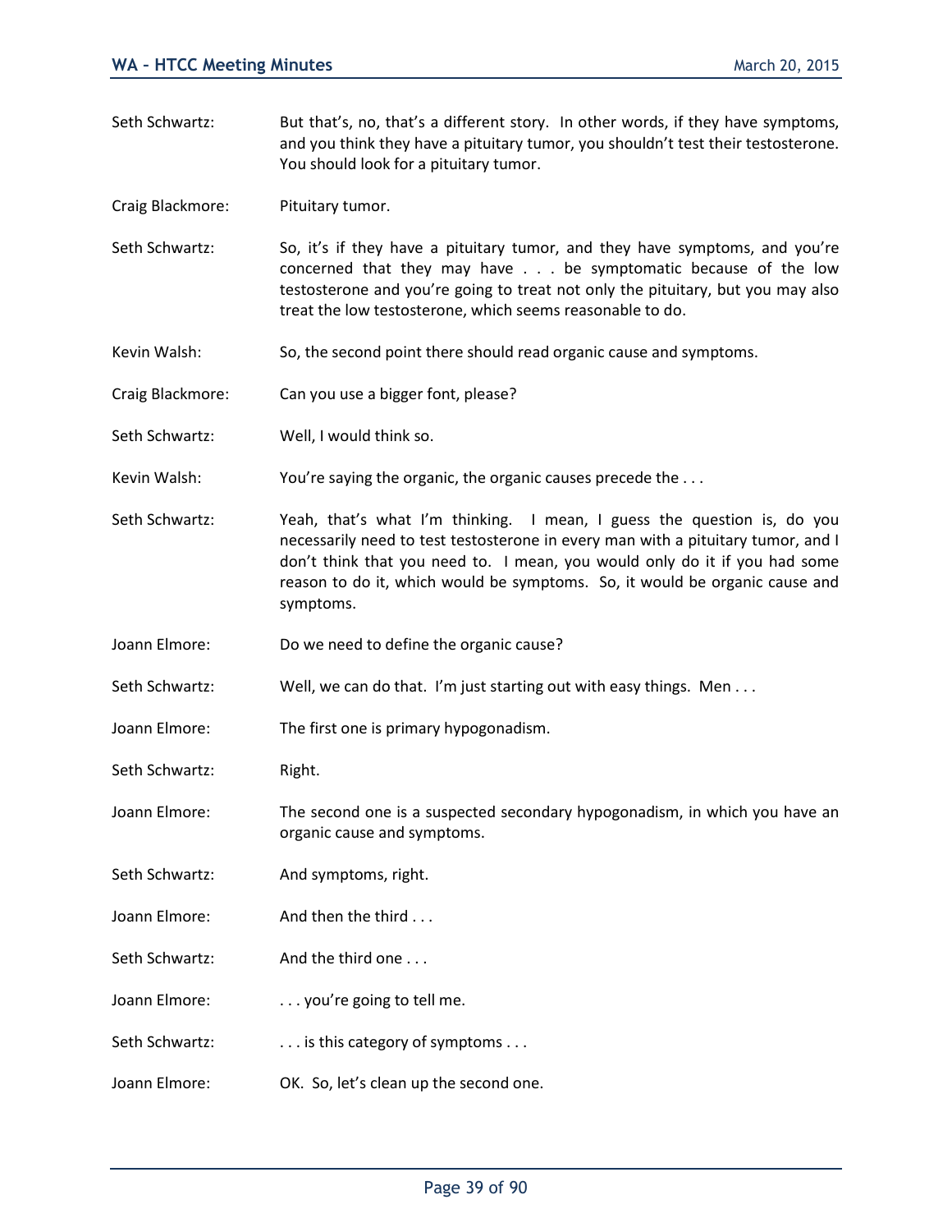Seth Schwartz: But that's, no, that's a different story. In other words, if they have symptoms, and you think they have a pituitary tumor, you shouldn't test their testosterone. You should look for a pituitary tumor.

Craig Blackmore: Pituitary tumor.

Seth Schwartz: So, it's if they have a pituitary tumor, and they have symptoms, and you're concerned that they may have . . . be symptomatic because of the low testosterone and you're going to treat not only the pituitary, but you may also treat the low testosterone, which seems reasonable to do.

Kevin Walsh: So, the second point there should read organic cause and symptoms.

Craig Blackmore: Can you use a bigger font, please?

Seth Schwartz: Well, I would think so.

Kevin Walsh: You're saying the organic, the organic causes precede the . . .

Seth Schwartz: Yeah, that's what I'm thinking. I mean, I guess the question is, do you necessarily need to test testosterone in every man with a pituitary tumor, and I don't think that you need to. I mean, you would only do it if you had some reason to do it, which would be symptoms. So, it would be organic cause and symptoms.

Joann Elmore: Do we need to define the organic cause?

Seth Schwartz: Well, we can do that. I'm just starting out with easy things. Men . . .

Joann Elmore: The first one is primary hypogonadism.

Seth Schwartz: Right.

Joann Elmore: The second one is a suspected secondary hypogonadism, in which you have an organic cause and symptoms.

Seth Schwartz: And symptoms, right.

Joann Elmore: And then the third . . .

Seth Schwartz: And the third one . . .

Joann Elmore: . . . you're going to tell me.

Seth Schwartz: . . . is this category of symptoms . . .

Joann Elmore: OK. So, let's clean up the second one.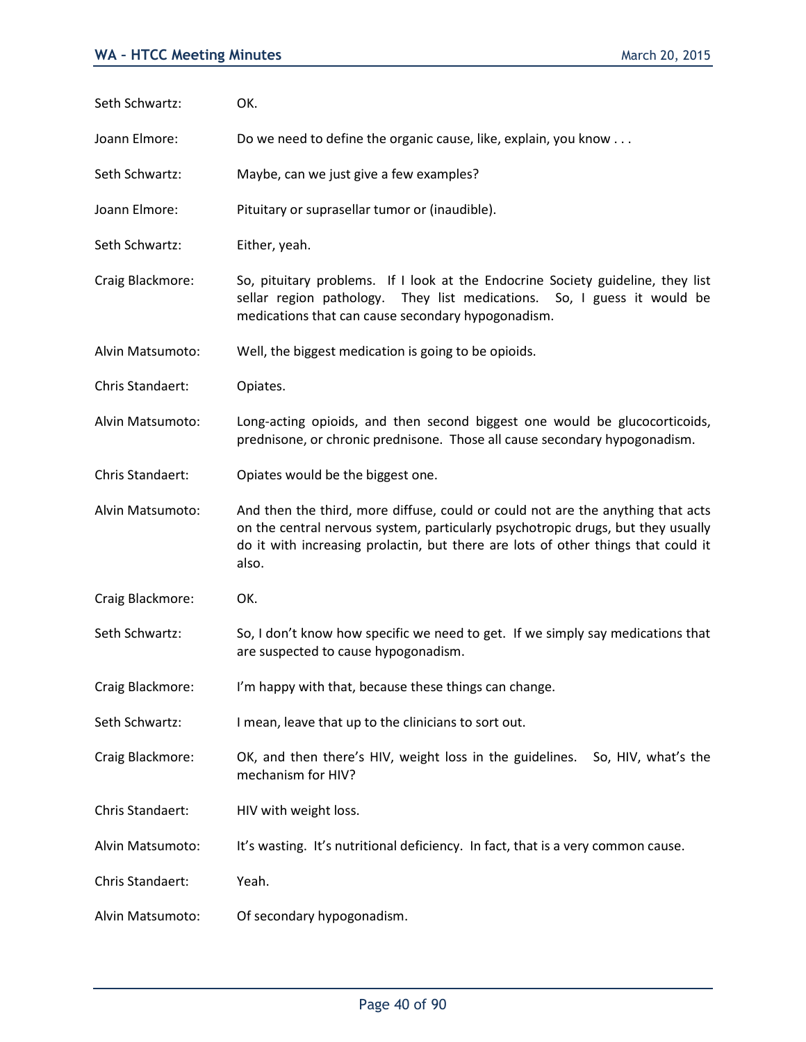Seth Schwartz: OK.

Joann Elmore: Do we need to define the organic cause, like, explain, you know . . .

Seth Schwartz: Maybe, can we just give a few examples?

Joann Elmore: Pituitary or suprasellar tumor or (inaudible).

Seth Schwartz: Either, yeah.

Craig Blackmore: So, pituitary problems. If I look at the Endocrine Society guideline, they list sellar region pathology. They list medications. So, I guess it would be medications that can cause secondary hypogonadism.

Alvin Matsumoto: Well, the biggest medication is going to be opioids.

Chris Standaert: Opiates.

Alvin Matsumoto: Long-acting opioids, and then second biggest one would be glucocorticoids, prednisone, or chronic prednisone. Those all cause secondary hypogonadism.

Chris Standaert: Opiates would be the biggest one.

Alvin Matsumoto: And then the third, more diffuse, could or could not are the anything that acts on the central nervous system, particularly psychotropic drugs, but they usually do it with increasing prolactin, but there are lots of other things that could it also.

Craig Blackmore: OK.

Seth Schwartz: So, I don't know how specific we need to get. If we simply say medications that are suspected to cause hypogonadism.

Craig Blackmore: I'm happy with that, because these things can change.

Seth Schwartz: I mean, leave that up to the clinicians to sort out.

Craig Blackmore: OK, and then there's HIV, weight loss in the guidelines. So, HIV, what's the mechanism for HIV?

Chris Standaert: HIV with weight loss.

Alvin Matsumoto: It's wasting. It's nutritional deficiency. In fact, that is a very common cause.

Chris Standaert: Yeah.

Alvin Matsumoto: Of secondary hypogonadism.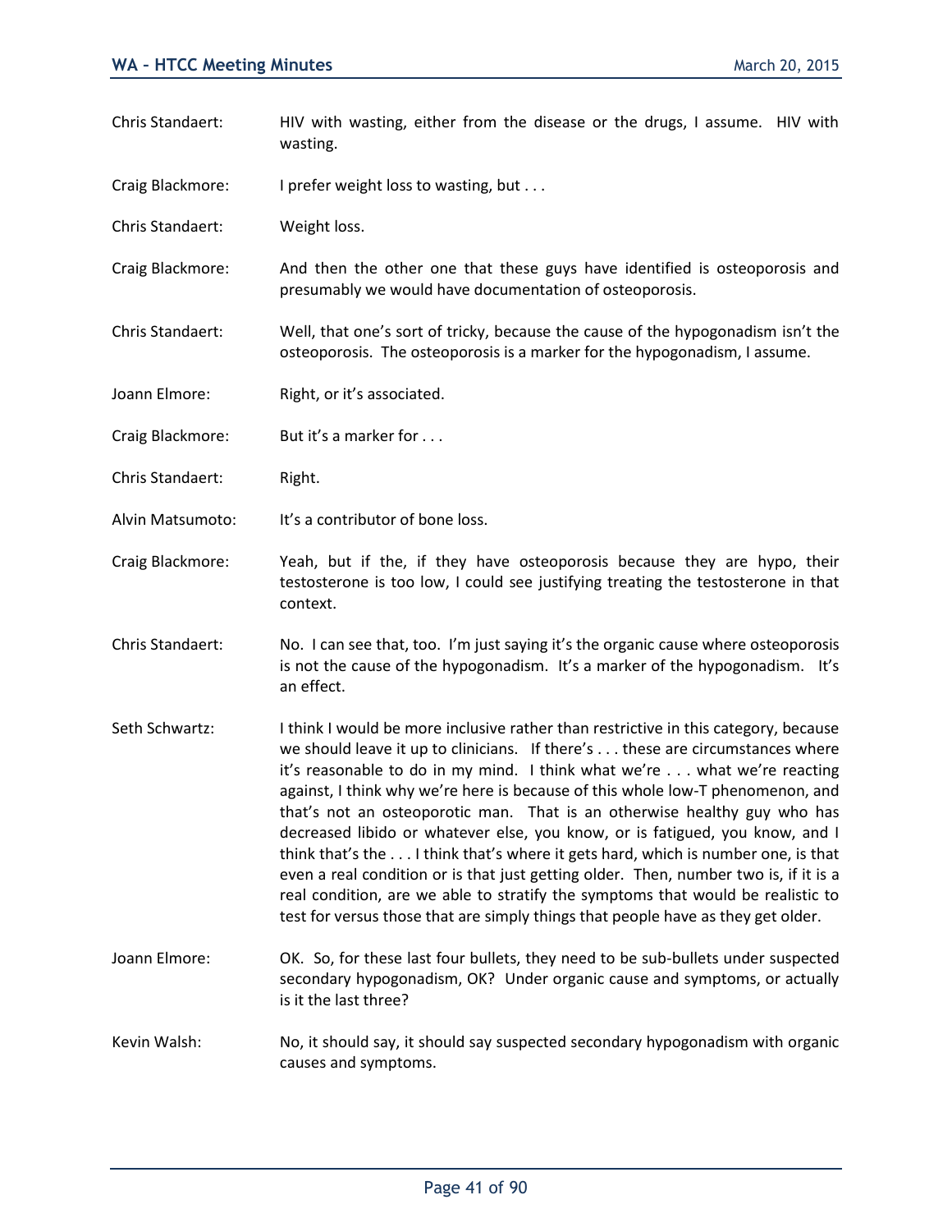Chris Standaert: HIV with wasting, either from the disease or the drugs, I assume. HIV with wasting.

Craig Blackmore: I prefer weight loss to wasting, but . . .

Chris Standaert: Weight loss.

Craig Blackmore: And then the other one that these guys have identified is osteoporosis and presumably we would have documentation of osteoporosis.

Chris Standaert: Well, that one's sort of tricky, because the cause of the hypogonadism isn't the osteoporosis. The osteoporosis is a marker for the hypogonadism, I assume.

Joann Elmore: Right, or it's associated.

Craig Blackmore: But it's a marker for . . .

Chris Standaert: Right.

Alvin Matsumoto: It's a contributor of bone loss.

Craig Blackmore: Yeah, but if the, if they have osteoporosis because they are hypo, their testosterone is too low, I could see justifying treating the testosterone in that context.

Chris Standaert: No. I can see that, too. I'm just saying it's the organic cause where osteoporosis is not the cause of the hypogonadism. It's a marker of the hypogonadism. It's an effect.

Seth Schwartz: I think I would be more inclusive rather than restrictive in this category, because we should leave it up to clinicians. If there's . . . these are circumstances where it's reasonable to do in my mind. I think what we're . . . what we're reacting against, I think why we're here is because of this whole low-T phenomenon, and that's not an osteoporotic man. That is an otherwise healthy guy who has decreased libido or whatever else, you know, or is fatigued, you know, and I think that's the . . . I think that's where it gets hard, which is number one, is that even a real condition or is that just getting older. Then, number two is, if it is a real condition, are we able to stratify the symptoms that would be realistic to test for versus those that are simply things that people have as they get older.

Joann Elmore: OK. So, for these last four bullets, they need to be sub-bullets under suspected secondary hypogonadism, OK? Under organic cause and symptoms, or actually is it the last three?

Kevin Walsh: No, it should say, it should say suspected secondary hypogonadism with organic causes and symptoms.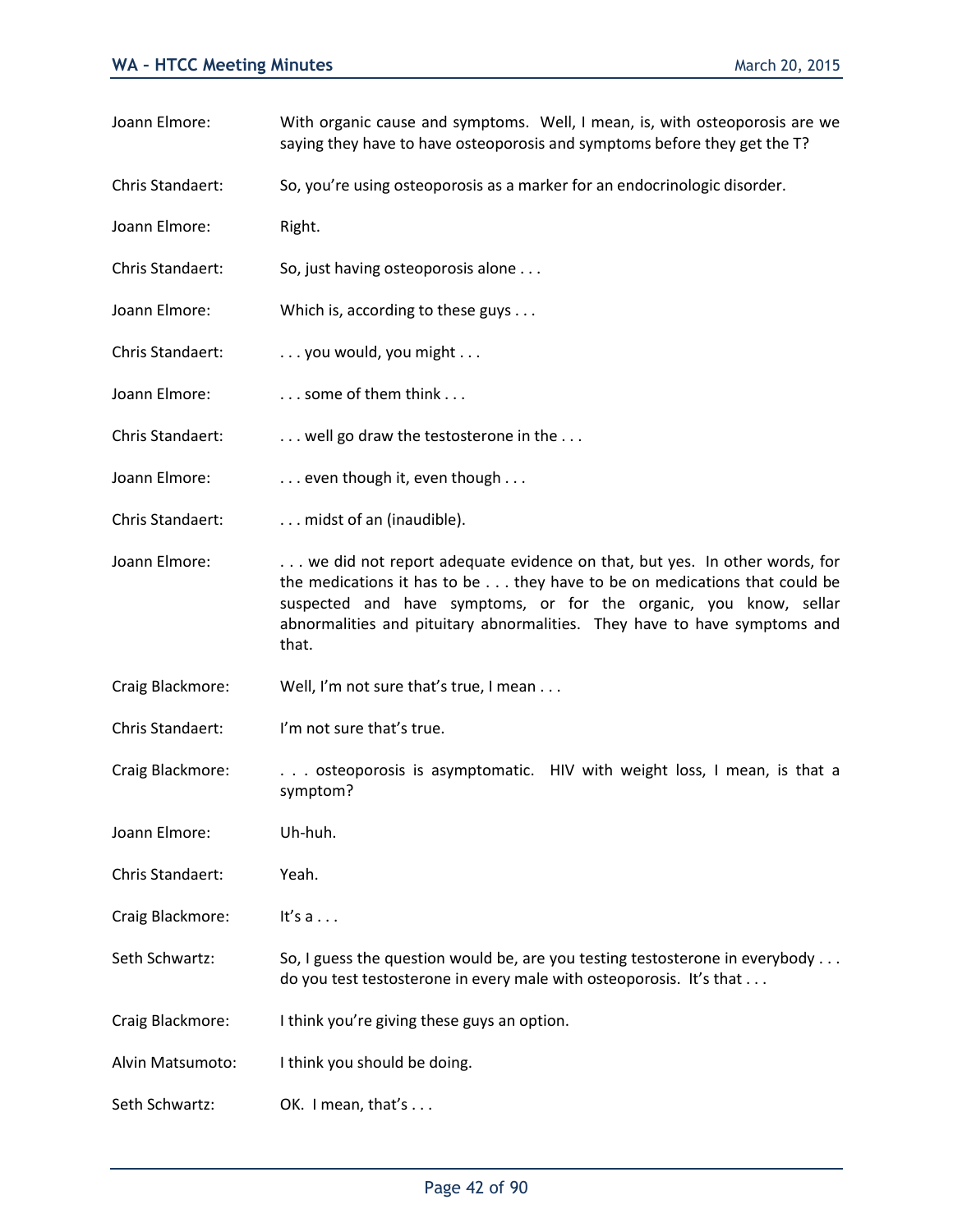Joann Elmore: With organic cause and symptoms. Well, I mean, is, with osteoporosis are we saying they have to have osteoporosis and symptoms before they get the T?

Chris Standaert: So, you're using osteoporosis as a marker for an endocrinologic disorder.

Joann Elmore: Right.

Chris Standaert: So, just having osteoporosis alone . . .

Joann Elmore: Which is, according to these guys . . .

Chris Standaert: . . . you would, you might . . .

Joann Elmore: . . . some of them think . . .

Chris Standaert: . . . well go draw the testosterone in the . . .

Joann Elmore: . . . even though it, even though . . .

Chris Standaert: . . . midst of an (inaudible).

Joann Elmore: . . . we did not report adequate evidence on that, but yes. In other words, for the medications it has to be . . . they have to be on medications that could be suspected and have symptoms, or for the organic, you know, sellar abnormalities and pituitary abnormalities. They have to have symptoms and that.

Craig Blackmore: Well, I'm not sure that's true, I mean . . .

Chris Standaert: I'm not sure that's true.

Craig Blackmore: . . . osteoporosis is asymptomatic. HIV with weight loss, I mean, is that a symptom?

Joann Elmore: Uh-huh.

Chris Standaert: Yeah.

Craig Blackmore: It's a . . .

Seth Schwartz: So, I guess the question would be, are you testing testosterone in everybody . . . do you test testosterone in every male with osteoporosis. It's that . . .

Craig Blackmore: I think you're giving these guys an option.

Alvin Matsumoto: I think you should be doing.

Seth Schwartz: OK. I mean, that's . . .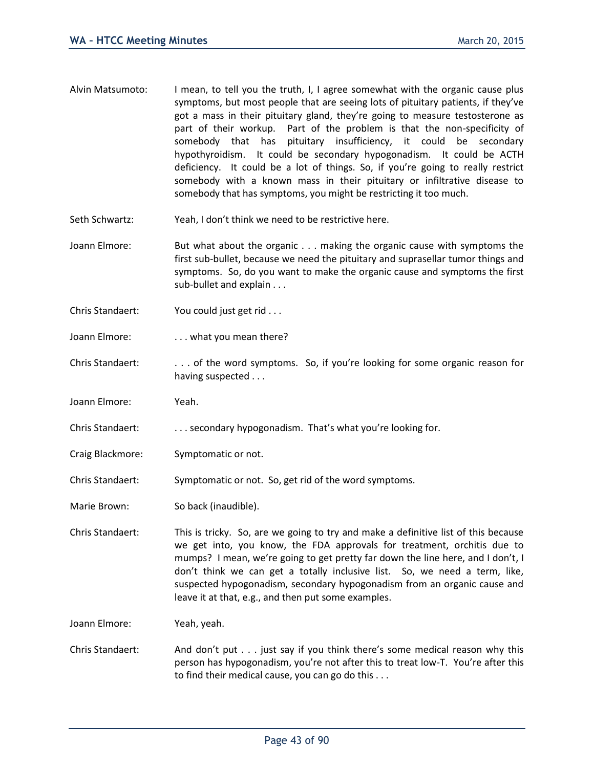Alvin Matsumoto: I mean, to tell you the truth, I, I agree somewhat with the organic cause plus symptoms, but most people that are seeing lots of pituitary patients, if they've got a mass in their pituitary gland, they're going to measure testosterone as part of their workup. Part of the problem is that the non-specificity of somebody that has pituitary insufficiency, it could be secondary hypothyroidism. It could be secondary hypogonadism. It could be ACTH deficiency. It could be a lot of things. So, if you're going to really restrict somebody with a known mass in their pituitary or infiltrative disease to somebody that has symptoms, you might be restricting it too much.

Seth Schwartz: Yeah, I don't think we need to be restrictive here.

Joann Elmore: But what about the organic . . . making the organic cause with symptoms the first sub-bullet, because we need the pituitary and suprasellar tumor things and symptoms. So, do you want to make the organic cause and symptoms the first sub-bullet and explain . . .

Chris Standaert: You could just get rid . . .

Joann Elmore: . . . what you mean there?

Chris Standaert: . . . of the word symptoms. So, if you're looking for some organic reason for having suspected . . .

Joann Elmore: Yeah.

Chris Standaert: . . . secondary hypogonadism. That's what you're looking for.

Craig Blackmore: Symptomatic or not.

Chris Standaert: Symptomatic or not. So, get rid of the word symptoms.

Marie Brown: So back (inaudible).

Chris Standaert: This is tricky. So, are we going to try and make a definitive list of this because we get into, you know, the FDA approvals for treatment, orchitis due to mumps? I mean, we're going to get pretty far down the line here, and I don't, I don't think we can get a totally inclusive list. So, we need a term, like, suspected hypogonadism, secondary hypogonadism from an organic cause and leave it at that, e.g., and then put some examples.

Joann Elmore: Yeah, yeah.

Chris Standaert: And don't put . . . just say if you think there's some medical reason why this person has hypogonadism, you're not after this to treat low-T. You're after this to find their medical cause, you can go do this . . .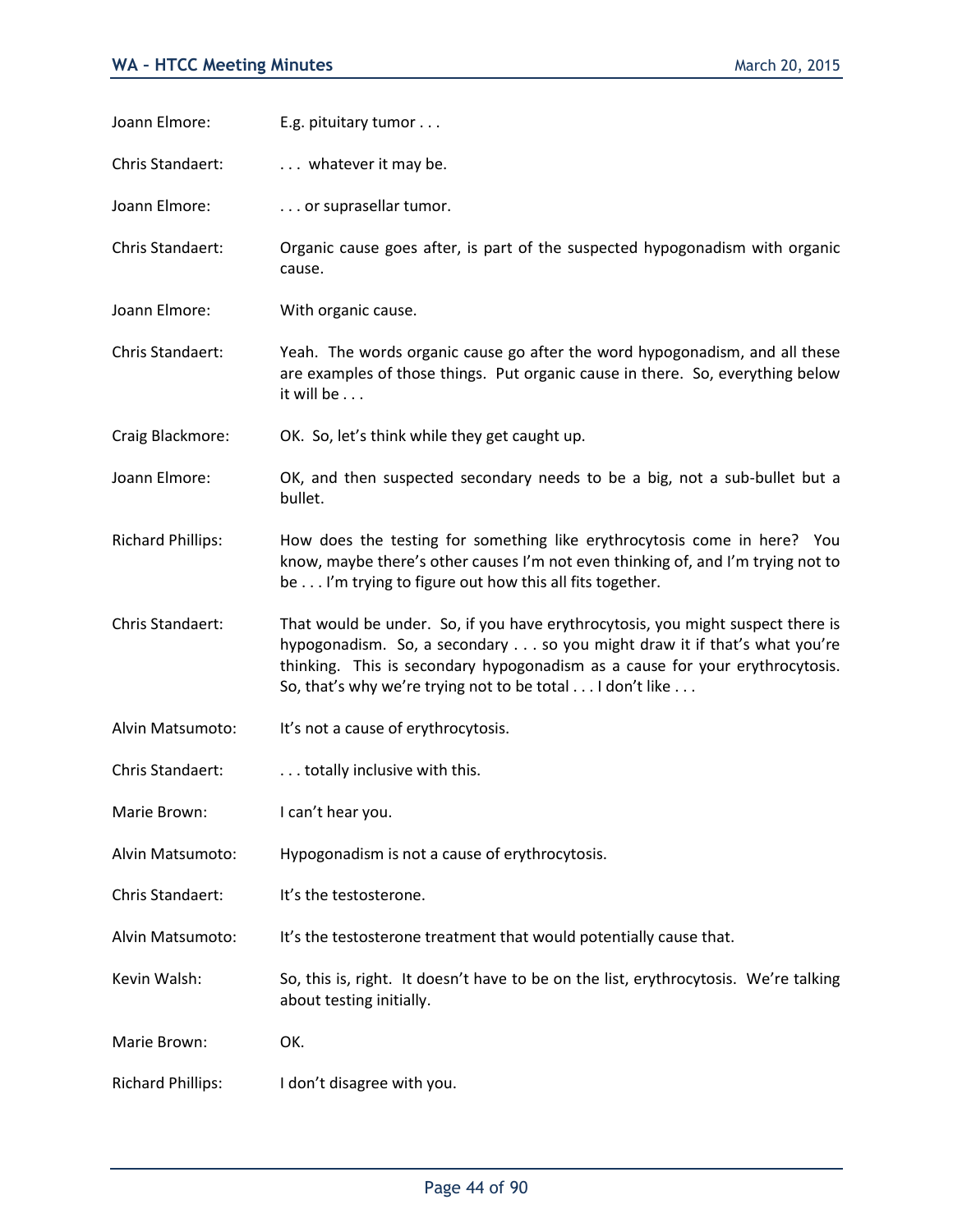Joann Elmore: E.g. pituitary tumor . . .

Chris Standaert: . . . whatever it may be.

Joann Elmore: . . . or suprasellar tumor.

Chris Standaert: Organic cause goes after, is part of the suspected hypogonadism with organic cause.

Joann Elmore: With organic cause.

Chris Standaert: Yeah. The words organic cause go after the word hypogonadism, and all these are examples of those things. Put organic cause in there. So, everything below it will be . . .

Craig Blackmore: OK. So, let's think while they get caught up.

Joann Elmore: OK, and then suspected secondary needs to be a big, not a sub-bullet but a bullet.

Richard Phillips: How does the testing for something like erythrocytosis come in here? You know, maybe there's other causes I'm not even thinking of, and I'm trying not to be . . . I'm trying to figure out how this all fits together.

Chris Standaert: That would be under. So, if you have erythrocytosis, you might suspect there is hypogonadism. So, a secondary . . . so you might draw it if that's what you're thinking. This is secondary hypogonadism as a cause for your erythrocytosis. So, that's why we're trying not to be total . . . I don't like . . .

Alvin Matsumoto: It's not a cause of erythrocytosis.

Chris Standaert: . . . totally inclusive with this.

Marie Brown: I can't hear you.

Alvin Matsumoto: Hypogonadism is not a cause of erythrocytosis.

Chris Standaert: It's the testosterone.

Alvin Matsumoto: It's the testosterone treatment that would potentially cause that.

Kevin Walsh: So, this is, right. It doesn't have to be on the list, erythrocytosis. We're talking about testing initially.

Marie Brown: OK.

Richard Phillips: I don't disagree with you.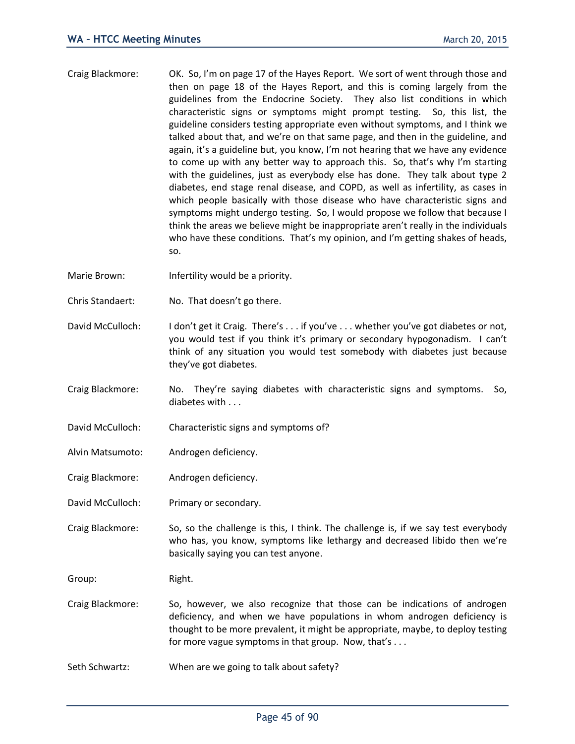Craig Blackmore: OK. So, I'm on page 17 of the Hayes Report. We sort of went through those and then on page 18 of the Hayes Report, and this is coming largely from the guidelines from the Endocrine Society. They also list conditions in which characteristic signs or symptoms might prompt testing. So, this list, the guideline considers testing appropriate even without symptoms, and I think we talked about that, and we're on that same page, and then in the guideline, and again, it's a guideline but, you know, I'm not hearing that we have any evidence to come up with any better way to approach this. So, that's why I'm starting with the guidelines, just as everybody else has done. They talk about type 2 diabetes, end stage renal disease, and COPD, as well as infertility, as cases in which people basically with those disease who have characteristic signs and symptoms might undergo testing. So, I would propose we follow that because I think the areas we believe might be inappropriate aren't really in the individuals who have these conditions. That's my opinion, and I'm getting shakes of heads, so.

Marie Brown: Infertility would be a priority.

Chris Standaert: No. That doesn't go there.

David McCulloch: I don't get it Craig. There's . . . if you've . . . whether you've got diabetes or not, you would test if you think it's primary or secondary hypogonadism. I can't think of any situation you would test somebody with diabetes just because they've got diabetes.

Craig Blackmore: No. They're saying diabetes with characteristic signs and symptoms. So, diabetes with . . .

David McCulloch: Characteristic signs and symptoms of?

Alvin Matsumoto: Androgen deficiency.

Craig Blackmore: Androgen deficiency.

David McCulloch: Primary or secondary.

Craig Blackmore: So, so the challenge is this, I think. The challenge is, if we say test everybody who has, you know, symptoms like lethargy and decreased libido then we're basically saying you can test anyone.

Group: Right.

Craig Blackmore: So, however, we also recognize that those can be indications of androgen deficiency, and when we have populations in whom androgen deficiency is thought to be more prevalent, it might be appropriate, maybe, to deploy testing for more vague symptoms in that group. Now, that's . . .

Seth Schwartz: When are we going to talk about safety?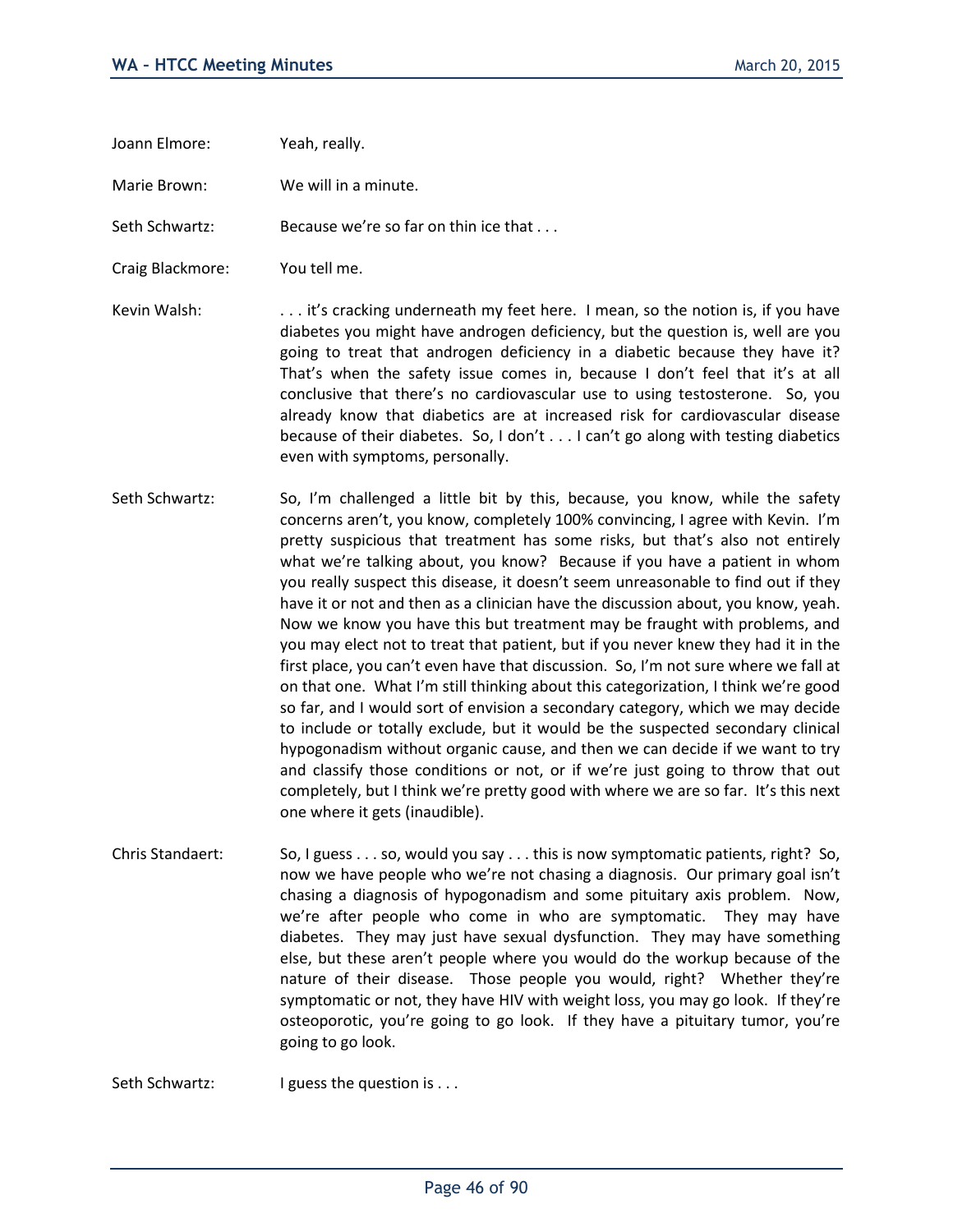Joann Elmore: Yeah, really.

Marie Brown: We will in a minute.

Seth Schwartz: Because we're so far on thin ice that . . .

Craig Blackmore: You tell me.

Kevin Walsh: . . . it's cracking underneath my feet here. I mean, so the notion is, if you have diabetes you might have androgen deficiency, but the question is, well are you going to treat that androgen deficiency in a diabetic because they have it? That's when the safety issue comes in, because I don't feel that it's at all conclusive that there's no cardiovascular use to using testosterone. So, you already know that diabetics are at increased risk for cardiovascular disease because of their diabetes. So, I don't . . . I can't go along with testing diabetics even with symptoms, personally.

Seth Schwartz: So, I'm challenged a little bit by this, because, you know, while the safety concerns aren't, you know, completely 100% convincing, I agree with Kevin. I'm pretty suspicious that treatment has some risks, but that's also not entirely what we're talking about, you know? Because if you have a patient in whom you really suspect this disease, it doesn't seem unreasonable to find out if they have it or not and then as a clinician have the discussion about, you know, yeah. Now we know you have this but treatment may be fraught with problems, and you may elect not to treat that patient, but if you never knew they had it in the first place, you can't even have that discussion. So, I'm not sure where we fall at on that one. What I'm still thinking about this categorization, I think we're good so far, and I would sort of envision a secondary category, which we may decide to include or totally exclude, but it would be the suspected secondary clinical hypogonadism without organic cause, and then we can decide if we want to try and classify those conditions or not, or if we're just going to throw that out completely, but I think we're pretty good with where we are so far. It's this next one where it gets (inaudible).

Chris Standaert: So, I guess . . . so, would you say . . . this is now symptomatic patients, right? So, now we have people who we're not chasing a diagnosis. Our primary goal isn't chasing a diagnosis of hypogonadism and some pituitary axis problem. Now, we're after people who come in who are symptomatic. They may have diabetes. They may just have sexual dysfunction. They may have something else, but these aren't people where you would do the workup because of the nature of their disease. Those people you would, right? Whether they're symptomatic or not, they have HIV with weight loss, you may go look. If they're osteoporotic, you're going to go look. If they have a pituitary tumor, you're going to go look.

Seth Schwartz: I guess the question is . . .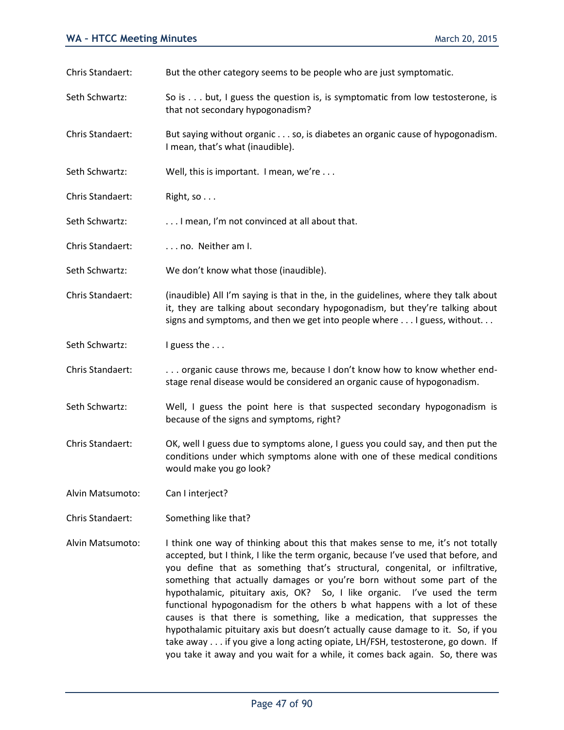Chris Standaert: But the other category seems to be people who are just symptomatic.

Seth Schwartz: So is . . . but, I guess the question is, is symptomatic from low testosterone, is that not secondary hypogonadism?

Chris Standaert: But saying without organic . . . so, is diabetes an organic cause of hypogonadism. I mean, that's what (inaudible).

Seth Schwartz: Well, this is important. I mean, we're . . .

Chris Standaert: Right, so . . .

Seth Schwartz: . . . I mean, I'm not convinced at all about that.

Chris Standaert: . . . no. Neither am I.

Seth Schwartz: We don't know what those (inaudible).

Chris Standaert: (inaudible) All I'm saying is that in the, in the guidelines, where they talk about it, they are talking about secondary hypogonadism, but they're talking about signs and symptoms, and then we get into people where . . . I guess, without. . .

Seth Schwartz: I guess the . . .

Chris Standaert: . . . organic cause throws me, because I don't know how to know whether end-stage renal disease would be considered an organic cause of hypogonadism.

Seth Schwartz: Well, I guess the point here is that suspected secondary hypogonadism is because of the signs and symptoms, right?

Chris Standaert: OK, well I guess due to symptoms alone, I guess you could say, and then put the conditions under which symptoms alone with one of these medical conditions would make you go look?

Alvin Matsumoto: Can I interject?

Chris Standaert: Something like that?

Alvin Matsumoto: I think one way of thinking about this that makes sense to me, it's not totally accepted, but I think, I like the term organic, because I've used that before, and you define that as something that's structural, congenital, or infiltrative, something that actually damages or you're born without some part of the hypothalamic, pituitary axis, OK? So, I like organic. I've used the term functional hypogonadism for the others b what happens with a lot of these causes is that there is something, like a medication, that suppresses the hypothalamic pituitary axis but doesn't actually cause damage to it. So, if you take away . . . if you give a long acting opiate, LH/FSH, testosterone, go down. If you take it away and you wait for a while, it comes back again. So, there was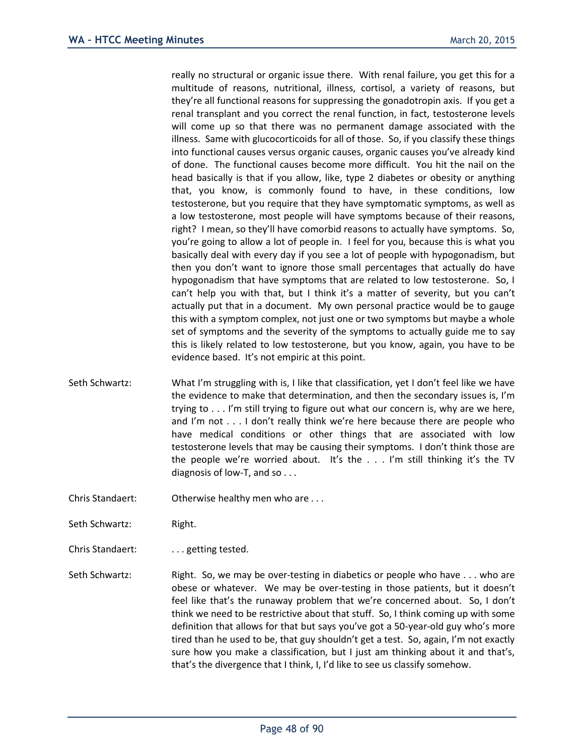really no structural or organic issue there. With renal failure, you get this for a multitude of reasons, nutritional, illness, cortisol, a variety of reasons, but they're all functional reasons for suppressing the gonadotropin axis. If you get a renal transplant and you correct the renal function, in fact, testosterone levels will come up so that there was no permanent damage associated with the illness. Same with glucocorticoids for all of those. So, if you classify these things into functional causes versus organic causes, organic causes you've already kind of done. The functional causes become more difficult. You hit the nail on the head basically is that if you allow, like, type 2 diabetes or obesity or anything that, you know, is commonly found to have, in these conditions, low testosterone, but you require that they have symptomatic symptoms, as well as a low testosterone, most people will have symptoms because of their reasons, right? I mean, so they'll have comorbid reasons to actually have symptoms. So, you're going to allow a lot of people in. I feel for you, because this is what you basically deal with every day if you see a lot of people with hypogonadism, but then you don't want to ignore those small percentages that actually do have hypogonadism that have symptoms that are related to low testosterone. So, I can't help you with that, but I think it's a matter of severity, but you can't actually put that in a document. My own personal practice would be to gauge this with a symptom complex, not just one or two symptoms but maybe a whole set of symptoms and the severity of the symptoms to actually guide me to say this is likely related to low testosterone, but you know, again, you have to be evidence based. It's not empiric at this point.

Seth Schwartz: What I'm struggling with is, I like that classification, yet I don't feel like we have the evidence to make that determination, and then the secondary issues is, I'm trying to . . . I'm still trying to figure out what our concern is, why are we here, and I'm not . . . I don't really think we're here because there are people who have medical conditions or other things that are associated with low testosterone levels that may be causing their symptoms. I don't think those are the people we're worried about. It's the . . . I'm still thinking it's the TV diagnosis of low-T, and so . . .

Chris Standaert: Otherwise healthy men who are . . .

Seth Schwartz: Right.

Chris Standaert: . . . getting tested.

Seth Schwartz: Right. So, we may be over-testing in diabetics or people who have . . . who are obese or whatever. We may be over-testing in those patients, but it doesn't feel like that's the runaway problem that we're concerned about. So, I don't think we need to be restrictive about that stuff. So, I think coming up with some definition that allows for that but says you've got a 50-year-old guy who's more tired than he used to be, that guy shouldn't get a test. So, again, I'm not exactly sure how you make a classification, but I just am thinking about it and that's, that's the divergence that I think, I, I'd like to see us classify somehow.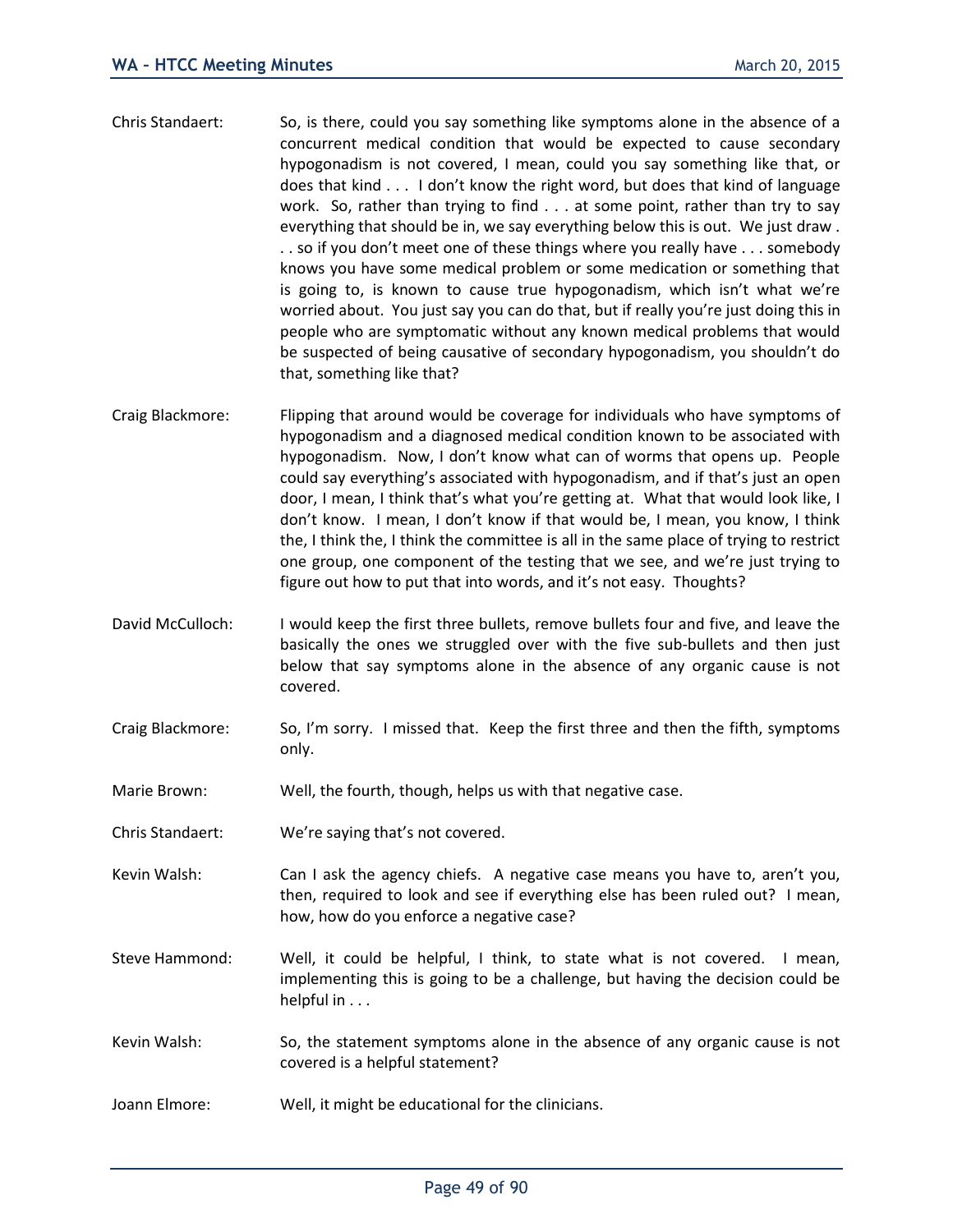Chris Standaert: So, is there, could you say something like symptoms alone in the absence of a concurrent medical condition that would be expected to cause secondary hypogonadism is not covered, I mean, could you say something like that, or does that kind . . . I don't know the right word, but does that kind of language work. So, rather than trying to find . . . at some point, rather than try to say everything that should be in, we say everything below this is out. We just draw . . . so if you don't meet one of these things where you really have . . . somebody knows you have some medical problem or some medication or something that is going to, is known to cause true hypogonadism, which isn't what we're worried about. You just say you can do that, but if really you're just doing this in people who are symptomatic without any known medical problems that would be suspected of being causative of secondary hypogonadism, you shouldn't do that, something like that?

Craig Blackmore: Flipping that around would be coverage for individuals who have symptoms of hypogonadism and a diagnosed medical condition known to be associated with hypogonadism. Now, I don't know what can of worms that opens up. People could say everything's associated with hypogonadism, and if that's just an open door, I mean, I think that's what you're getting at. What that would look like, I don't know. I mean, I don't know if that would be, I mean, you know, I think the, I think the, I think the committee is all in the same place of trying to restrict one group, one component of the testing that we see, and we're just trying to figure out how to put that into words, and it's not easy. Thoughts?

David McCulloch: I would keep the first three bullets, remove bullets four and five, and leave the basically the ones we struggled over with the five sub-bullets and then just below that say symptoms alone in the absence of any organic cause is not covered.

Craig Blackmore: So, I'm sorry. I missed that. Keep the first three and then the fifth, symptoms only.

Marie Brown: Well, the fourth, though, helps us with that negative case.

Chris Standaert: We're saying that's not covered.

Kevin Walsh: Can I ask the agency chiefs. A negative case means you have to, aren't you, then, required to look and see if everything else has been ruled out? I mean, how, how do you enforce a negative case?

Steve Hammond: Well, it could be helpful, I think, to state what is not covered. I mean, implementing this is going to be a challenge, but having the decision could be helpful in . . .

Kevin Walsh: So, the statement symptoms alone in the absence of any organic cause is not covered is a helpful statement?

Joann Elmore: Well, it might be educational for the clinicians.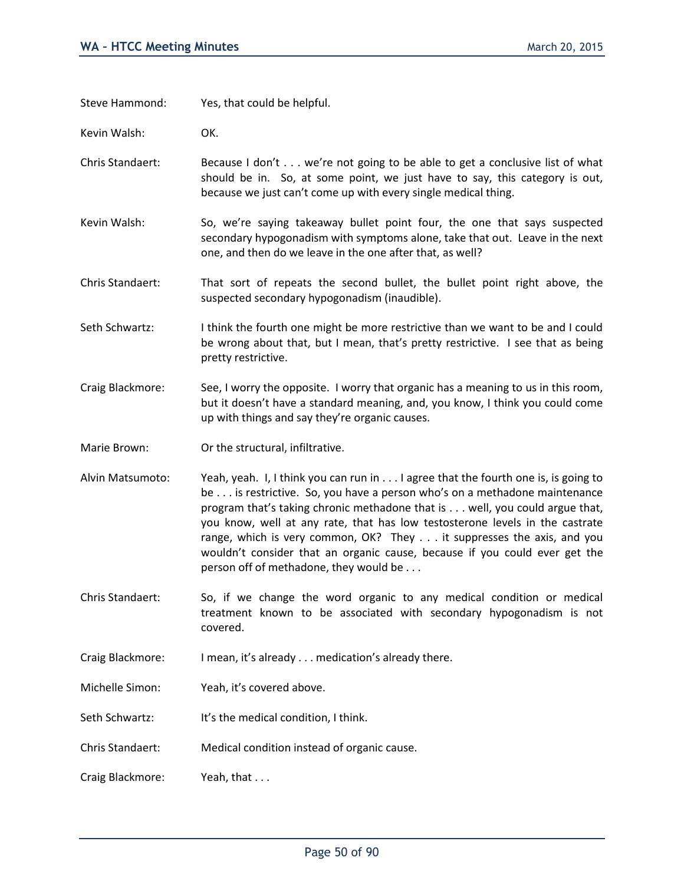Steve Hammond: Yes, that could be helpful.

Kevin Walsh: OK.

Chris Standaert: Because I don't . . . we're not going to be able to get a conclusive list of what should be in. So, at some point, we just have to say, this category is out, because we just can't come up with every single medical thing.

Kevin Walsh: So, we're saying takeaway bullet point four, the one that says suspected secondary hypogonadism with symptoms alone, take that out. Leave in the next one, and then do we leave in the one after that, as well?

Chris Standaert: That sort of repeats the second bullet, the bullet point right above, the suspected secondary hypogonadism (inaudible).

Seth Schwartz: I think the fourth one might be more restrictive than we want to be and I could be wrong about that, but I mean, that's pretty restrictive. I see that as being pretty restrictive.

Craig Blackmore: See, I worry the opposite. I worry that organic has a meaning to us in this room, but it doesn't have a standard meaning, and, you know, I think you could come up with things and say they're organic causes.

Marie Brown: Or the structural, infiltrative.

Alvin Matsumoto: Yeah, yeah. I, I think you can run in . . . I agree that the fourth one is, is going to be . . . is restrictive. So, you have a person who's on a methadone maintenance program that's taking chronic methadone that is . . . well, you could argue that, you know, well at any rate, that has low testosterone levels in the castrate range, which is very common, OK? They . . . it suppresses the axis, and you wouldn't consider that an organic cause, because if you could ever get the person off of methadone, they would be . . .

Chris Standaert: So, if we change the word organic to any medical condition or medical treatment known to be associated with secondary hypogonadism is not covered.

Craig Blackmore: I mean, it's already . . . medication's already there.

Michelle Simon: Yeah, it's covered above.

Seth Schwartz: It's the medical condition, I think.

Chris Standaert: Medical condition instead of organic cause.

Craig Blackmore: Yeah, that . . .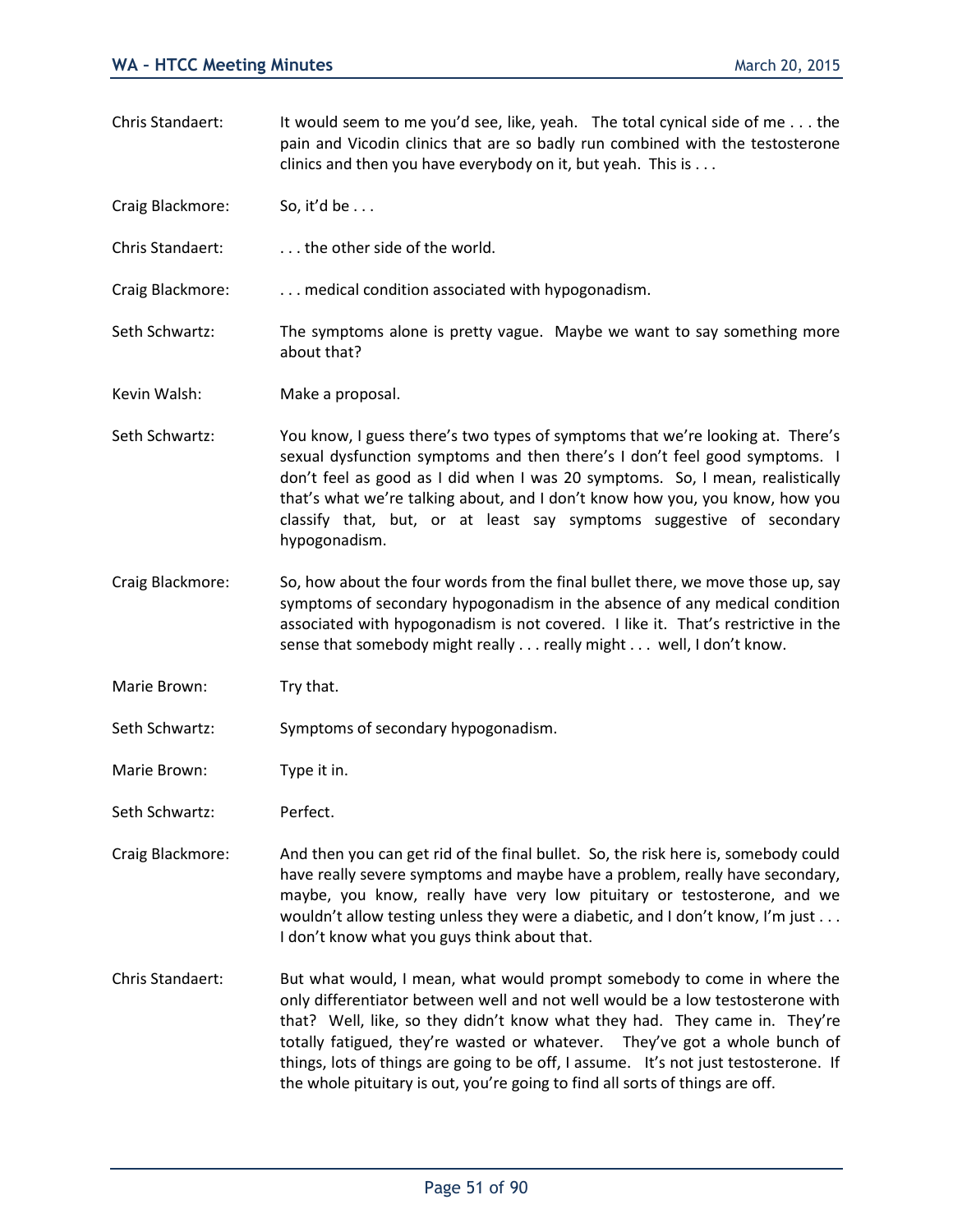Chris Standaert: It would seem to me you'd see, like, yeah. The total cynical side of me . . . the pain and Vicodin clinics that are so badly run combined with the testosterone clinics and then you have everybody on it, but yeah. This is . . .

Craig Blackmore: So, it'd be . . .

Chris Standaert: . . . the other side of the world.

Craig Blackmore: . . . medical condition associated with hypogonadism.

Seth Schwartz: The symptoms alone is pretty vague. Maybe we want to say something more about that?

Kevin Walsh: Make a proposal.

Seth Schwartz: You know, I guess there's two types of symptoms that we're looking at. There's sexual dysfunction symptoms and then there's I don't feel good symptoms. I don't feel as good as I did when I was 20 symptoms. So, I mean, realistically that's what we're talking about, and I don't know how you, you know, how you classify that, but, or at least say symptoms suggestive of secondary hypogonadism.

Craig Blackmore: So, how about the four words from the final bullet there, we move those up, say symptoms of secondary hypogonadism in the absence of any medical condition associated with hypogonadism is not covered. I like it. That's restrictive in the sense that somebody might really . . . really might . . . well, I don't know.

Marie Brown: Try that.

Seth Schwartz: Symptoms of secondary hypogonadism.

Marie Brown: Type it in.

Seth Schwartz: Perfect.

Craig Blackmore: And then you can get rid of the final bullet. So, the risk here is, somebody could have really severe symptoms and maybe have a problem, really have secondary, maybe, you know, really have very low pituitary or testosterone, and we wouldn't allow testing unless they were a diabetic, and I don't know, I'm just . . . I don't know what you guys think about that.

Chris Standaert: But what would, I mean, what would prompt somebody to come in where the only differentiator between well and not well would be a low testosterone with that? Well, like, so they didn't know what they had. They came in. They're totally fatigued, they're wasted or whatever. They've got a whole bunch of things, lots of things are going to be off, I assume. It's not just testosterone. If the whole pituitary is out, you're going to find all sorts of things are off.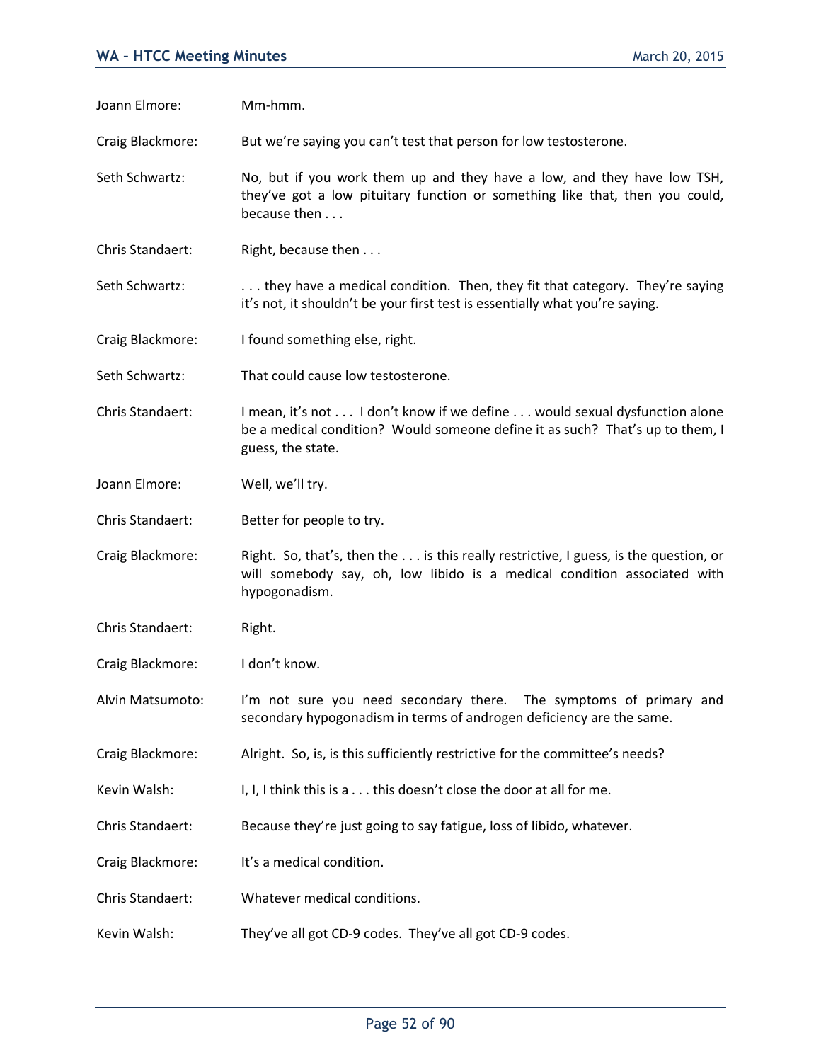Joann Elmore: Mm-hmm.

Craig Blackmore: But we're saying you can't test that person for low testosterone.

Seth Schwartz: No, but if you work them up and they have a low, and they have low TSH, they've got a low pituitary function or something like that, then you could, because then . . .

Chris Standaert: Right, because then . . .

Seth Schwartz: . . . they have a medical condition. Then, they fit that category. They're saying it's not, it shouldn't be your first test is essentially what you're saying.

Craig Blackmore: I found something else, right.

Seth Schwartz: That could cause low testosterone.

Chris Standaert: I mean, it's not . . . I don't know if we define . . . would sexual dysfunction alone be a medical condition? Would someone define it as such? That's up to them, I guess, the state.

Joann Elmore: Well, we'll try.

Chris Standaert: Better for people to try.

Craig Blackmore: Right. So, that's, then the . . . is this really restrictive, I guess, is the question, or will somebody say, oh, low libido is a medical condition associated with hypogonadism.

Chris Standaert: Right.

Craig Blackmore: I don't know.

Alvin Matsumoto: I'm not sure you need secondary there. The symptoms of primary and secondary hypogonadism in terms of androgen deficiency are the same.

Craig Blackmore: Alright. So, is, is this sufficiently restrictive for the committee's needs?

Kevin Walsh: I, I, I think this is a . . . this doesn't close the door at all for me.

Chris Standaert: Because they're just going to say fatigue, loss of libido, whatever.

Craig Blackmore: It's a medical condition.

Chris Standaert: Whatever medical conditions.

Kevin Walsh: They've all got CD-9 codes. They've all got CD-9 codes.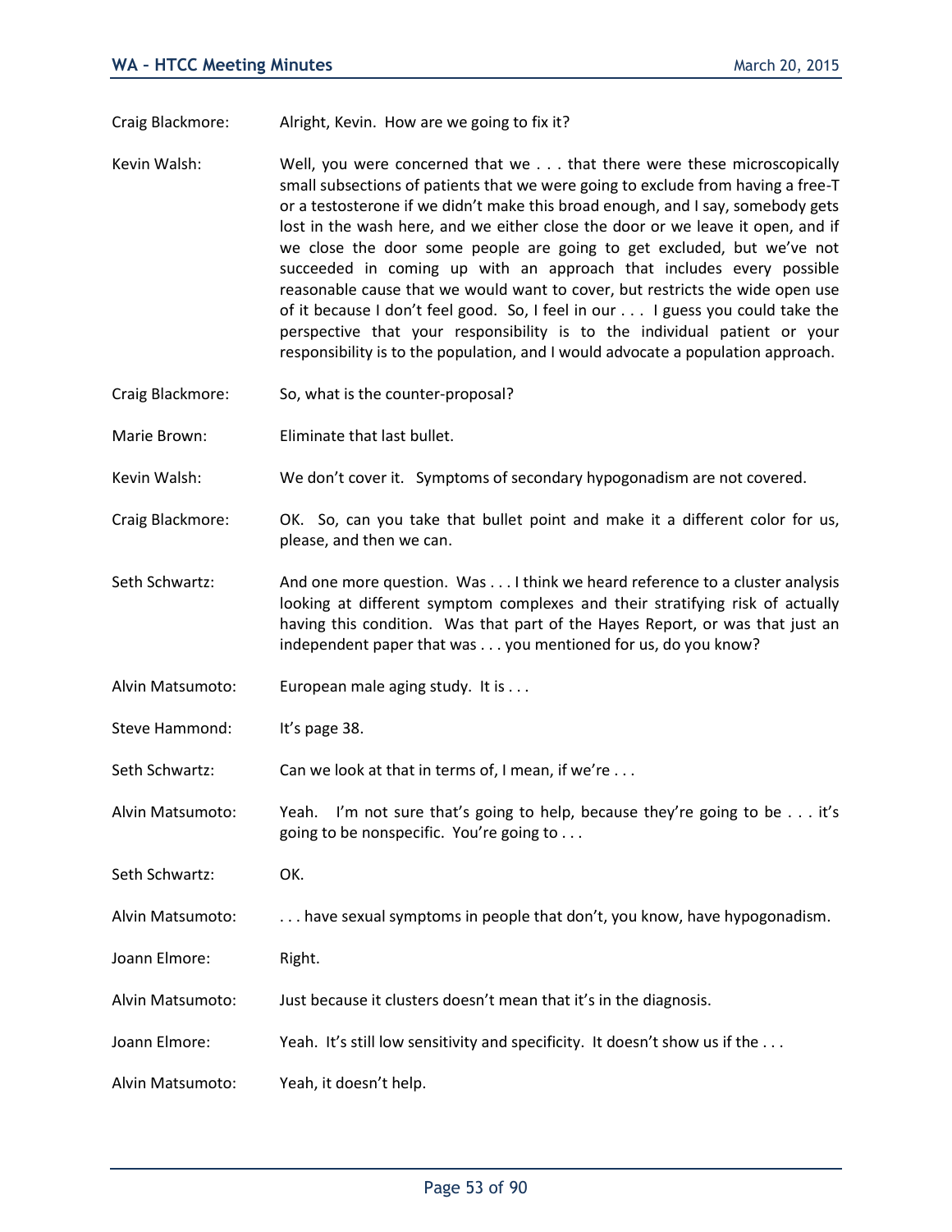Craig Blackmore: Alright, Kevin. How are we going to fix it?

Kevin Walsh: Well, you were concerned that we . . . that there were these microscopically small subsections of patients that we were going to exclude from having a free-T or a testosterone if we didn't make this broad enough, and I say, somebody gets lost in the wash here, and we either close the door or we leave it open, and if we close the door some people are going to get excluded, but we've not succeeded in coming up with an approach that includes every possible reasonable cause that we would want to cover, but restricts the wide open use of it because I don't feel good. So, I feel in our . . . I guess you could take the perspective that your responsibility is to the individual patient or your responsibility is to the population, and I would advocate a population approach.

Craig Blackmore: So, what is the counter-proposal?

Marie Brown: Eliminate that last bullet.

Kevin Walsh: We don't cover it. Symptoms of secondary hypogonadism are not covered.

Craig Blackmore: OK. So, can you take that bullet point and make it a different color for us, please, and then we can.

Seth Schwartz: And one more question. Was . . . I think we heard reference to a cluster analysis looking at different symptom complexes and their stratifying risk of actually having this condition. Was that part of the Hayes Report, or was that just an independent paper that was . . . you mentioned for us, do you know?

Alvin Matsumoto: European male aging study. It is . . .

Steve Hammond: It's page 38.

Seth Schwartz: Can we look at that in terms of, I mean, if we're . . .

Alvin Matsumoto: Yeah. I'm not sure that's going to help, because they're going to be . . . it's going to be nonspecific. You're going to . . .

Seth Schwartz: OK.

Alvin Matsumoto: . . . have sexual symptoms in people that don't, you know, have hypogonadism.

Joann Elmore: Right.

Alvin Matsumoto: Just because it clusters doesn't mean that it's in the diagnosis.

Joann Elmore: Yeah. It's still low sensitivity and specificity. It doesn't show us if the . . .

Alvin Matsumoto: Yeah, it doesn't help.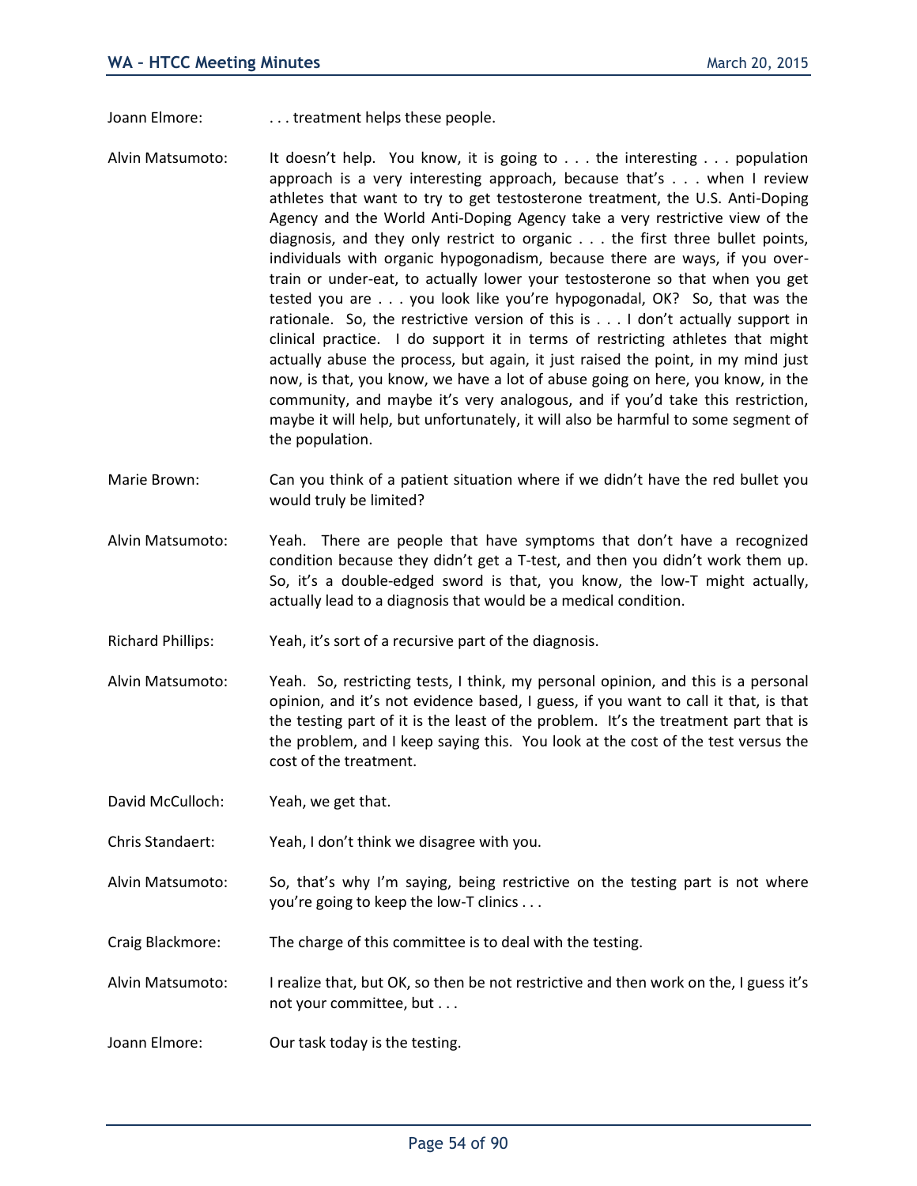Joann Elmore: . . . treatment helps these people.

Alvin Matsumoto: It doesn't help. You know, it is going to . . . the interesting . . . population approach is a very interesting approach, because that's . . . when I review athletes that want to try to get testosterone treatment, the U.S. Anti-Doping Agency and the World Anti-Doping Agency take a very restrictive view of the diagnosis, and they only restrict to organic . . . the first three bullet points, individuals with organic hypogonadism, because there are ways, if you over-train or under-eat, to actually lower your testosterone so that when you get tested you are . . . you look like you're hypogonadal, OK? So, that was the rationale. So, the restrictive version of this is . . . I don't actually support in clinical practice. I do support it in terms of restricting athletes that might actually abuse the process, but again, it just raised the point, in my mind just now, is that, you know, we have a lot of abuse going on here, you know, in the community, and maybe it's very analogous, and if you'd take this restriction, maybe it will help, but unfortunately, it will also be harmful to some segment of the population.

Marie Brown: Can you think of a patient situation where if we didn't have the red bullet you would truly be limited?

Alvin Matsumoto: Yeah. There are people that have symptoms that don't have a recognized condition because they didn't get a T-test, and then you didn't work them up. So, it's a double-edged sword is that, you know, the low-T might actually, actually lead to a diagnosis that would be a medical condition.

Richard Phillips: Yeah, it's sort of a recursive part of the diagnosis.

Alvin Matsumoto: Yeah. So, restricting tests, I think, my personal opinion, and this is a personal opinion, and it's not evidence based, I guess, if you want to call it that, is that the testing part of it is the least of the problem. It's the treatment part that is the problem, and I keep saying this. You look at the cost of the test versus the cost of the treatment.

David McCulloch: Yeah, we get that.

Chris Standaert: Yeah, I don't think we disagree with you.

Alvin Matsumoto: So, that's why I'm saying, being restrictive on the testing part is not where you're going to keep the low-T clinics . . .

Craig Blackmore: The charge of this committee is to deal with the testing.

Alvin Matsumoto: I realize that, but OK, so then be not restrictive and then work on the, I guess it's not your committee, but . . .

Joann Elmore: Our task today is the testing.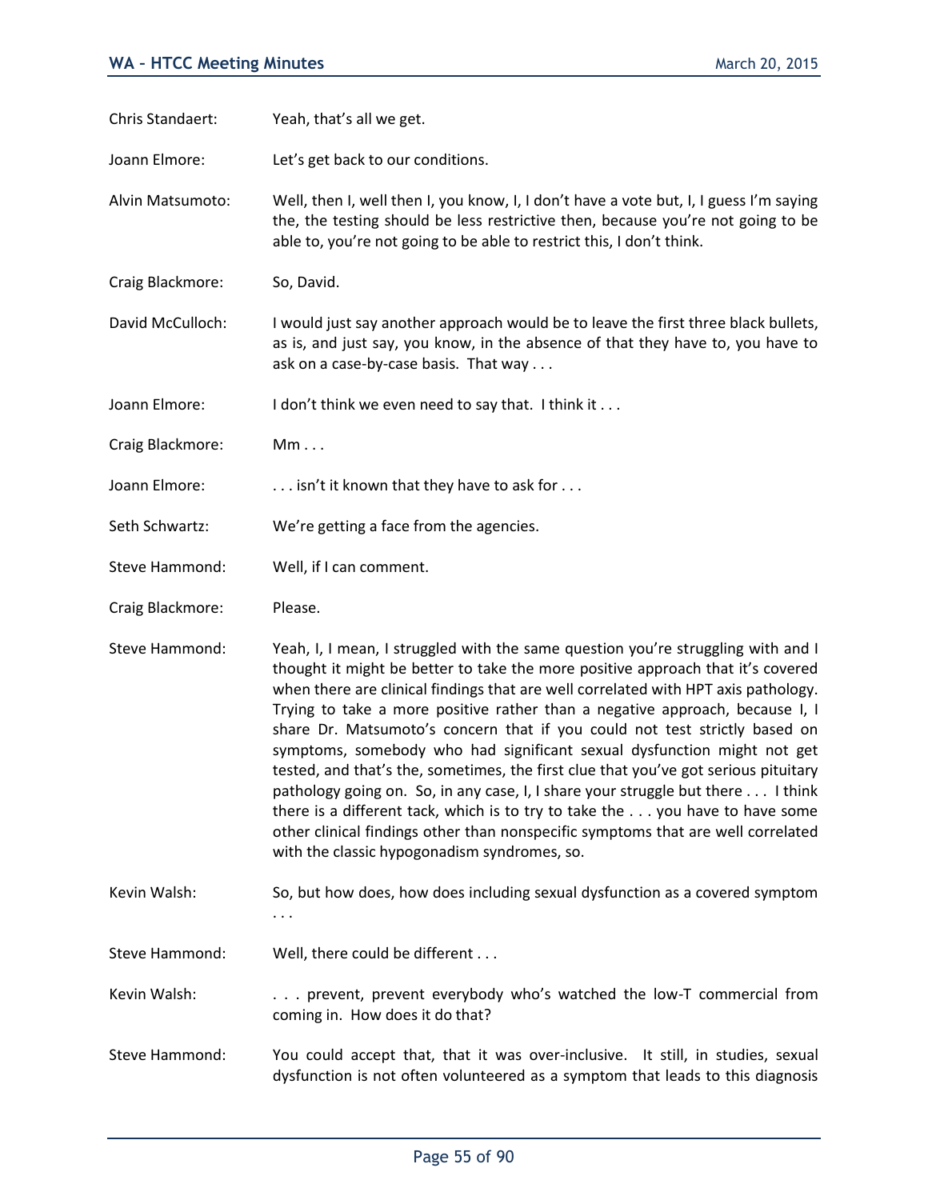Chris Standaert: Yeah, that's all we get.

Joann Elmore: Let's get back to our conditions.

Alvin Matsumoto: Well, then I, well then I, you know, I, I don't have a vote but, I, I guess I'm saying the, the testing should be less restrictive then, because you're not going to be able to, you're not going to be able to restrict this, I don't think.

Craig Blackmore: So, David.

David McCulloch: I would just say another approach would be to leave the first three black bullets, as is, and just say, you know, in the absence of that they have to, you have to ask on a case-by-case basis. That way . . .

Joann Elmore: I don't think we even need to say that. I think it . . .

Craig Blackmore: Mm . . .

Joann Elmore: . . . isn't it known that they have to ask for . . .

Seth Schwartz: We're getting a face from the agencies.

Steve Hammond: Well, if I can comment.

Craig Blackmore: Please.

Steve Hammond: Yeah, I, I mean, I struggled with the same question you're struggling with and I thought it might be better to take the more positive approach that it's covered when there are clinical findings that are well correlated with HPT axis pathology. Trying to take a more positive rather than a negative approach, because I, I share Dr. Matsumoto's concern that if you could not test strictly based on symptoms, somebody who had significant sexual dysfunction might not get tested, and that's the, sometimes, the first clue that you've got serious pituitary pathology going on. So, in any case, I, I share your struggle but there . . . I think there is a different tack, which is to try to take the . . . you have to have some other clinical findings other than nonspecific symptoms that are well correlated with the classic hypogonadism syndromes, so.

Kevin Walsh: So, but how does, how does including sexual dysfunction as a covered symptom . . .

Steve Hammond: Well, there could be different . . .

Kevin Walsh: . . . prevent, prevent everybody who's watched the low-T commercial from coming in. How does it do that?

Steve Hammond: You could accept that, that it was over-inclusive. It still, in studies, sexual dysfunction is not often volunteered as a symptom that leads to this diagnosis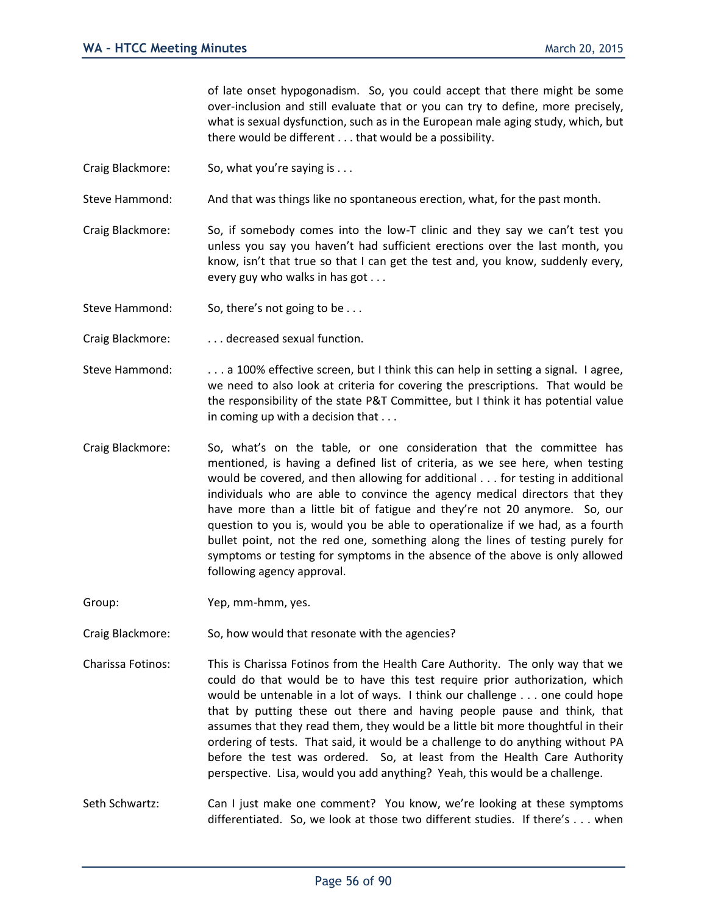of late onset hypogonadism. So, you could accept that there might be some over-inclusion and still evaluate that or you can try to define, more precisely, what is sexual dysfunction, such as in the European male aging study, which, but there would be different . . . that would be a possibility.

Craig Blackmore: So, what you're saying is . . .

Steve Hammond: And that was things like no spontaneous erection, what, for the past month.

Craig Blackmore: So, if somebody comes into the low-T clinic and they say we can't test you unless you say you haven't had sufficient erections over the last month, you know, isn't that true so that I can get the test and, you know, suddenly every, every guy who walks in has got . . .

Steve Hammond: So, there's not going to be . . .

Craig Blackmore: . . . decreased sexual function.

Steve Hammond: . . . a 100% effective screen, but I think this can help in setting a signal. I agree, we need to also look at criteria for covering the prescriptions. That would be the responsibility of the state P&T Committee, but I think it has potential value in coming up with a decision that . . .

Craig Blackmore: So, what's on the table, or one consideration that the committee has mentioned, is having a defined list of criteria, as we see here, when testing would be covered, and then allowing for additional . . . for testing in additional individuals who are able to convince the agency medical directors that they have more than a little bit of fatigue and they're not 20 anymore. So, our question to you is, would you be able to operationalize if we had, as a fourth bullet point, not the red one, something along the lines of testing purely for symptoms or testing for symptoms in the absence of the above is only allowed following agency approval.

Group: Yep, mm-hmm, yes.

Craig Blackmore: So, how would that resonate with the agencies?

Charissa Fotinos: This is Charissa Fotinos from the Health Care Authority. The only way that we could do that would be to have this test require prior authorization, which would be untenable in a lot of ways. I think our challenge . . . one could hope that by putting these out there and having people pause and think, that assumes that they read them, they would be a little bit more thoughtful in their ordering of tests. That said, it would be a challenge to do anything without PA before the test was ordered. So, at least from the Health Care Authority perspective. Lisa, would you add anything? Yeah, this would be a challenge.

Seth Schwartz: Can I just make one comment? You know, we're looking at these symptoms differentiated. So, we look at those two different studies. If there's . . . when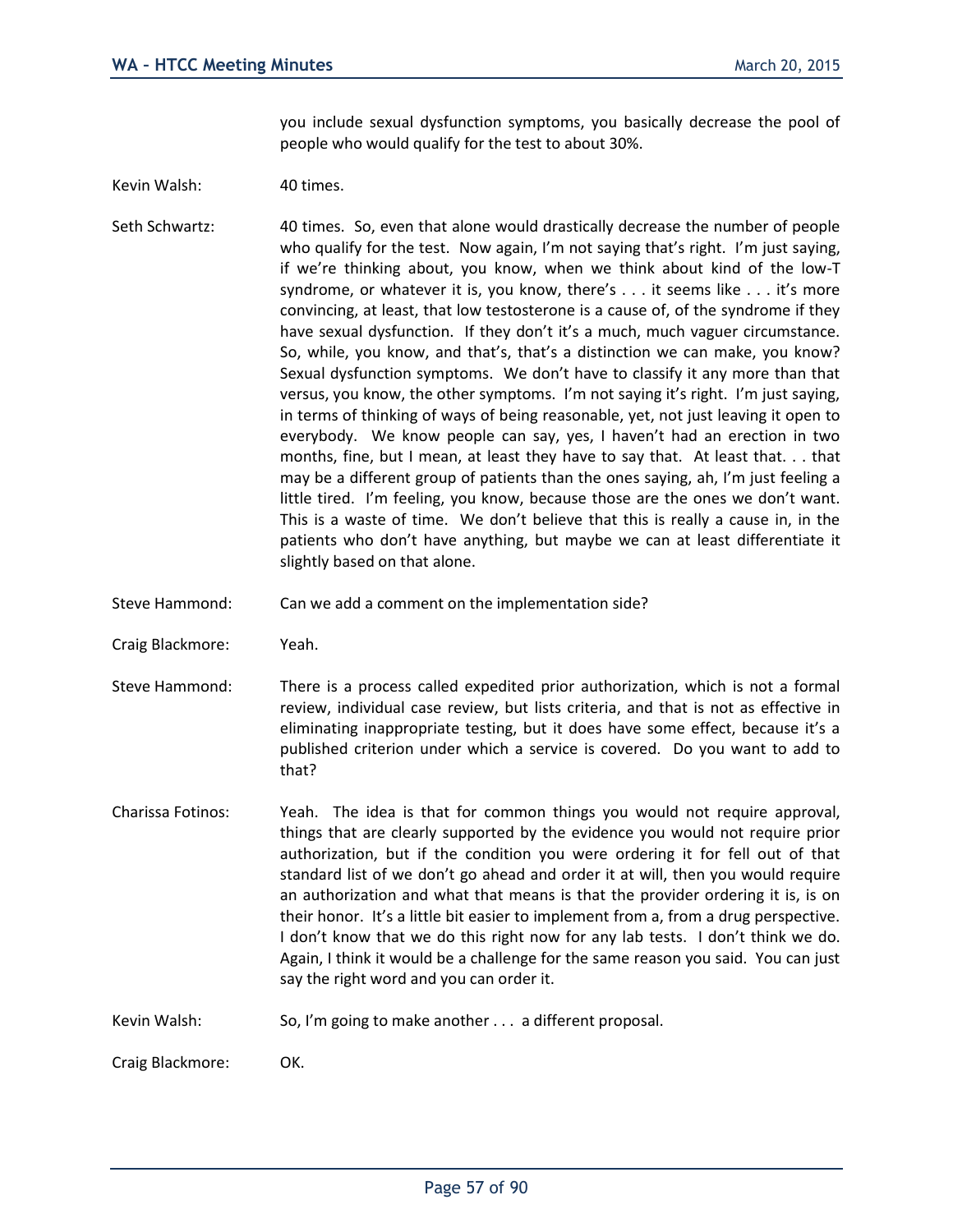you include sexual dysfunction symptoms, you basically decrease the pool of people who would qualify for the test to about 30%.

Kevin Walsh: 40 times.

Seth Schwartz: 40 times. So, even that alone would drastically decrease the number of people who qualify for the test. Now again, I'm not saying that's right. I'm just saying, if we're thinking about, you know, when we think about kind of the low-T syndrome, or whatever it is, you know, there's . . . it seems like . . . it's more convincing, at least, that low testosterone is a cause of, of the syndrome if they have sexual dysfunction. If they don't it's a much, much vaguer circumstance. So, while, you know, and that's, that's a distinction we can make, you know? Sexual dysfunction symptoms. We don't have to classify it any more than that versus, you know, the other symptoms. I'm not saying it's right. I'm just saying, in terms of thinking of ways of being reasonable, yet, not just leaving it open to everybody. We know people can say, yes, I haven't had an erection in two months, fine, but I mean, at least they have to say that. At least that. . . that may be a different group of patients than the ones saying, ah, I'm just feeling a little tired. I'm feeling, you know, because those are the ones we don't want. This is a waste of time. We don't believe that this is really a cause in, in the patients who don't have anything, but maybe we can at least differentiate it slightly based on that alone.

Steve Hammond: Can we add a comment on the implementation side?

Craig Blackmore: Yeah.

Steve Hammond: There is a process called expedited prior authorization, which is not a formal review, individual case review, but lists criteria, and that is not as effective in eliminating inappropriate testing, but it does have some effect, because it's a published criterion under which a service is covered. Do you want to add to that?

Charissa Fotinos: Yeah. The idea is that for common things you would not require approval, things that are clearly supported by the evidence you would not require prior authorization, but if the condition you were ordering it for fell out of that standard list of we don't go ahead and order it at will, then you would require an authorization and what that means is that the provider ordering it is, is on their honor. It's a little bit easier to implement from a, from a drug perspective. I don't know that we do this right now for any lab tests. I don't think we do. Again, I think it would be a challenge for the same reason you said. You can just say the right word and you can order it.

Kevin Walsh: So, I'm going to make another . . . a different proposal.

Craig Blackmore: OK.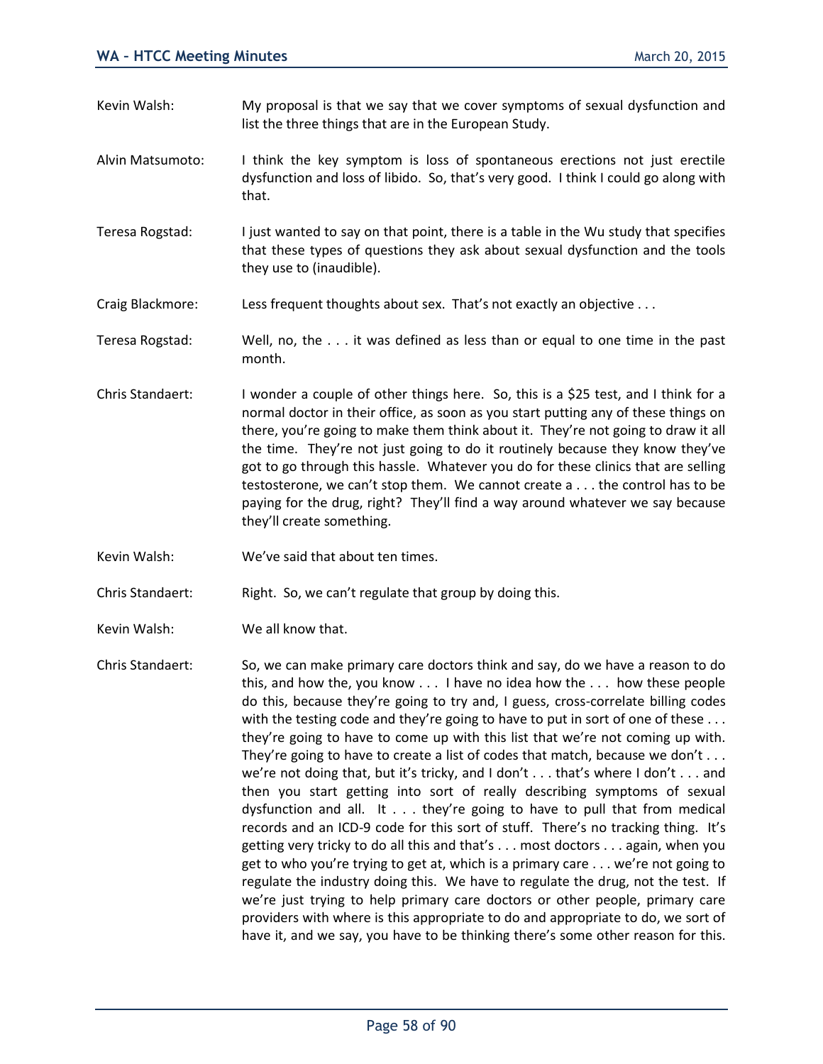Kevin Walsh: My proposal is that we say that we cover symptoms of sexual dysfunction and list the three things that are in the European Study.

Alvin Matsumoto: I think the key symptom is loss of spontaneous erections not just erectile dysfunction and loss of libido. So, that's very good. I think I could go along with that.

Teresa Rogstad: I just wanted to say on that point, there is a table in the Wu study that specifies that these types of questions they ask about sexual dysfunction and the tools they use to (inaudible).

Craig Blackmore: Less frequent thoughts about sex. That's not exactly an objective . . .

Teresa Rogstad: Well, no, the . . . it was defined as less than or equal to one time in the past month.

Chris Standaert: I wonder a couple of other things here. So, this is a $25 test, and I think for a normal doctor in their office, as soon as you start putting any of these things on there, you're going to make them think about it. They're not going to draw it all the time. They're not just going to do it routinely because they know they've got to go through this hassle. Whatever you do for these clinics that are selling testosterone, we can't stop them. We cannot create a . . . the control has to be paying for the drug, right? They'll find a way around whatever we say because they'll create something.

Kevin Walsh: We've said that about ten times.

Chris Standaert: Right. So, we can't regulate that group by doing this.

Kevin Walsh: We all know that.

Chris Standaert: So, we can make primary care doctors think and say, do we have a reason to do this, and how the, you know . . . I have no idea how the . . . how these people do this, because they're going to try and, I guess, cross-correlate billing codes with the testing code and they're going to have to put in sort of one of these . . . they're going to have to come up with this list that we're not coming up with. They're going to have to create a list of codes that match, because we don't . . . we're not doing that, but it's tricky, and I don't . . . that's where I don't . . . and then you start getting into sort of really describing symptoms of sexual dysfunction and all. It . . . they're going to have to pull that from medical records and an ICD-9 code for this sort of stuff. There's no tracking thing. It's getting very tricky to do all this and that's . . . most doctors . . . again, when you get to who you're trying to get at, which is a primary care . . . we're not going to regulate the industry doing this. We have to regulate the drug, not the test. If we're just trying to help primary care doctors or other people, primary care providers with where is this appropriate to do and appropriate to do, we sort of have it, and we say, you have to be thinking there's some other reason for this.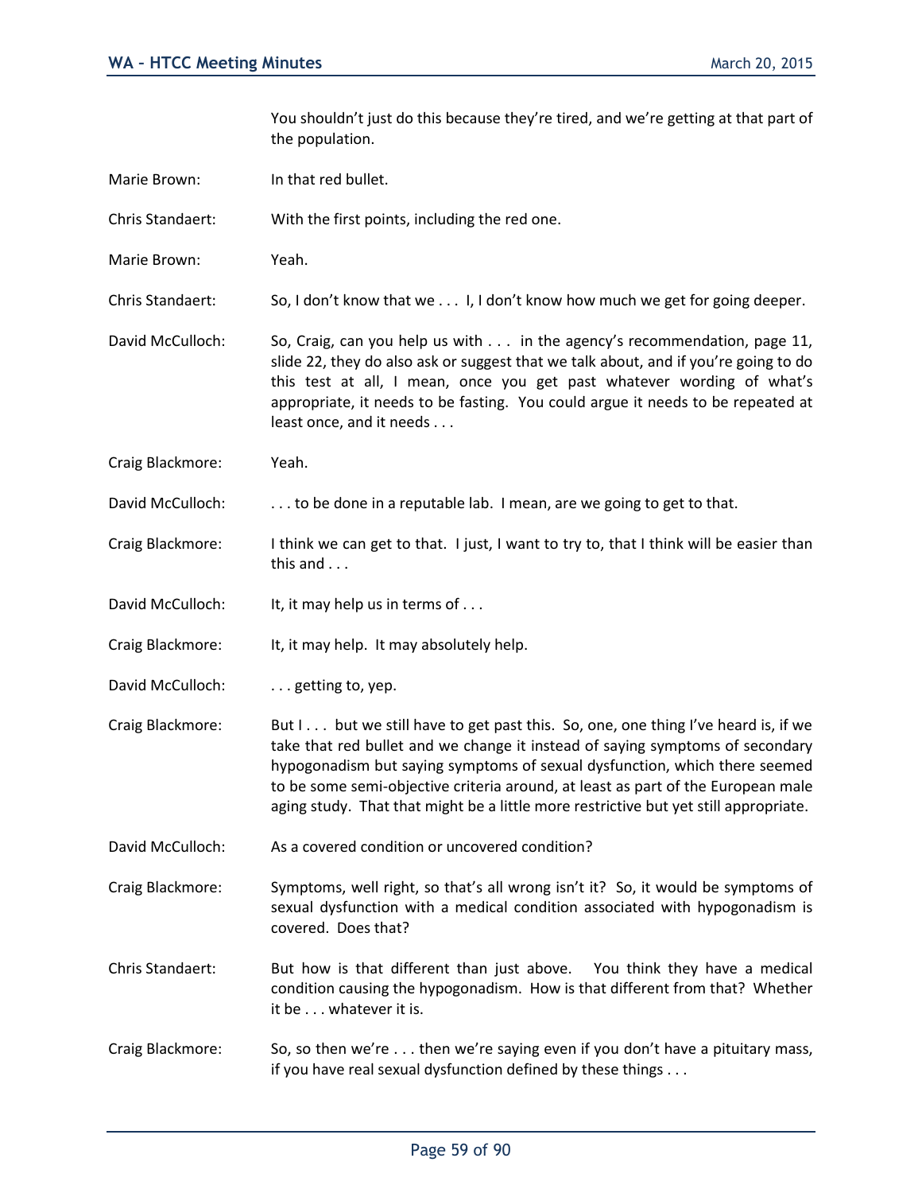You shouldn't just do this because they're tired, and we're getting at that part of the population.

Marie Brown: In that red bullet.

Chris Standaert: With the first points, including the red one.

Marie Brown: Yeah.

Chris Standaert: So, I don't know that we . . . I, I don't know how much we get for going deeper.

David McCulloch: So, Craig, can you help us with . . . in the agency's recommendation, page 11, slide 22, they do also ask or suggest that we talk about, and if you're going to do this test at all, I mean, once you get past whatever wording of what's appropriate, it needs to be fasting. You could argue it needs to be repeated at least once, and it needs . . .

Craig Blackmore: Yeah.

David McCulloch: . . . to be done in a reputable lab. I mean, are we going to get to that.

Craig Blackmore: I think we can get to that. I just, I want to try to, that I think will be easier than this and . . .

David McCulloch: It, it may help us in terms of . . .

Craig Blackmore: It, it may help. It may absolutely help.

David McCulloch: . . . getting to, yep.

Craig Blackmore: But I . . . but we still have to get past this. So, one, one thing I've heard is, if we take that red bullet and we change it instead of saying symptoms of secondary hypogonadism but saying symptoms of sexual dysfunction, which there seemed to be some semi-objective criteria around, at least as part of the European male aging study. That that might be a little more restrictive but yet still appropriate.

David McCulloch: As a covered condition or uncovered condition?

Craig Blackmore: Symptoms, well right, so that's all wrong isn't it? So, it would be symptoms of sexual dysfunction with a medical condition associated with hypogonadism is covered. Does that?

Chris Standaert: But how is that different than just above. You think they have a medical condition causing the hypogonadism. How is that different from that? Whether it be . . . whatever it is.

Craig Blackmore: So, so then we're . . . then we're saying even if you don't have a pituitary mass, if you have real sexual dysfunction defined by these things . . .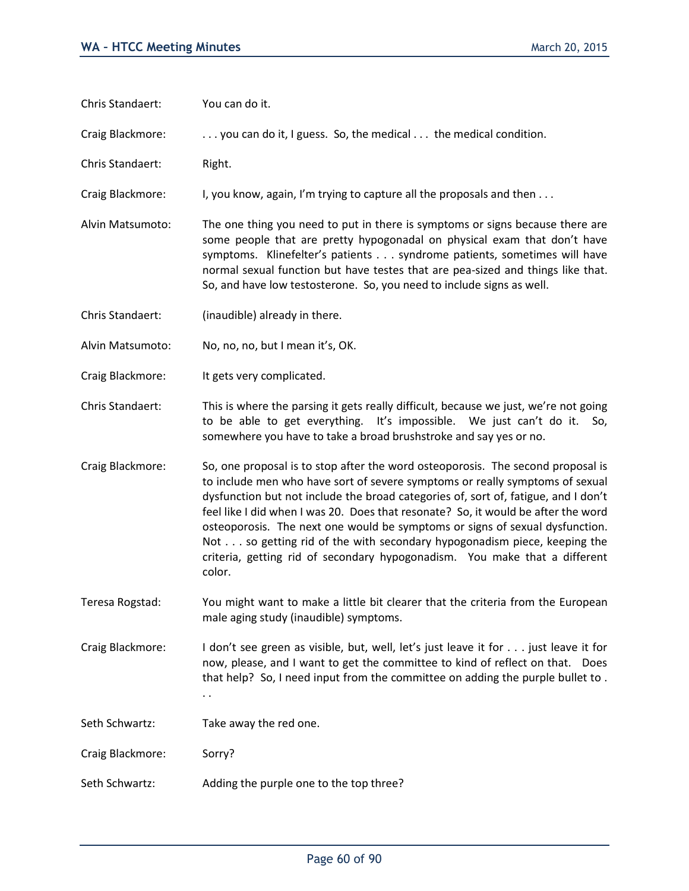Chris Standaert: You can do it.

Craig Blackmore: . . . you can do it, I guess. So, the medical . . . the medical condition.

Chris Standaert: Right.

Craig Blackmore: I, you know, again, I'm trying to capture all the proposals and then . . .

Alvin Matsumoto: The one thing you need to put in there is symptoms or signs because there are some people that are pretty hypogonadal on physical exam that don't have symptoms. Klinefelter's patients . . . syndrome patients, sometimes will have normal sexual function but have testes that are pea-sized and things like that. So, and have low testosterone. So, you need to include signs as well.

Chris Standaert: (inaudible) already in there.

Alvin Matsumoto: No, no, no, but I mean it's, OK.

Craig Blackmore: It gets very complicated.

Chris Standaert: This is where the parsing it gets really difficult, because we just, we're not going to be able to get everything. It's impossible. We just can't do it. So, somewhere you have to take a broad brushstroke and say yes or no.

Craig Blackmore: So, one proposal is to stop after the word osteoporosis. The second proposal is to include men who have sort of severe symptoms or really symptoms of sexual dysfunction but not include the broad categories of, sort of, fatigue, and I don't feel like I did when I was 20. Does that resonate? So, it would be after the word osteoporosis. The next one would be symptoms or signs of sexual dysfunction. Not . . . so getting rid of the with secondary hypogonadism piece, keeping the criteria, getting rid of secondary hypogonadism. You make that a different color.

Teresa Rogstad: You might want to make a little bit clearer that the criteria from the European male aging study (inaudible) symptoms.

Craig Blackmore: I don't see green as visible, but, well, let's just leave it for . . . just leave it for now, please, and I want to get the committee to kind of reflect on that. Does that help? So, I need input from the committee on adding the purple bullet to . . .

Seth Schwartz: Take away the red one.

Craig Blackmore: Sorry?

Seth Schwartz: Adding the purple one to the top three?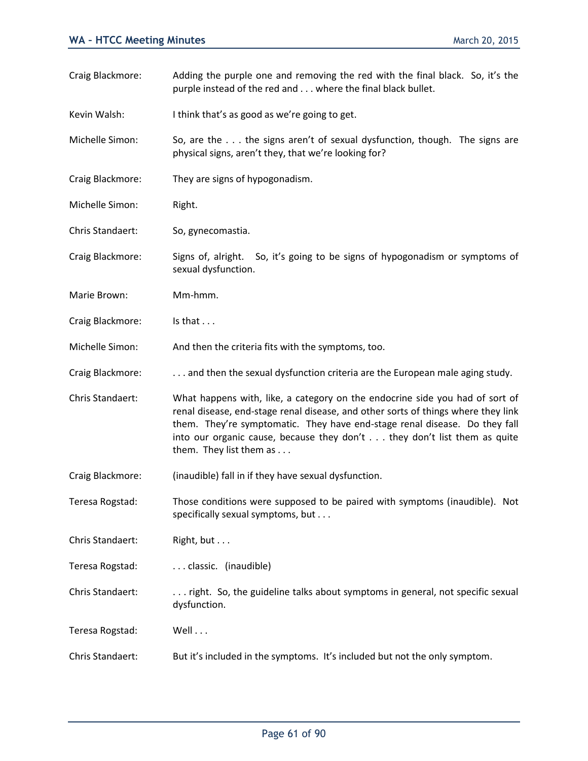Craig Blackmore: Adding the purple one and removing the red with the final black. So, it's the purple instead of the red and . . . where the final black bullet.

Kevin Walsh: I think that's as good as we're going to get.

Michelle Simon: So, are the . . . the signs aren't of sexual dysfunction, though. The signs are physical signs, aren't they, that we're looking for?

Craig Blackmore: They are signs of hypogonadism.

Michelle Simon: Right.

Chris Standaert: So, gynecomastia.

Craig Blackmore: Signs of, alright. So, it's going to be signs of hypogonadism or symptoms of sexual dysfunction.

Marie Brown: Mm-hmm.

Craig Blackmore: Is that . . .

Michelle Simon: And then the criteria fits with the symptoms, too.

Craig Blackmore: . . . and then the sexual dysfunction criteria are the European male aging study.

Chris Standaert: What happens with, like, a category on the endocrine side you had of sort of renal disease, end-stage renal disease, and other sorts of things where they link them. They're symptomatic. They have end-stage renal disease. Do they fall into our organic cause, because they don't . . . they don't list them as quite them. They list them as . . .

Craig Blackmore: (inaudible) fall in if they have sexual dysfunction.

Teresa Rogstad: Those conditions were supposed to be paired with symptoms (inaudible). Not specifically sexual symptoms, but . . .

Chris Standaert: Right, but . . .

Teresa Rogstad: . . . classic. (inaudible)

Chris Standaert: . . . right. So, the guideline talks about symptoms in general, not specific sexual dysfunction.

Teresa Rogstad: Well . . .

Chris Standaert: But it's included in the symptoms. It's included but not the only symptom.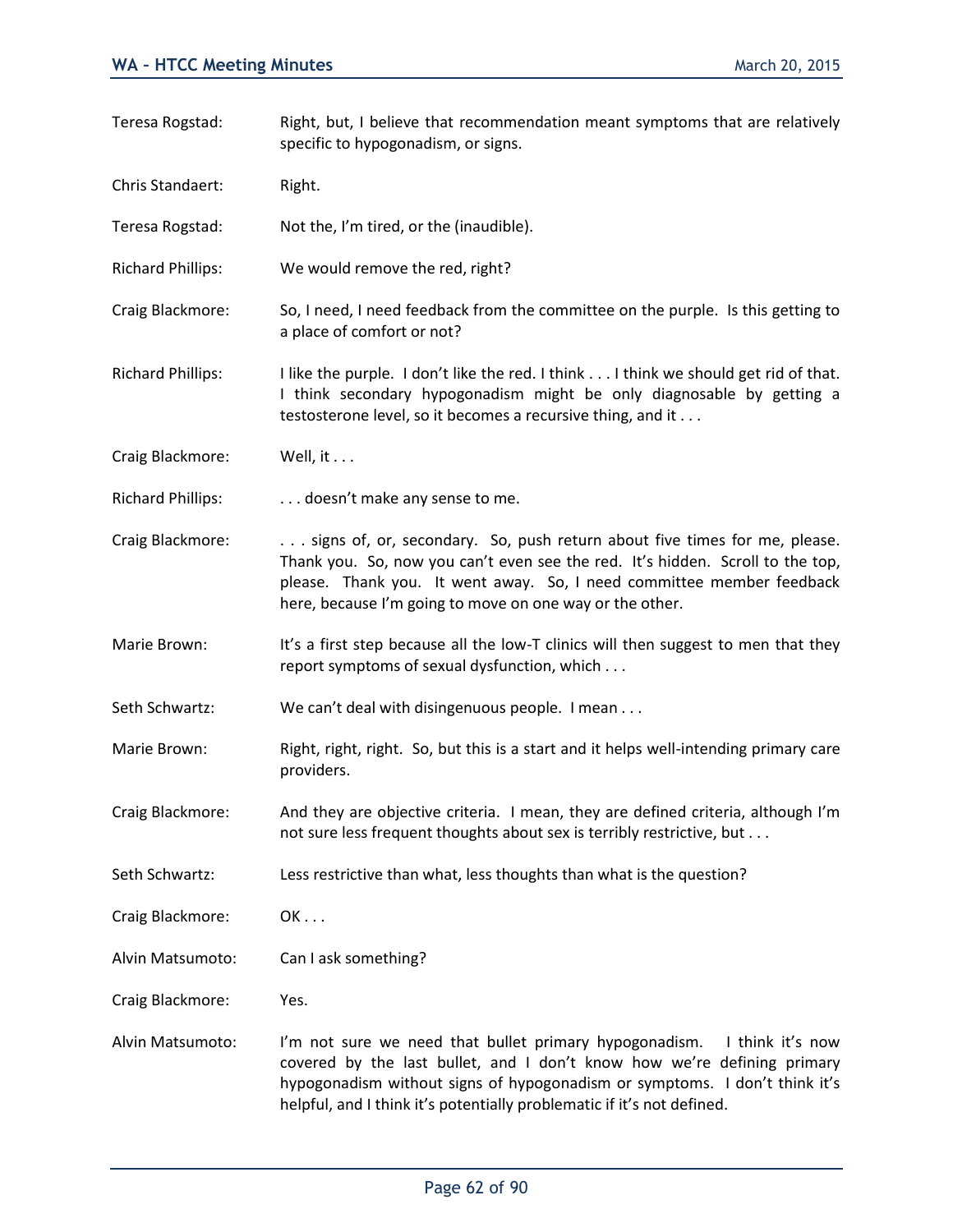Teresa Rogstad: Right, but, I believe that recommendation meant symptoms that are relatively specific to hypogonadism, or signs.

Chris Standaert: Right.

Teresa Rogstad: Not the, I'm tired, or the (inaudible).

Richard Phillips: We would remove the red, right?

Craig Blackmore: So, I need, I need feedback from the committee on the purple. Is this getting to a place of comfort or not?

Richard Phillips: I like the purple. I don't like the red. I think . . . I think we should get rid of that. I think secondary hypogonadism might be only diagnosable by getting a testosterone level, so it becomes a recursive thing, and it . . .

Craig Blackmore: Well, it . . .

Richard Phillips: . . . doesn't make any sense to me.

Craig Blackmore: . . . signs of, or, secondary. So, push return about five times for me, please. Thank you. So, now you can't even see the red. It's hidden. Scroll to the top, please. Thank you. It went away. So, I need committee member feedback here, because I'm going to move on one way or the other.

Marie Brown: It's a first step because all the low-T clinics will then suggest to men that they report symptoms of sexual dysfunction, which . . .

Seth Schwartz: We can't deal with disingenuous people. I mean . . .

Marie Brown: Right, right, right. So, but this is a start and it helps well-intending primary care providers.

Craig Blackmore: And they are objective criteria. I mean, they are defined criteria, although I'm not sure less frequent thoughts about sex is terribly restrictive, but . . .

Seth Schwartz: Less restrictive than what, less thoughts than what is the question?

Craig Blackmore: OK . . .

Alvin Matsumoto: Can I ask something?

Craig Blackmore: Yes.

Alvin Matsumoto: I'm not sure we need that bullet primary hypogonadism. I think it's now covered by the last bullet, and I don't know how we're defining primary hypogonadism without signs of hypogonadism or symptoms. I don't think it's helpful, and I think it's potentially problematic if it's not defined.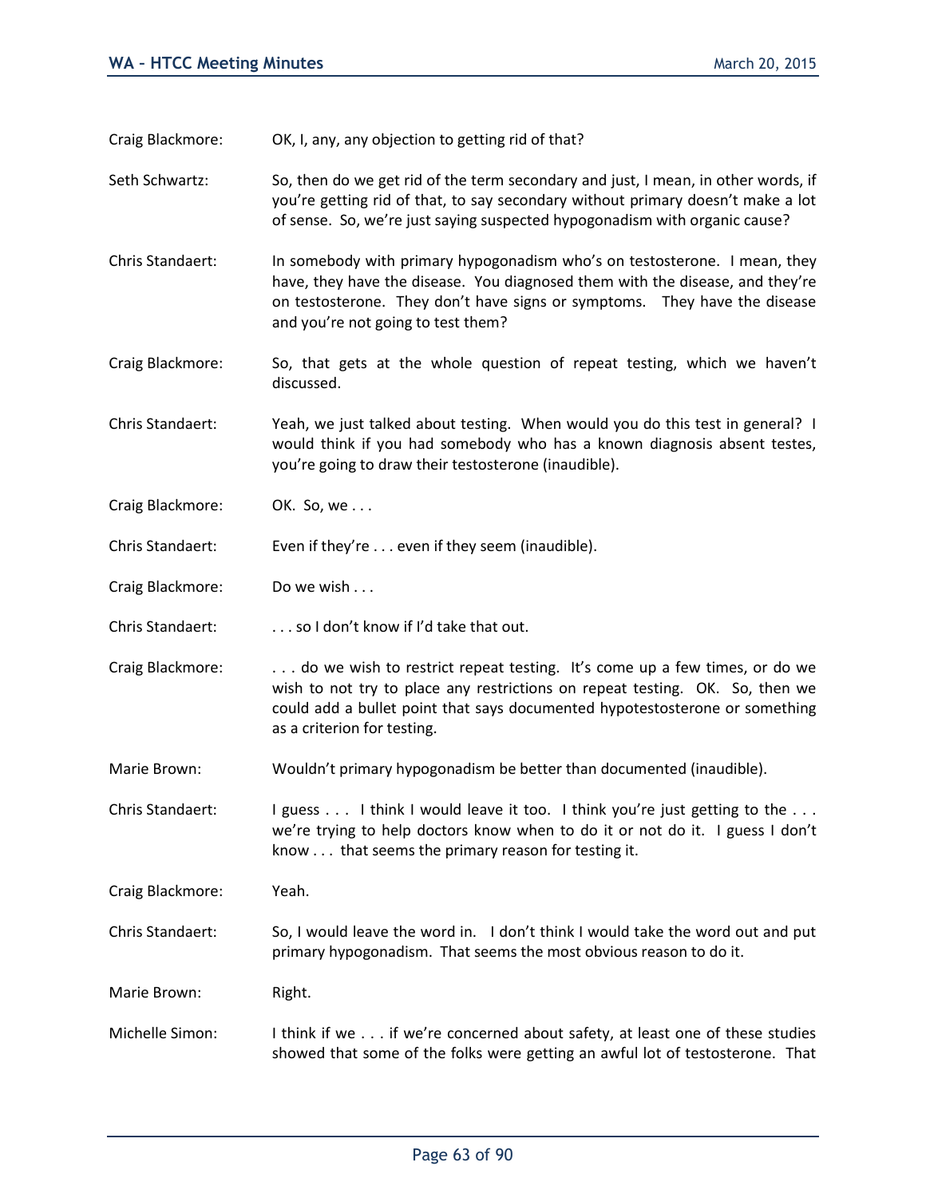Craig Blackmore: OK, I, any, any objection to getting rid of that?

Seth Schwartz: So, then do we get rid of the term secondary and just, I mean, in other words, if you're getting rid of that, to say secondary without primary doesn't make a lot of sense. So, we're just saying suspected hypogonadism with organic cause?

Chris Standaert: In somebody with primary hypogonadism who's on testosterone. I mean, they have, they have the disease. You diagnosed them with the disease, and they're on testosterone. They don't have signs or symptoms. They have the disease and you're not going to test them?

Craig Blackmore: So, that gets at the whole question of repeat testing, which we haven't discussed.

Chris Standaert: Yeah, we just talked about testing. When would you do this test in general? I would think if you had somebody who has a known diagnosis absent testes, you're going to draw their testosterone (inaudible).

Craig Blackmore: OK. So, we . . .

Chris Standaert: Even if they're . . . even if they seem (inaudible).

Craig Blackmore: Do we wish . . .

Chris Standaert: . . . so I don't know if I'd take that out.

Craig Blackmore: . . . do we wish to restrict repeat testing. It's come up a few times, or do we wish to not try to place any restrictions on repeat testing. OK. So, then we could add a bullet point that says documented hypotestosterone or something as a criterion for testing.

Marie Brown: Wouldn't primary hypogonadism be better than documented (inaudible).

Chris Standaert: I guess . . . I think I would leave it too. I think you're just getting to the . . . we're trying to help doctors know when to do it or not do it. I guess I don't know . . . that seems the primary reason for testing it.

Craig Blackmore: Yeah.

Chris Standaert: So, I would leave the word in. I don't think I would take the word out and put primary hypogonadism. That seems the most obvious reason to do it.

Marie Brown: Right.

Michelle Simon: I think if we . . . if we're concerned about safety, at least one of these studies showed that some of the folks were getting an awful lot of testosterone. That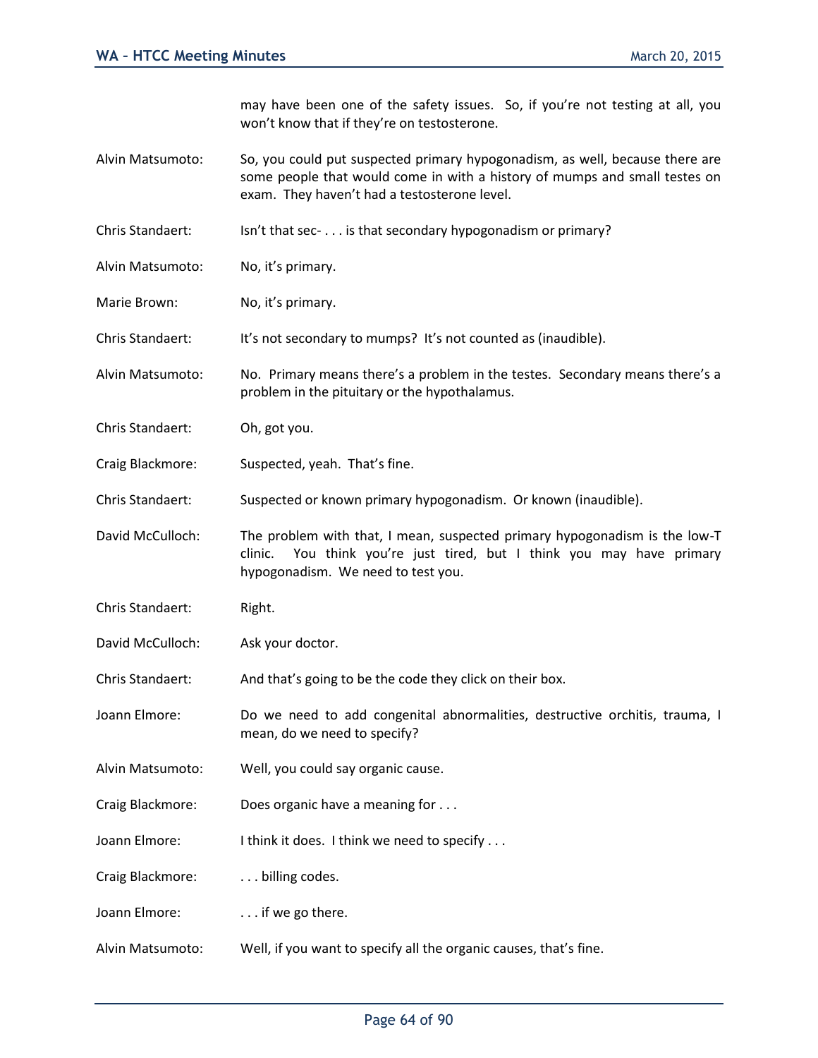may have been one of the safety issues. So, if you're not testing at all, you won't know that if they're on testosterone.

Alvin Matsumoto: So, you could put suspected primary hypogonadism, as well, because there are some people that would come in with a history of mumps and small testes on exam. They haven't had a testosterone level.

Chris Standaert: Isn't that sec- . . . is that secondary hypogonadism or primary?

Alvin Matsumoto: No, it's primary.

Marie Brown: No, it's primary.

Chris Standaert: It's not secondary to mumps? It's not counted as (inaudible).

Alvin Matsumoto: No. Primary means there's a problem in the testes. Secondary means there's a problem in the pituitary or the hypothalamus.

Chris Standaert: Oh, got you.

Craig Blackmore: Suspected, yeah. That's fine.

Chris Standaert: Suspected or known primary hypogonadism. Or known (inaudible).

David McCulloch: The problem with that, I mean, suspected primary hypogonadism is the low-T clinic. You think you're just tired, but I think you may have primary hypogonadism. We need to test you.

Chris Standaert: Right.

David McCulloch: Ask your doctor.

Chris Standaert: And that's going to be the code they click on their box.

Joann Elmore: Do we need to add congenital abnormalities, destructive orchitis, trauma, I mean, do we need to specify?

Alvin Matsumoto: Well, you could say organic cause.

Craig Blackmore: Does organic have a meaning for . . .

Joann Elmore: I think it does. I think we need to specify . . .

Craig Blackmore: . . . billing codes.

Joann Elmore: . . . if we go there.

Alvin Matsumoto: Well, if you want to specify all the organic causes, that's fine.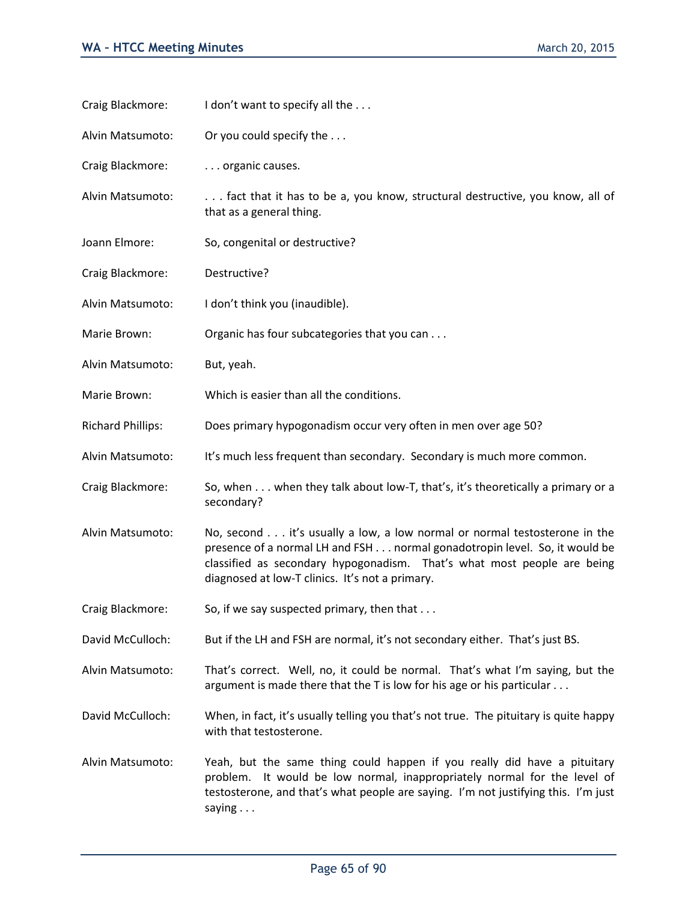Craig Blackmore: I don't want to specify all the . . .

Alvin Matsumoto: Or you could specify the . . .

Craig Blackmore: . . . organic causes.

Alvin Matsumoto: . . . fact that it has to be a, you know, structural destructive, you know, all of that as a general thing.

Joann Elmore: So, congenital or destructive?

Craig Blackmore: Destructive?

Alvin Matsumoto: I don't think you (inaudible).

Marie Brown: Organic has four subcategories that you can . . .

Alvin Matsumoto: But, yeah.

Marie Brown: Which is easier than all the conditions.

Richard Phillips: Does primary hypogonadism occur very often in men over age 50?

Alvin Matsumoto: It's much less frequent than secondary. Secondary is much more common.

Craig Blackmore: So, when . . . when they talk about low-T, that's, it's theoretically a primary or a secondary?

Alvin Matsumoto: No, second . . . it's usually a low, a low normal or normal testosterone in the presence of a normal LH and FSH . . . normal gonadotropin level. So, it would be classified as secondary hypogonadism. That's what most people are being diagnosed at low-T clinics. It's not a primary.

Craig Blackmore: So, if we say suspected primary, then that . . .

David McCulloch: But if the LH and FSH are normal, it's not secondary either. That's just BS.

Alvin Matsumoto: That's correct. Well, no, it could be normal. That's what I'm saying, but the argument is made there that the T is low for his age or his particular . . .

David McCulloch: When, in fact, it's usually telling you that's not true. The pituitary is quite happy with that testosterone.

Alvin Matsumoto: Yeah, but the same thing could happen if you really did have a pituitary problem. It would be low normal, inappropriately normal for the level of testosterone, and that's what people are saying. I'm not justifying this. I'm just saying . . .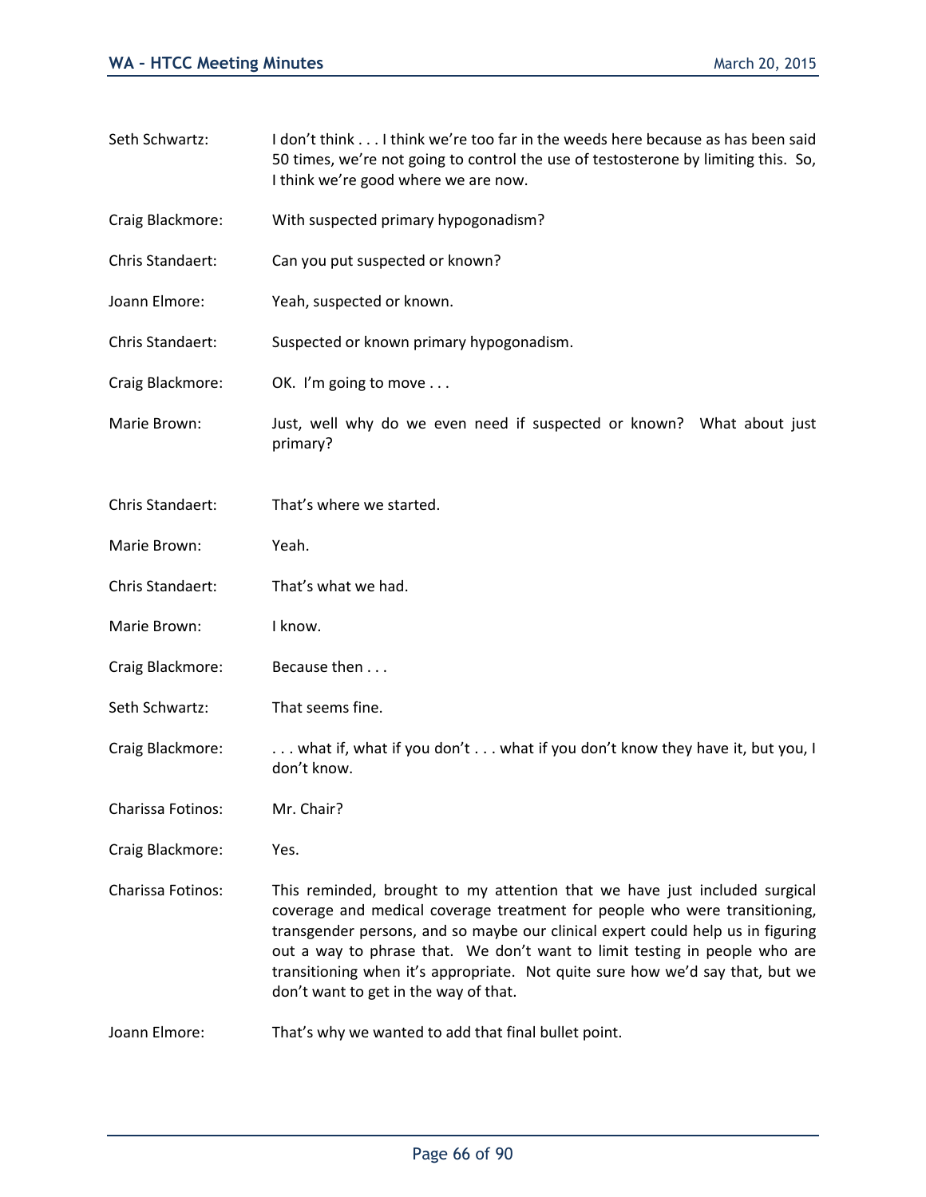Seth Schwartz: I don't think . . . I think we're too far in the weeds here because as has been said 50 times, we're not going to control the use of testosterone by limiting this. So, I think we're good where we are now.

Craig Blackmore: With suspected primary hypogonadism?

Chris Standaert: Can you put suspected or known?

Joann Elmore: Yeah, suspected or known.

Chris Standaert: Suspected or known primary hypogonadism.

Craig Blackmore: OK. I'm going to move . . .

Marie Brown: Just, well why do we even need if suspected or known? What about just primary?

Chris Standaert: That's where we started.

Marie Brown: Yeah.

Chris Standaert: That's what we had.

Marie Brown: I know.

Craig Blackmore: Because then . . .

Seth Schwartz: That seems fine.

Craig Blackmore: . . . what if, what if you don't . . . what if you don't know they have it, but you, I don't know.

Charissa Fotinos: Mr. Chair?

Craig Blackmore: Yes.

Charissa Fotinos: This reminded, brought to my attention that we have just included surgical coverage and medical coverage treatment for people who were transitioning, transgender persons, and so maybe our clinical expert could help us in figuring out a way to phrase that. We don't want to limit testing in people who are transitioning when it's appropriate. Not quite sure how we'd say that, but we don't want to get in the way of that.

Joann Elmore: That's why we wanted to add that final bullet point.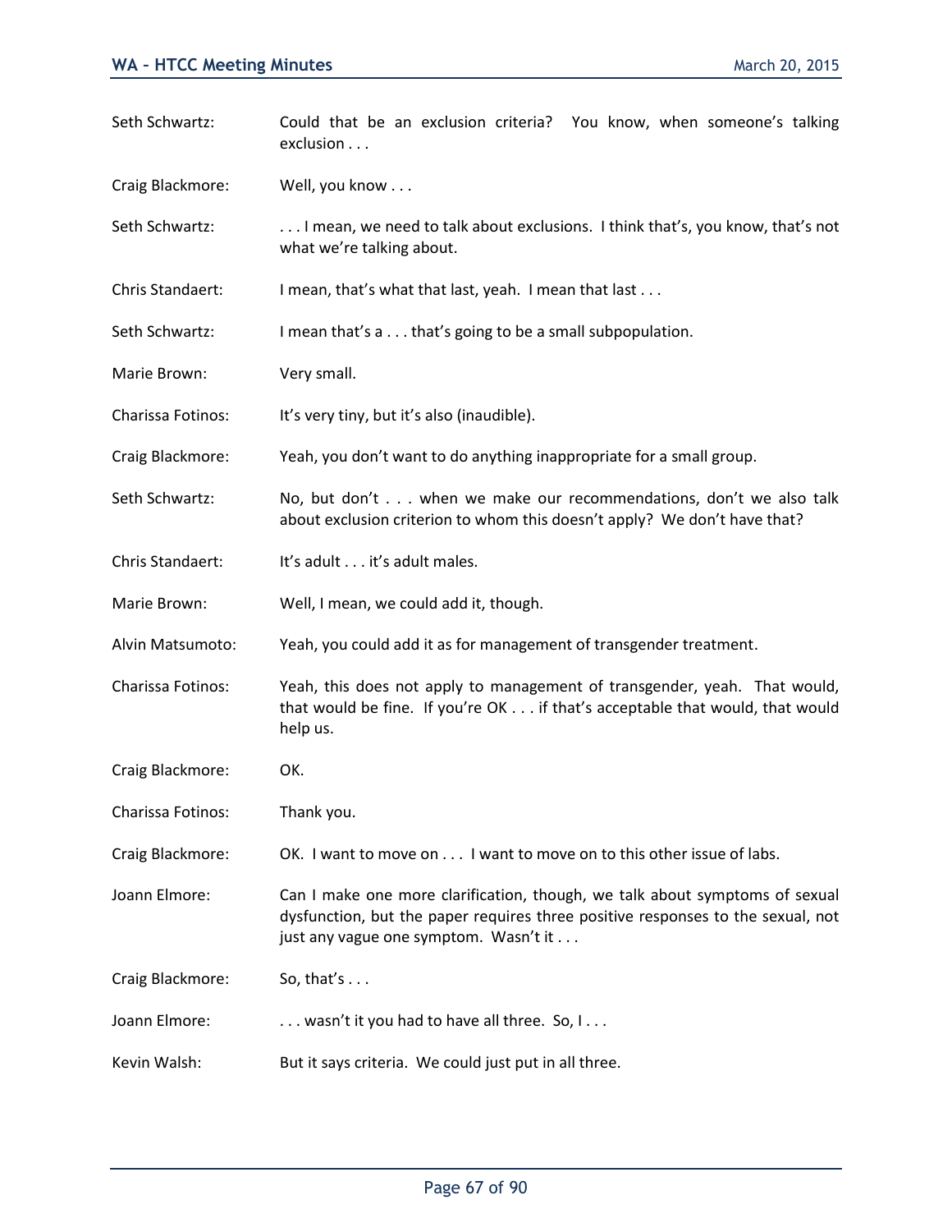Seth Schwartz: Could that be an exclusion criteria? You know, when someone's talking exclusion . . .

Craig Blackmore: Well, you know . . .

Seth Schwartz: . . . I mean, we need to talk about exclusions. I think that's, you know, that's not what we're talking about.

Chris Standaert: I mean, that's what that last, yeah. I mean that last . . .

Seth Schwartz: I mean that's a . . . that's going to be a small subpopulation.

Marie Brown: Very small.

Charissa Fotinos: It's very tiny, but it's also (inaudible).

Craig Blackmore: Yeah, you don't want to do anything inappropriate for a small group.

Seth Schwartz: No, but don't . . . when we make our recommendations, don't we also talk about exclusion criterion to whom this doesn't apply? We don't have that?

Chris Standaert: It's adult . . . it's adult males.

Marie Brown: Well, I mean, we could add it, though.

Alvin Matsumoto: Yeah, you could add it as for management of transgender treatment.

Charissa Fotinos: Yeah, this does not apply to management of transgender, yeah. That would, that would be fine. If you're OK . . . if that's acceptable that would, that would help us.

Craig Blackmore: OK.

Charissa Fotinos: Thank you.

Craig Blackmore: OK. I want to move on . . . I want to move on to this other issue of labs.

Joann Elmore: Can I make one more clarification, though, we talk about symptoms of sexual dysfunction, but the paper requires three positive responses to the sexual, not just any vague one symptom. Wasn't it . . .

Craig Blackmore: So, that's . . .

Joann Elmore: . . . wasn't it you had to have all three. So, I . . .

Kevin Walsh: But it says criteria. We could just put in all three.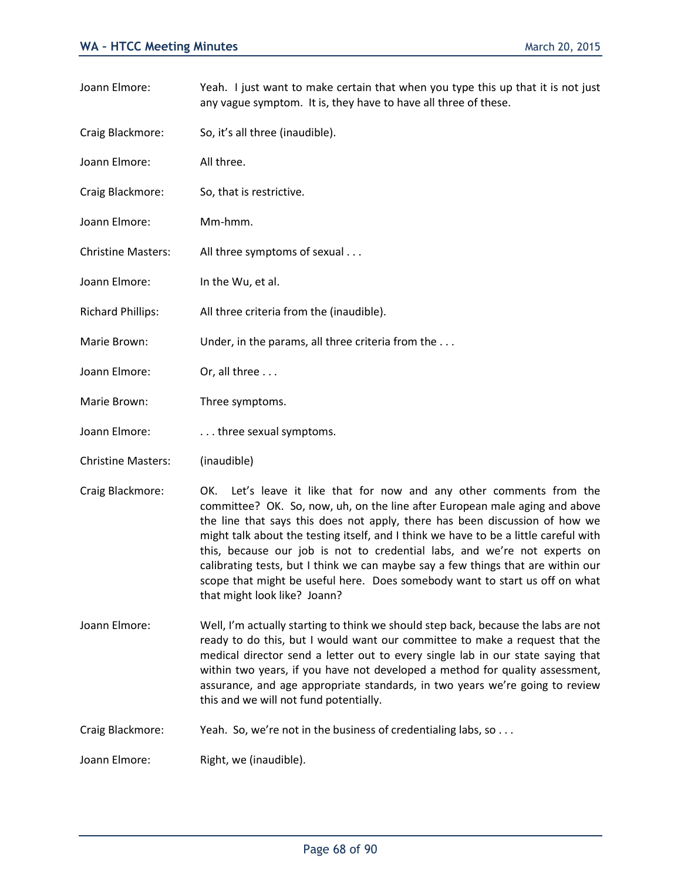Joann Elmore: Yeah. I just want to make certain that when you type this up that it is not just any vague symptom. It is, they have to have all three of these.

Craig Blackmore: So, it's all three (inaudible).

Joann Elmore: All three.

Craig Blackmore: So, that is restrictive.

Joann Elmore: Mm-hmm.

Christine Masters: All three symptoms of sexual . . .

Joann Elmore: In the Wu, et al.

Richard Phillips: All three criteria from the (inaudible).

Marie Brown: Under, in the params, all three criteria from the . . .

Joann Elmore: Or, all three . . .

Marie Brown: Three symptoms.

Joann Elmore: . . . three sexual symptoms.

Christine Masters: (inaudible)

Craig Blackmore: OK. Let's leave it like that for now and any other comments from the committee? OK. So, now, uh, on the line after European male aging and above the line that says this does not apply, there has been discussion of how we might talk about the testing itself, and I think we have to be a little careful with this, because our job is not to credential labs, and we're not experts on calibrating tests, but I think we can maybe say a few things that are within our scope that might be useful here. Does somebody want to start us off on what that might look like? Joann?

Joann Elmore: Well, I'm actually starting to think we should step back, because the labs are not ready to do this, but I would want our committee to make a request that the medical director send a letter out to every single lab in our state saying that within two years, if you have not developed a method for quality assessment, assurance, and age appropriate standards, in two years we're going to review this and we will not fund potentially.

Craig Blackmore: Yeah. So, we're not in the business of credentialing labs, so . . .

Joann Elmore: Right, we (inaudible).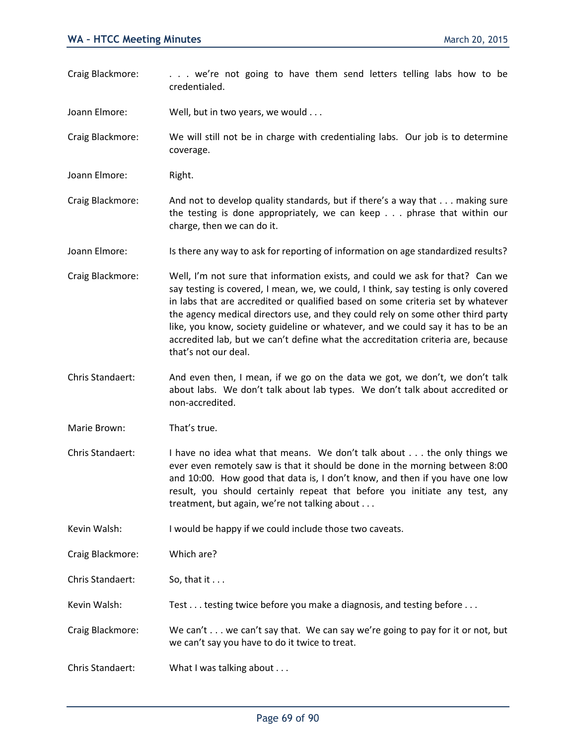Craig Blackmore: . . . we're not going to have them send letters telling labs how to be credentialed.

Joann Elmore: Well, but in two years, we would . . .

Craig Blackmore: We will still not be in charge with credentialing labs. Our job is to determine coverage.

Joann Elmore: Right.

Craig Blackmore: And not to develop quality standards, but if there's a way that . . . making sure the testing is done appropriately, we can keep . . . phrase that within our charge, then we can do it.

Joann Elmore: Is there any way to ask for reporting of information on age standardized results?

Craig Blackmore: Well, I'm not sure that information exists, and could we ask for that? Can we say testing is covered, I mean, we, we could, I think, say testing is only covered in labs that are accredited or qualified based on some criteria set by whatever the agency medical directors use, and they could rely on some other third party like, you know, society guideline or whatever, and we could say it has to be an accredited lab, but we can't define what the accreditation criteria are, because that's not our deal.

Chris Standaert: And even then, I mean, if we go on the data we got, we don't, we don't talk about labs. We don't talk about lab types. We don't talk about accredited or non-accredited.

Marie Brown: That's true.

Chris Standaert: I have no idea what that means. We don't talk about . . . the only things we ever even remotely saw is that it should be done in the morning between 8:00 and 10:00. How good that data is, I don't know, and then if you have one low result, you should certainly repeat that before you initiate any test, any treatment, but again, we're not talking about . . .

Kevin Walsh: I would be happy if we could include those two caveats.

Craig Blackmore: Which are?

Chris Standaert: So, that it . . .

Kevin Walsh: Test . . . testing twice before you make a diagnosis, and testing before . . .

Craig Blackmore: We can't . . . we can't say that. We can say we're going to pay for it or not, but we can't say you have to do it twice to treat.

Chris Standaert: What I was talking about . . .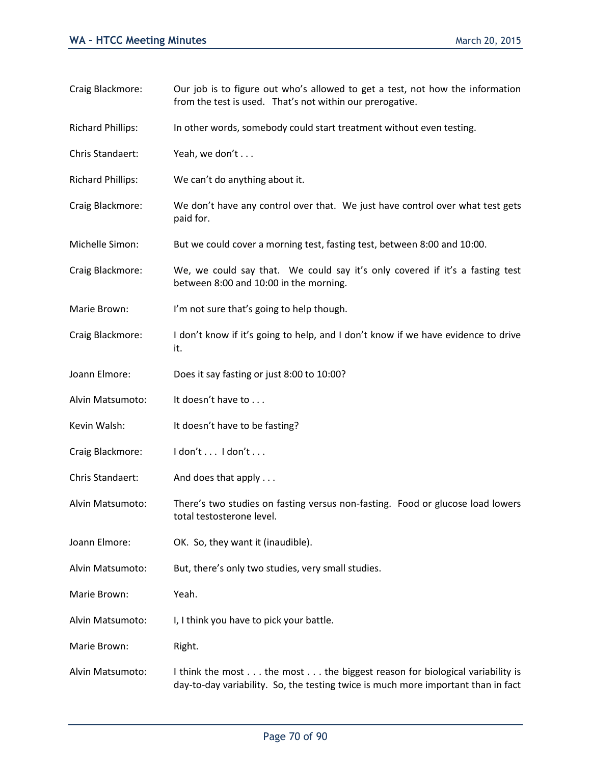Craig Blackmore: Our job is to figure out who's allowed to get a test, not how the information from the test is used. That's not within our prerogative.

Richard Phillips: In other words, somebody could start treatment without even testing.

Chris Standaert: Yeah, we don't . . .

Richard Phillips: We can't do anything about it.

Craig Blackmore: We don't have any control over that. We just have control over what test gets paid for.

Michelle Simon: But we could cover a morning test, fasting test, between 8:00 and 10:00.

Craig Blackmore: We, we could say that. We could say it's only covered if it's a fasting test between 8:00 and 10:00 in the morning.

Marie Brown: I'm not sure that's going to help though.

Craig Blackmore: I don't know if it's going to help, and I don't know if we have evidence to drive it.

Joann Elmore: Does it say fasting or just 8:00 to 10:00?

Alvin Matsumoto: It doesn't have to . . .

Kevin Walsh: It doesn't have to be fasting?

Craig Blackmore: I don't . . . I don't . . .

Chris Standaert: And does that apply . . .

Alvin Matsumoto: There's two studies on fasting versus non-fasting. Food or glucose load lowers total testosterone level.

Joann Elmore: OK. So, they want it (inaudible).

Alvin Matsumoto: But, there's only two studies, very small studies.

Marie Brown: Yeah.

Alvin Matsumoto: I, I think you have to pick your battle.

Marie Brown: Right.

Alvin Matsumoto: I think the most . . . the most . . . the biggest reason for biological variability is day-to-day variability. So, the testing twice is much more important than in fact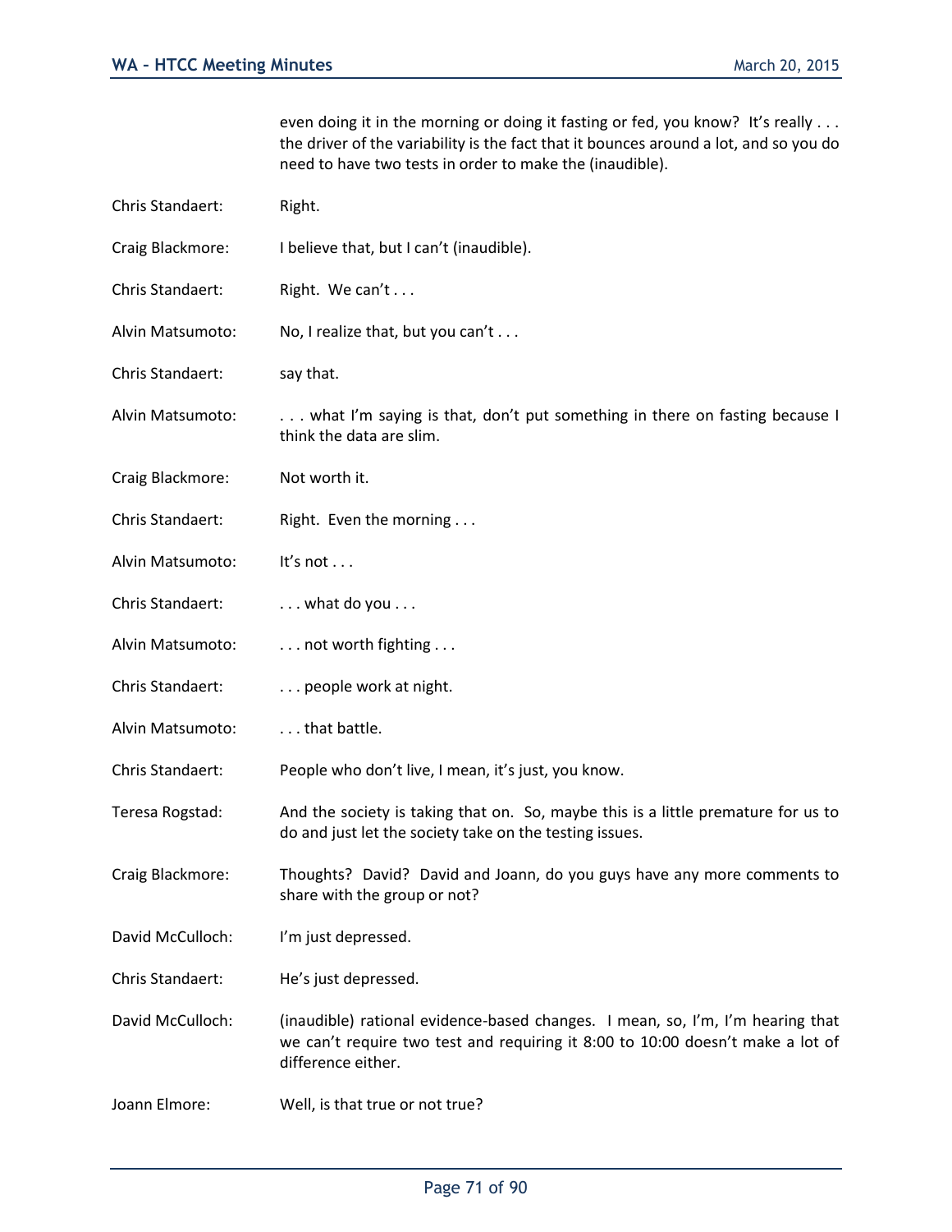even doing it in the morning or doing it fasting or fed, you know? It's really . . . the driver of the variability is the fact that it bounces around a lot, and so you do need to have two tests in order to make the (inaudible).

Chris Standaert: Right.

Craig Blackmore: I believe that, but I can't (inaudible).

Chris Standaert: Right. We can't . . .

Alvin Matsumoto: No, I realize that, but you can't . . .

Chris Standaert: say that.

Alvin Matsumoto: . . . what I'm saying is that, don't put something in there on fasting because I think the data are slim.

Craig Blackmore: Not worth it.

Chris Standaert: Right. Even the morning . . .

Alvin Matsumoto: It's not . . .

Chris Standaert: . . . what do you . . .

Alvin Matsumoto: . . . not worth fighting . . .

Chris Standaert: . . . people work at night.

Alvin Matsumoto: . . . that battle.

Chris Standaert: People who don't live, I mean, it's just, you know.

Teresa Rogstad: And the society is taking that on. So, maybe this is a little premature for us to do and just let the society take on the testing issues.

Craig Blackmore: Thoughts? David? David and Joann, do you guys have any more comments to share with the group or not?

David McCulloch: I'm just depressed.

Chris Standaert: He's just depressed.

David McCulloch: (inaudible) rational evidence-based changes. I mean, so, I'm, I'm hearing that we can't require two test and requiring it 8:00 to 10:00 doesn't make a lot of difference either.

Joann Elmore: Well, is that true or not true?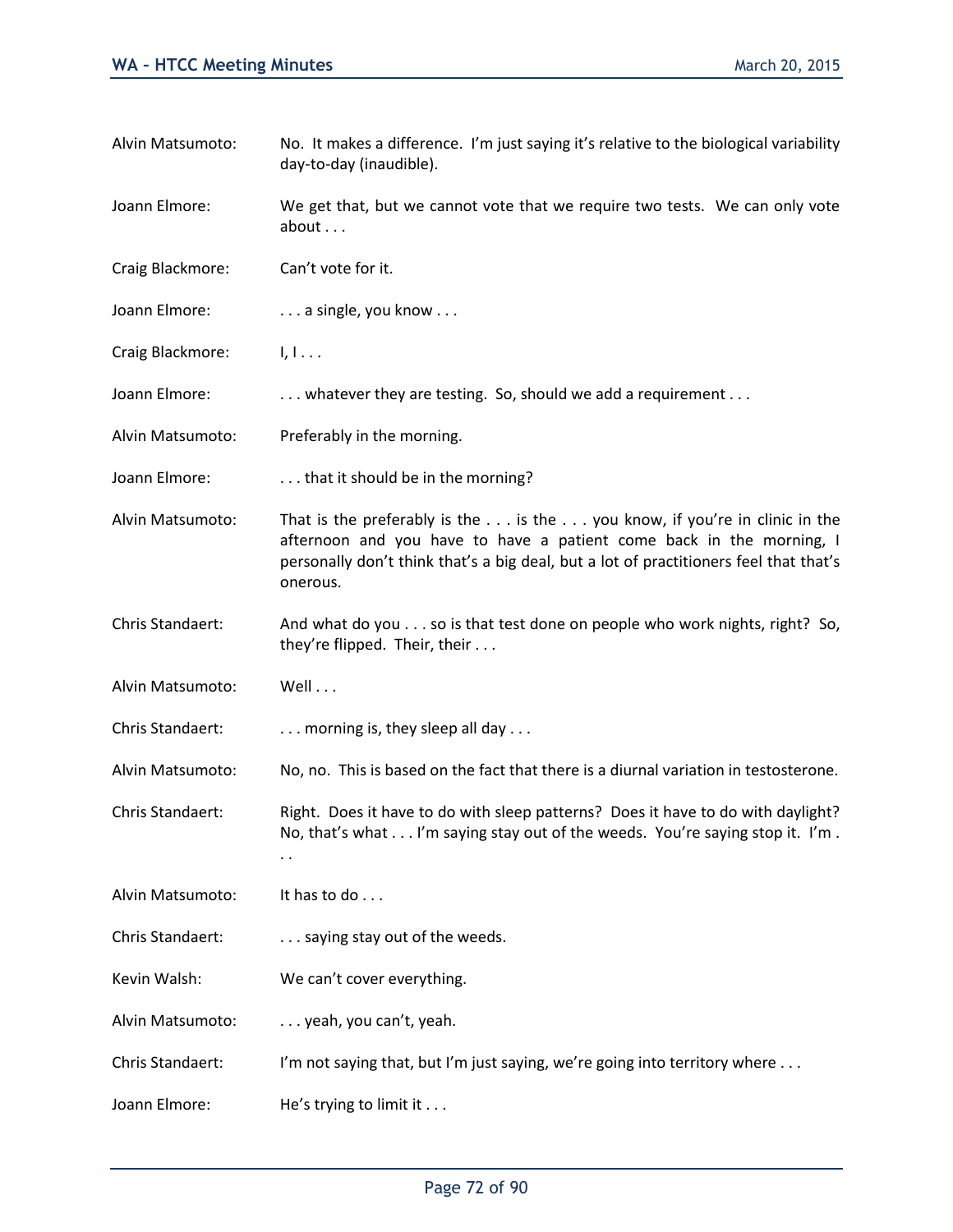Alvin Matsumoto: No. It makes a difference. I'm just saying it's relative to the biological variability day-to-day (inaudible).

Joann Elmore: We get that, but we cannot vote that we require two tests. We can only vote about . . .

Craig Blackmore: Can't vote for it.

Joann Elmore: . . . a single, you know . . .

Craig Blackmore: I, I . . .

Joann Elmore: . . . whatever they are testing. So, should we add a requirement . . .

Alvin Matsumoto: Preferably in the morning.

Joann Elmore: . . . that it should be in the morning?

Alvin Matsumoto: That is the preferably is the . . . is the . . . you know, if you're in clinic in the afternoon and you have to have a patient come back in the morning, I personally don't think that's a big deal, but a lot of practitioners feel that that's onerous.

Chris Standaert: And what do you . . . so is that test done on people who work nights, right? So, they're flipped. Their, their . . .

Alvin Matsumoto: Well . . .

Chris Standaert: . . . morning is, they sleep all day . . .

Alvin Matsumoto: No, no. This is based on the fact that there is a diurnal variation in testosterone.

Chris Standaert: Right. Does it have to do with sleep patterns? Does it have to do with daylight? No, that's what . . . I'm saying stay out of the weeds. You're saying stop it. I'm . . .

Alvin Matsumoto: It has to do . . .

Chris Standaert: . . . saying stay out of the weeds.

Kevin Walsh: We can't cover everything.

Alvin Matsumoto: . . . yeah, you can't, yeah.

Chris Standaert: I'm not saying that, but I'm just saying, we're going into territory where . . .

Joann Elmore: He's trying to limit it . . .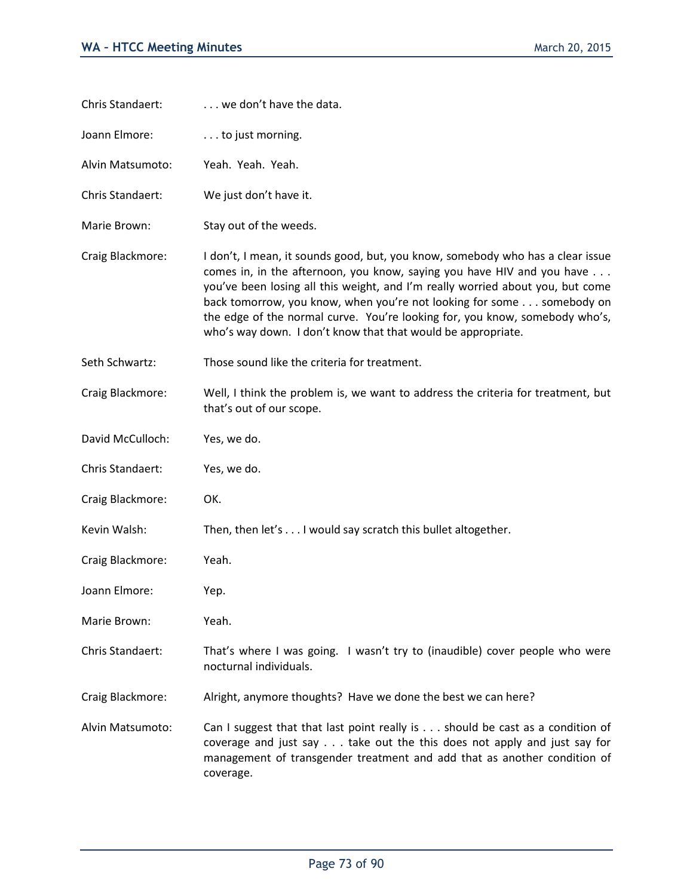Chris Standaert: . . . we don't have the data.

Joann Elmore: . . . to just morning.

Alvin Matsumoto: Yeah. Yeah. Yeah.

Chris Standaert: We just don't have it.

Marie Brown: Stay out of the weeds.

Craig Blackmore: I don't, I mean, it sounds good, but, you know, somebody who has a clear issue comes in, in the afternoon, you know, saying you have HIV and you have . . . you've been losing all this weight, and I'm really worried about you, but come back tomorrow, you know, when you're not looking for some . . . somebody on the edge of the normal curve. You're looking for, you know, somebody who's, who's way down. I don't know that that would be appropriate.

Seth Schwartz: Those sound like the criteria for treatment.

Craig Blackmore: Well, I think the problem is, we want to address the criteria for treatment, but that's out of our scope.

David McCulloch: Yes, we do.

Chris Standaert: Yes, we do.

Craig Blackmore: OK.

Kevin Walsh: Then, then let's . . . I would say scratch this bullet altogether.

Craig Blackmore: Yeah.

Joann Elmore: Yep.

Marie Brown: Yeah.

Chris Standaert: That's where I was going. I wasn't try to (inaudible) cover people who were nocturnal individuals.

Craig Blackmore: Alright, anymore thoughts? Have we done the best we can here?

Alvin Matsumoto: Can I suggest that that last point really is . . . should be cast as a condition of coverage and just say . . . take out the this does not apply and just say for management of transgender treatment and add that as another condition of coverage.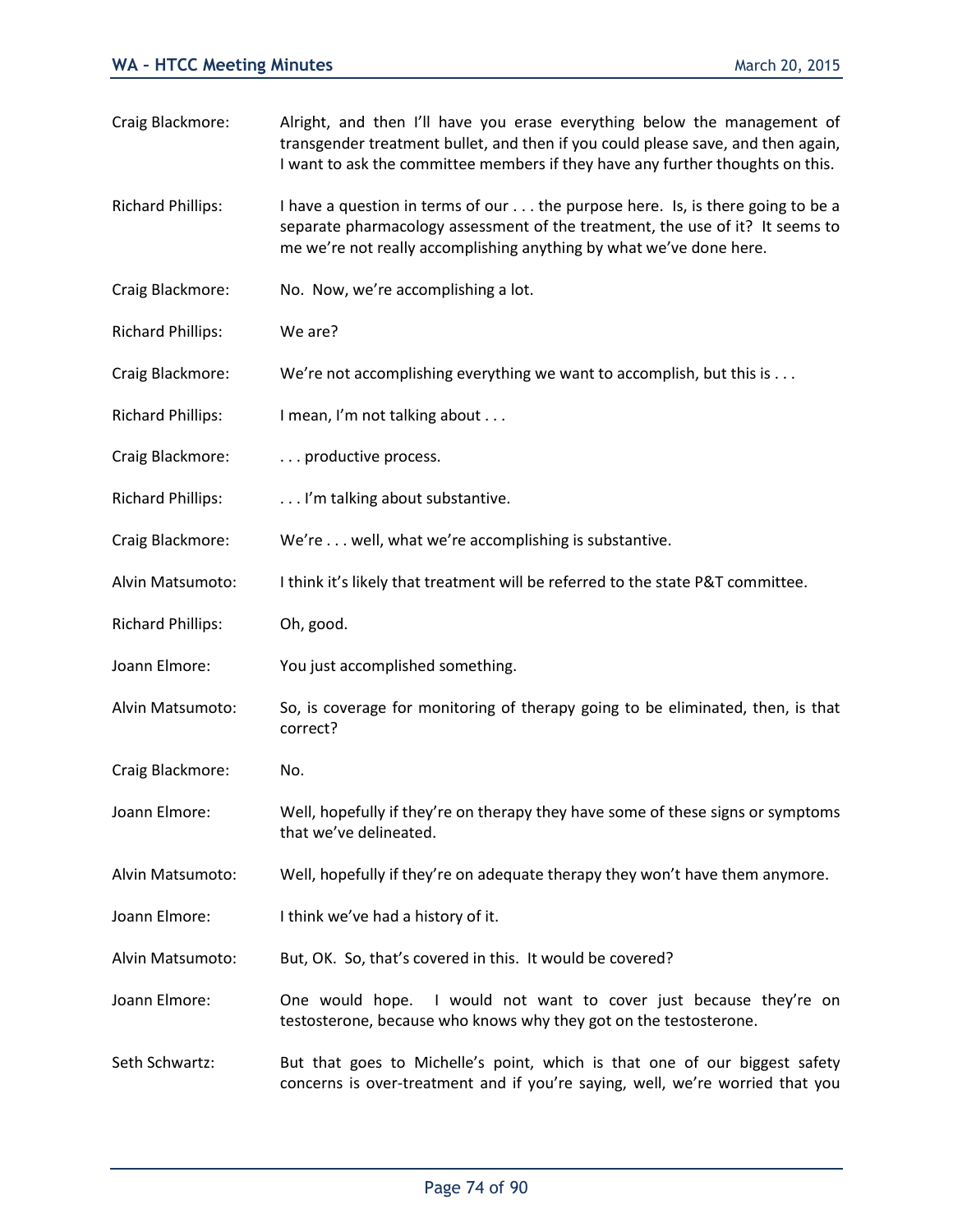Craig Blackmore: Alright, and then I'll have you erase everything below the management of transgender treatment bullet, and then if you could please save, and then again, I want to ask the committee members if they have any further thoughts on this.

Richard Phillips: I have a question in terms of our . . . the purpose here. Is, is there going to be a separate pharmacology assessment of the treatment, the use of it? It seems to me we're not really accomplishing anything by what we've done here.

Craig Blackmore: No. Now, we're accomplishing a lot.

Richard Phillips: We are?

Craig Blackmore: We're not accomplishing everything we want to accomplish, but this is . . .

Richard Phillips: I mean, I'm not talking about . . .

Craig Blackmore: . . . productive process.

Richard Phillips: . . . I'm talking about substantive.

Craig Blackmore: We're . . . well, what we're accomplishing is substantive.

Alvin Matsumoto: I think it's likely that treatment will be referred to the state P&T committee.

Richard Phillips: Oh, good.

Joann Elmore: You just accomplished something.

Alvin Matsumoto: So, is coverage for monitoring of therapy going to be eliminated, then, is that correct?

Craig Blackmore: No.

Joann Elmore: Well, hopefully if they're on therapy they have some of these signs or symptoms that we've delineated.

Alvin Matsumoto: Well, hopefully if they're on adequate therapy they won't have them anymore.

Joann Elmore: I think we've had a history of it.

Alvin Matsumoto: But, OK. So, that's covered in this. It would be covered?

Joann Elmore: One would hope. I would not want to cover just because they're on testosterone, because who knows why they got on the testosterone.

Seth Schwartz: But that goes to Michelle's point, which is that one of our biggest safety concerns is over-treatment and if you're saying, well, we're worried that you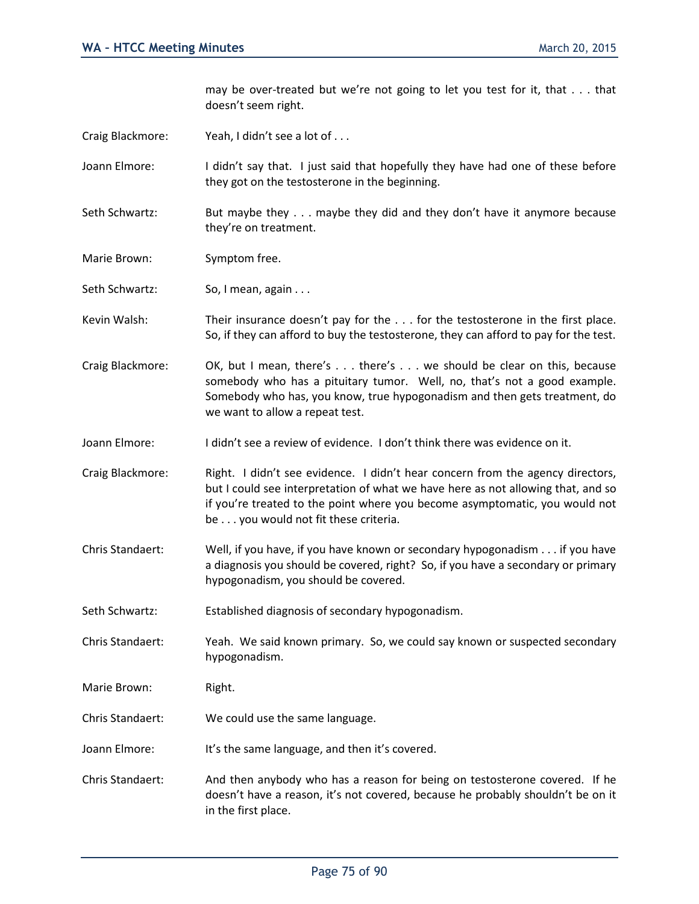may be over-treated but we're not going to let you test for it, that . . . that doesn't seem right.

Craig Blackmore: Yeah, I didn't see a lot of . . .

Joann Elmore: I didn't say that. I just said that hopefully they have had one of these before they got on the testosterone in the beginning.

Seth Schwartz: But maybe they . . . maybe they did and they don't have it anymore because they're on treatment.

Marie Brown: Symptom free.

Seth Schwartz: So, I mean, again . . .

Kevin Walsh: Their insurance doesn't pay for the . . . for the testosterone in the first place. So, if they can afford to buy the testosterone, they can afford to pay for the test.

Craig Blackmore: OK, but I mean, there's . . . there's . . . we should be clear on this, because somebody who has a pituitary tumor. Well, no, that's not a good example. Somebody who has, you know, true hypogonadism and then gets treatment, do we want to allow a repeat test.

Joann Elmore: I didn't see a review of evidence. I don't think there was evidence on it.

Craig Blackmore: Right. I didn't see evidence. I didn't hear concern from the agency directors, but I could see interpretation of what we have here as not allowing that, and so if you're treated to the point where you become asymptomatic, you would not be . . . you would not fit these criteria.

Chris Standaert: Well, if you have, if you have known or secondary hypogonadism . . . if you have a diagnosis you should be covered, right? So, if you have a secondary or primary hypogonadism, you should be covered.

Seth Schwartz: Established diagnosis of secondary hypogonadism.

Chris Standaert: Yeah. We said known primary. So, we could say known or suspected secondary hypogonadism.

Marie Brown: Right.

Chris Standaert: We could use the same language.

Joann Elmore: It's the same language, and then it's covered.

Chris Standaert: And then anybody who has a reason for being on testosterone covered. If he doesn't have a reason, it's not covered, because he probably shouldn't be on it in the first place.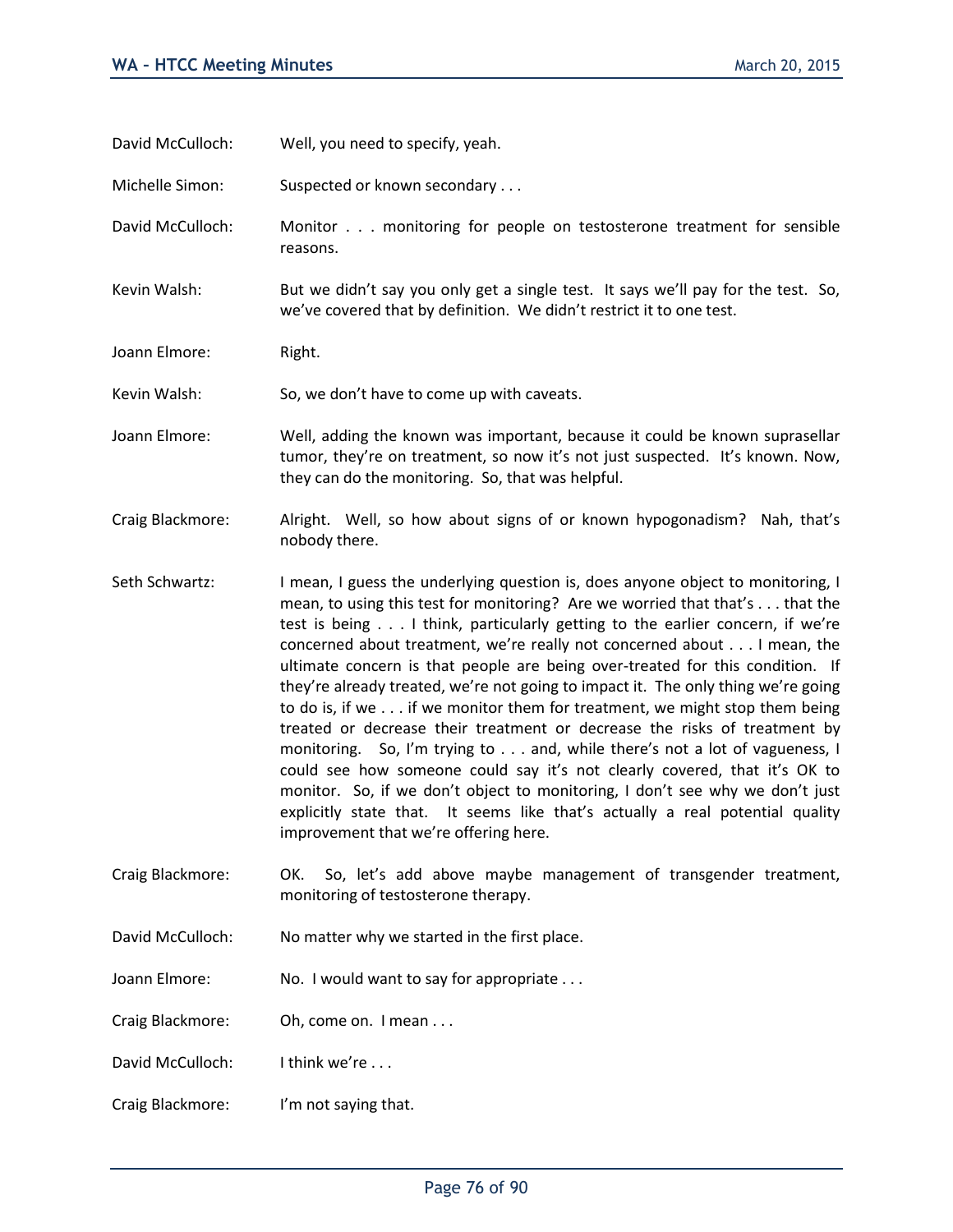David McCulloch: Well, you need to specify, yeah.

Michelle Simon: Suspected or known secondary . . .

David McCulloch: Monitor . . . monitoring for people on testosterone treatment for sensible reasons.

Kevin Walsh: But we didn't say you only get a single test. It says we'll pay for the test. So, we've covered that by definition. We didn't restrict it to one test.

Joann Elmore: Right.

Kevin Walsh: So, we don't have to come up with caveats.

Joann Elmore: Well, adding the known was important, because it could be known suprasellar tumor, they're on treatment, so now it's not just suspected. It's known. Now, they can do the monitoring. So, that was helpful.

Craig Blackmore: Alright. Well, so how about signs of or known hypogonadism? Nah, that's nobody there.

Seth Schwartz: I mean, I guess the underlying question is, does anyone object to monitoring, I mean, to using this test for monitoring? Are we worried that that's . . . that the test is being . . . I think, particularly getting to the earlier concern, if we're concerned about treatment, we're really not concerned about . . . I mean, the ultimate concern is that people are being over-treated for this condition. If they're already treated, we're not going to impact it. The only thing we're going to do is, if we . . . if we monitor them for treatment, we might stop them being treated or decrease their treatment or decrease the risks of treatment by monitoring. So, I'm trying to . . . and, while there's not a lot of vagueness, I could see how someone could say it's not clearly covered, that it's OK to monitor. So, if we don't object to monitoring, I don't see why we don't just explicitly state that. It seems like that's actually a real potential quality improvement that we're offering here.

Craig Blackmore: OK. So, let's add above maybe management of transgender treatment, monitoring of testosterone therapy.

David McCulloch: No matter why we started in the first place.

Joann Elmore: No. I would want to say for appropriate . . .

Craig Blackmore: Oh, come on. I mean . . .

David McCulloch: I think we're . . .

Craig Blackmore: I'm not saying that.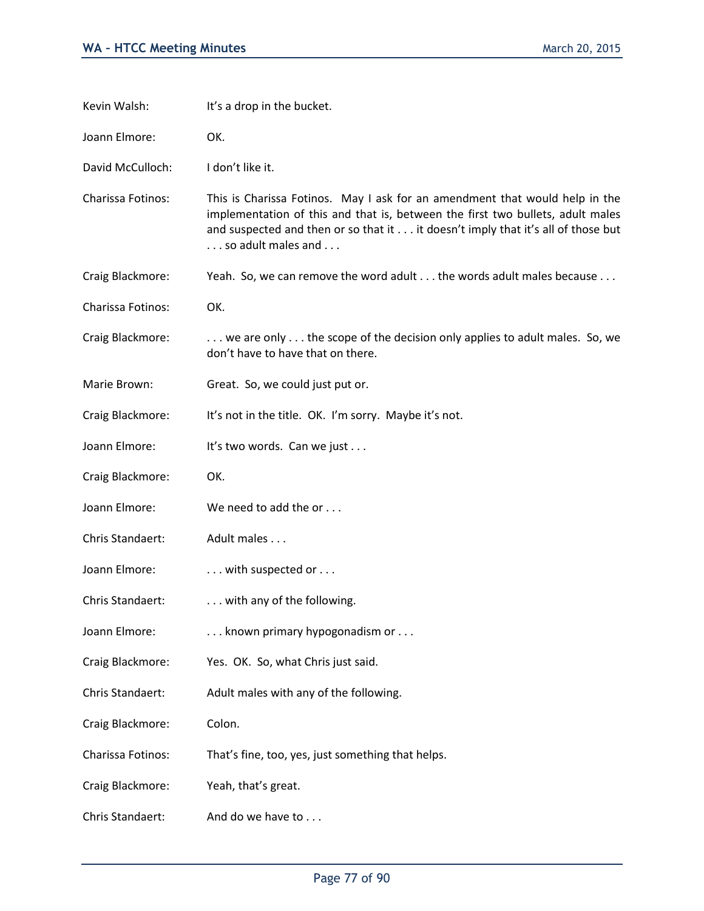Kevin Walsh: It's a drop in the bucket.

Joann Elmore: OK.

David McCulloch: I don't like it.

Charissa Fotinos: This is Charissa Fotinos. May I ask for an amendment that would help in the implementation of this and that is, between the first two bullets, adult males and suspected and then or so that it . . . it doesn't imply that it's all of those but . . . so adult males and . . .

Craig Blackmore: Yeah. So, we can remove the word adult . . . the words adult males because . . .

Charissa Fotinos: OK.

Craig Blackmore: . . . we are only . . . the scope of the decision only applies to adult males. So, we don't have to have that on there.

Marie Brown: Great. So, we could just put or.

Craig Blackmore: It's not in the title. OK. I'm sorry. Maybe it's not.

Joann Elmore: It's two words. Can we just . . .

Craig Blackmore: OK.

Joann Elmore: We need to add the or . . .

Chris Standaert: Adult males . . .

Joann Elmore: . . . with suspected or . . .

Chris Standaert: . . . with any of the following.

Joann Elmore: . . . known primary hypogonadism or . . .

Craig Blackmore: Yes. OK. So, what Chris just said.

Chris Standaert: Adult males with any of the following.

Craig Blackmore: Colon.

Charissa Fotinos: That's fine, too, yes, just something that helps.

Craig Blackmore: Yeah, that's great.

Chris Standaert: And do we have to . . .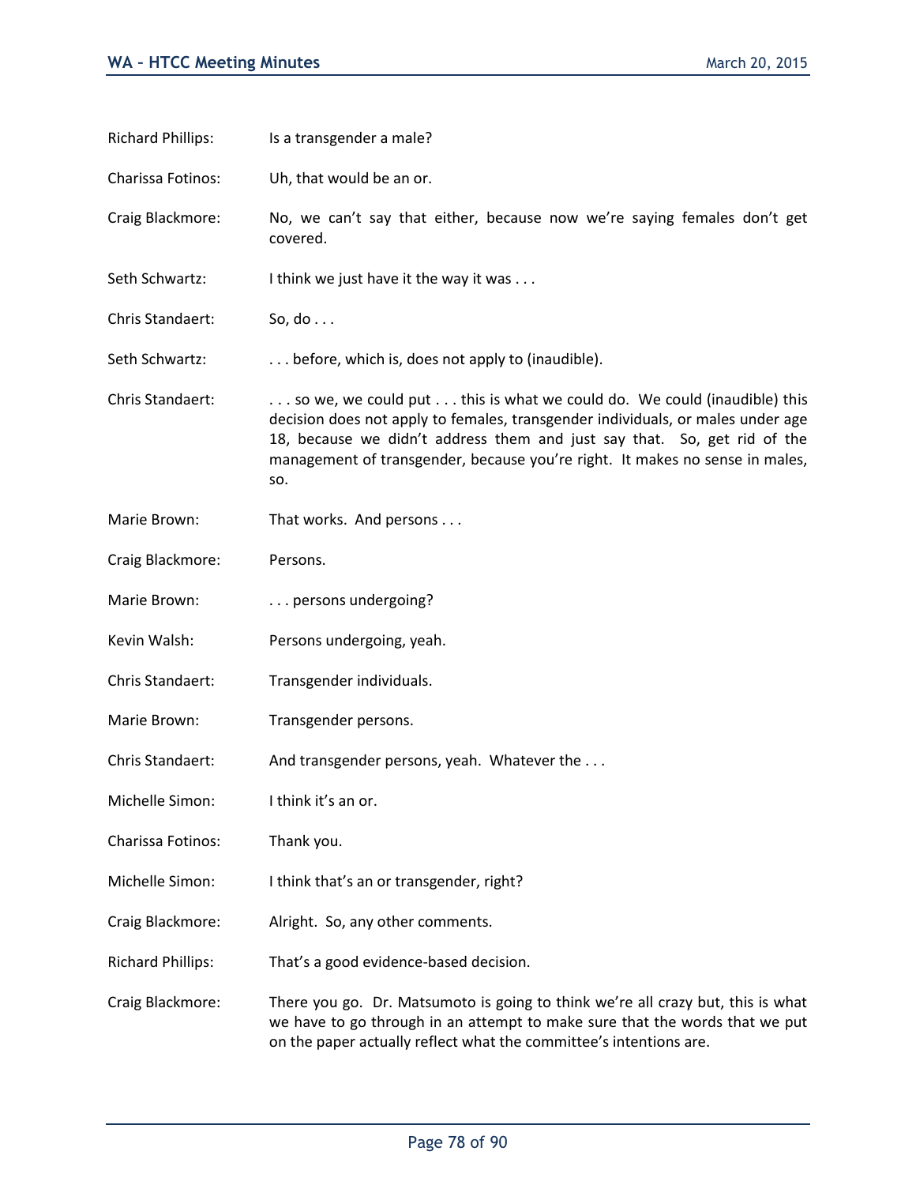Richard Phillips: Is a transgender a male?

Charissa Fotinos: Uh, that would be an or.

Craig Blackmore: No, we can't say that either, because now we're saying females don't get covered.

Seth Schwartz: I think we just have it the way it was . . .

Chris Standaert: So, do . . .

Seth Schwartz: . . . before, which is, does not apply to (inaudible).

Chris Standaert: . . . so we, we could put . . . this is what we could do. We could (inaudible) this decision does not apply to females, transgender individuals, or males under age 18, because we didn't address them and just say that. So, get rid of the management of transgender, because you're right. It makes no sense in males, so.

Marie Brown: That works. And persons . . .

Craig Blackmore: Persons.

Marie Brown: . . . persons undergoing?

Kevin Walsh: Persons undergoing, yeah.

Chris Standaert: Transgender individuals.

Marie Brown: Transgender persons.

Chris Standaert: And transgender persons, yeah. Whatever the . . .

Michelle Simon: I think it's an or.

Charissa Fotinos: Thank you.

Michelle Simon: I think that's an or transgender, right?

Craig Blackmore: Alright. So, any other comments.

Richard Phillips: That's a good evidence-based decision.

Craig Blackmore: There you go. Dr. Matsumoto is going to think we're all crazy but, this is what we have to go through in an attempt to make sure that the words that we put on the paper actually reflect what the committee's intentions are.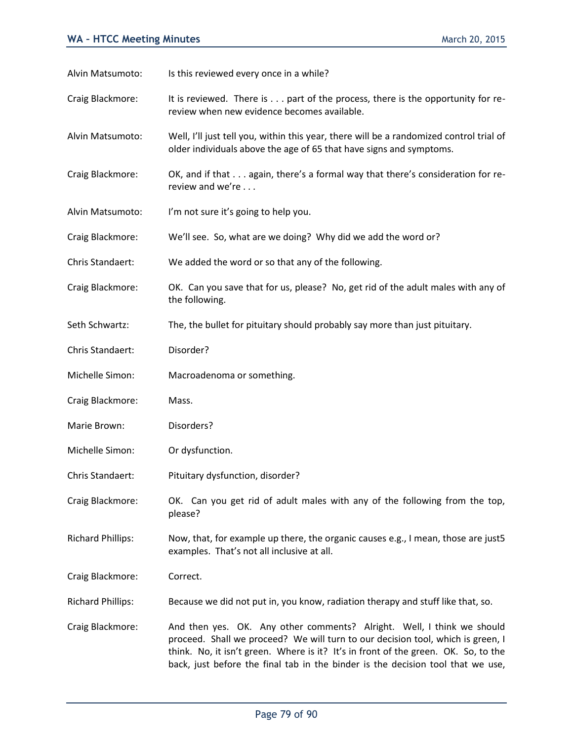Alvin Matsumoto: Is this reviewed every once in a while?

Craig Blackmore: It is reviewed. There is . . . part of the process, there is the opportunity for re-review when new evidence becomes available.

Alvin Matsumoto: Well, I'll just tell you, within this year, there will be a randomized control trial of older individuals above the age of 65 that have signs and symptoms.

Craig Blackmore: OK, and if that . . . again, there's a formal way that there's consideration for re-review and we're . . .

Alvin Matsumoto: I'm not sure it's going to help you.

Craig Blackmore: We'll see. So, what are we doing? Why did we add the word or?

Chris Standaert: We added the word or so that any of the following.

Craig Blackmore: OK. Can you save that for us, please? No, get rid of the adult males with any of the following.

Seth Schwartz: The, the bullet for pituitary should probably say more than just pituitary.

Chris Standaert: Disorder?

Michelle Simon: Macroadenoma or something.

Craig Blackmore: Mass.

Marie Brown: Disorders?

Michelle Simon: Or dysfunction.

Chris Standaert: Pituitary dysfunction, disorder?

Craig Blackmore: OK. Can you get rid of adult males with any of the following from the top, please?

Richard Phillips: Now, that, for example up there, the organic causes e.g., I mean, those are just5 examples. That's not all inclusive at all.

Craig Blackmore: Correct.

Richard Phillips: Because we did not put in, you know, radiation therapy and stuff like that, so.

Craig Blackmore: And then yes. OK. Any other comments? Alright. Well, I think we should proceed. Shall we proceed? We will turn to our decision tool, which is green, I think. No, it isn't green. Where is it? It's in front of the green. OK. So, to the back, just before the final tab in the binder is the decision tool that we use,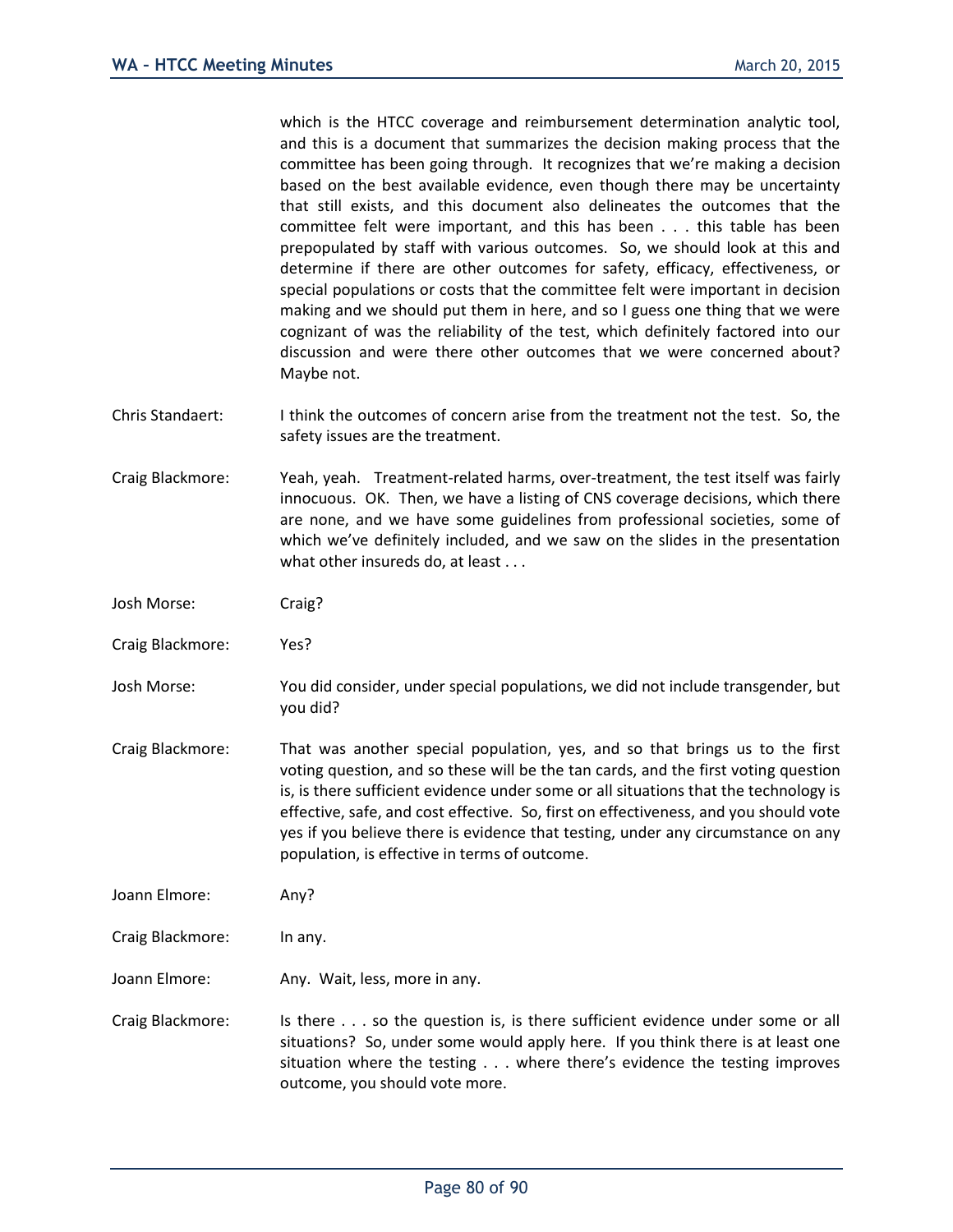which is the HTCC coverage and reimbursement determination analytic tool, and this is a document that summarizes the decision making process that the committee has been going through. It recognizes that we're making a decision based on the best available evidence, even though there may be uncertainty that still exists, and this document also delineates the outcomes that the committee felt were important, and this has been . . . this table has been prepopulated by staff with various outcomes. So, we should look at this and determine if there are other outcomes for safety, efficacy, effectiveness, or special populations or costs that the committee felt were important in decision making and we should put them in here, and so I guess one thing that we were cognizant of was the reliability of the test, which definitely factored into our discussion and were there other outcomes that we were concerned about? Maybe not.

Chris Standaert: I think the outcomes of concern arise from the treatment not the test. So, the safety issues are the treatment.

Craig Blackmore: Yeah, yeah. Treatment-related harms, over-treatment, the test itself was fairly innocuous. OK. Then, we have a listing of CNS coverage decisions, which there are none, and we have some guidelines from professional societies, some of which we've definitely included, and we saw on the slides in the presentation what other insureds do, at least . . .

Josh Morse: Craig?

Craig Blackmore: Yes?

Josh Morse: You did consider, under special populations, we did not include transgender, but you did?

Craig Blackmore: That was another special population, yes, and so that brings us to the first voting question, and so these will be the tan cards, and the first voting question is, is there sufficient evidence under some or all situations that the technology is effective, safe, and cost effective. So, first on effectiveness, and you should vote yes if you believe there is evidence that testing, under any circumstance on any population, is effective in terms of outcome.

Joann Elmore: Any?

Craig Blackmore: In any.

Joann Elmore: Any. Wait, less, more in any.

Craig Blackmore: Is there . . . so the question is, is there sufficient evidence under some or all situations? So, under some would apply here. If you think there is at least one situation where the testing . . . where there's evidence the testing improves outcome, you should vote more.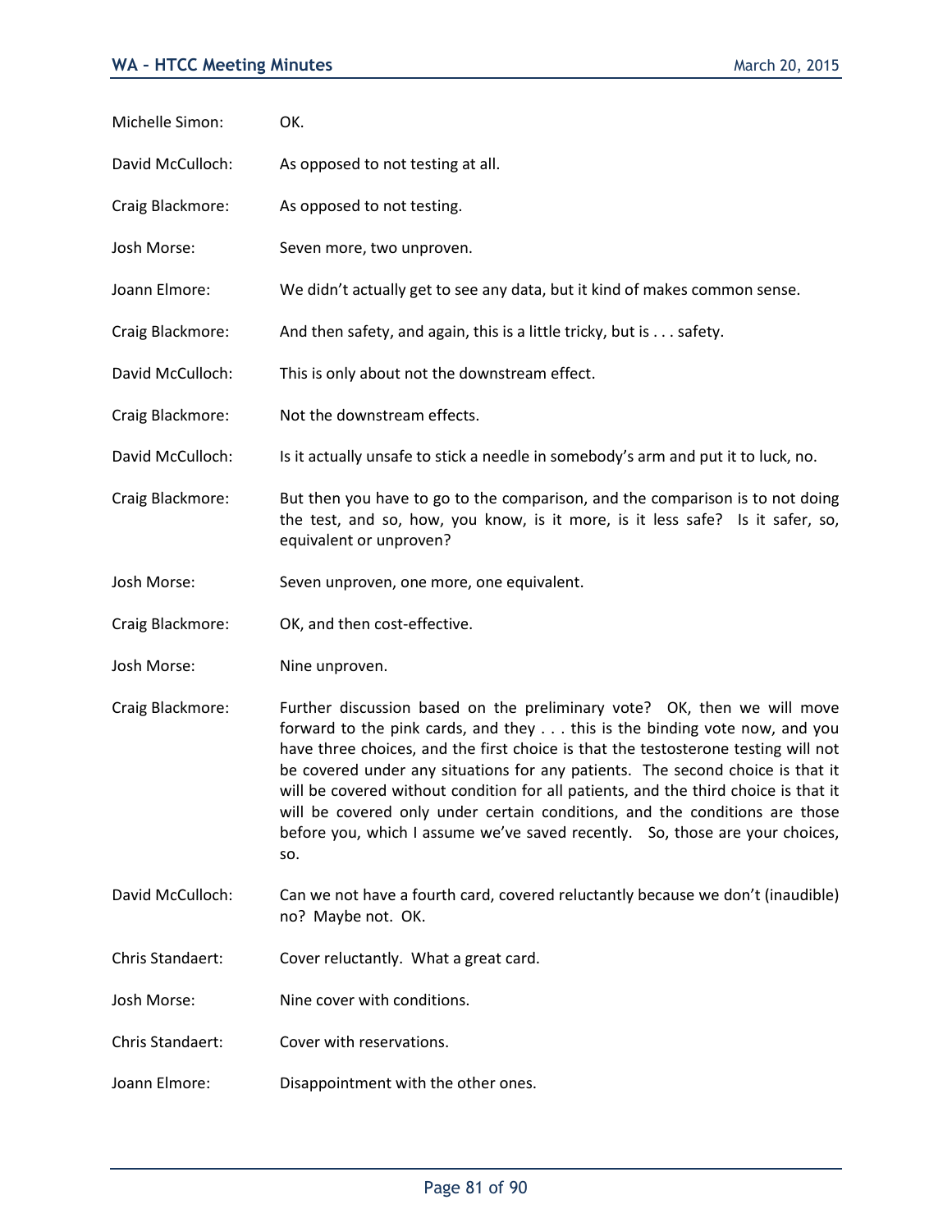Michelle Simon: OK.

David McCulloch: As opposed to not testing at all.

Craig Blackmore: As opposed to not testing.

Josh Morse: Seven more, two unproven.

Joann Elmore: We didn't actually get to see any data, but it kind of makes common sense.

Craig Blackmore: And then safety, and again, this is a little tricky, but is . . . safety.

David McCulloch: This is only about not the downstream effect.

Craig Blackmore: Not the downstream effects.

David McCulloch: Is it actually unsafe to stick a needle in somebody's arm and put it to luck, no.

Craig Blackmore: But then you have to go to the comparison, and the comparison is to not doing the test, and so, how, you know, is it more, is it less safe? Is it safer, so, equivalent or unproven?

Josh Morse: Seven unproven, one more, one equivalent.

Craig Blackmore: OK, and then cost-effective.

Josh Morse: Nine unproven.

Craig Blackmore: Further discussion based on the preliminary vote? OK, then we will move forward to the pink cards, and they . . . this is the binding vote now, and you have three choices, and the first choice is that the testosterone testing will not be covered under any situations for any patients. The second choice is that it will be covered without condition for all patients, and the third choice is that it will be covered only under certain conditions, and the conditions are those before you, which I assume we've saved recently. So, those are your choices, so.

David McCulloch: Can we not have a fourth card, covered reluctantly because we don't (inaudible) no? Maybe not. OK.

Chris Standaert: Cover reluctantly. What a great card.

Josh Morse: Nine cover with conditions.

Chris Standaert: Cover with reservations.

Joann Elmore: Disappointment with the other ones.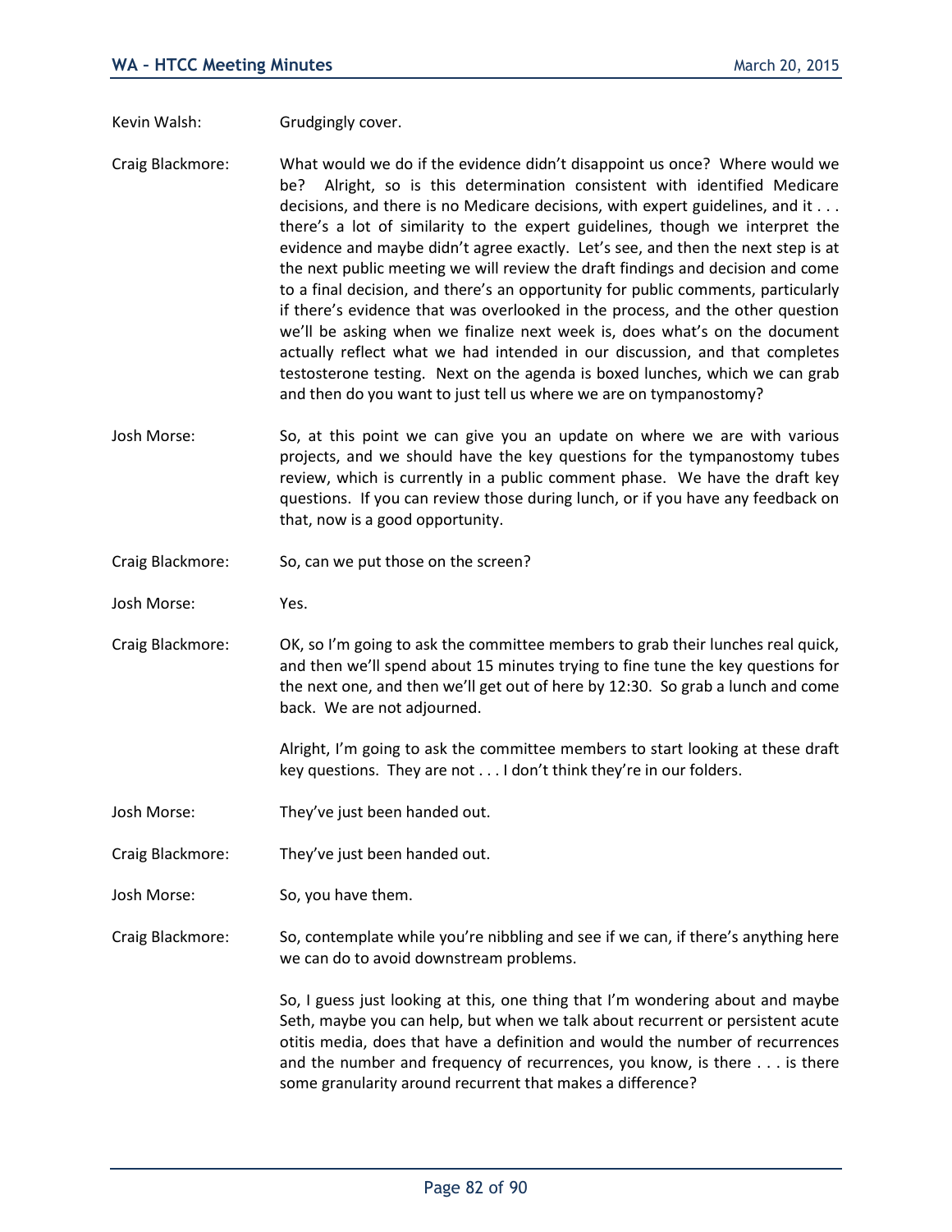Kevin Walsh: Grudgingly cover.

Craig Blackmore: What would we do if the evidence didn't disappoint us once? Where would we be? Alright, so is this determination consistent with identified Medicare decisions, and there is no Medicare decisions, with expert guidelines, and it . . . there's a lot of similarity to the expert guidelines, though we interpret the evidence and maybe didn't agree exactly. Let's see, and then the next step is at the next public meeting we will review the draft findings and decision and come to a final decision, and there's an opportunity for public comments, particularly if there's evidence that was overlooked in the process, and the other question we'll be asking when we finalize next week is, does what's on the document actually reflect what we had intended in our discussion, and that completes testosterone testing. Next on the agenda is boxed lunches, which we can grab and then do you want to just tell us where we are on tympanostomy?

Josh Morse: So, at this point we can give you an update on where we are with various projects, and we should have the key questions for the tympanostomy tubes review, which is currently in a public comment phase. We have the draft key questions. If you can review those during lunch, or if you have any feedback on that, now is a good opportunity.

Craig Blackmore: So, can we put those on the screen?

Josh Morse: Yes.

Craig Blackmore: OK, so I'm going to ask the committee members to grab their lunches real quick, and then we'll spend about 15 minutes trying to fine tune the key questions for the next one, and then we'll get out of here by 12:30. So grab a lunch and come back. We are not adjourned.

Alright, I'm going to ask the committee members to start looking at these draft key questions. They are not . . . I don't think they're in our folders.

Josh Morse: They've just been handed out.

Craig Blackmore: They've just been handed out.

Josh Morse: So, you have them.

Craig Blackmore: So, contemplate while you're nibbling and see if we can, if there's anything here we can do to avoid downstream problems.

So, I guess just looking at this, one thing that I'm wondering about and maybe Seth, maybe you can help, but when we talk about recurrent or persistent acute otitis media, does that have a definition and would the number of recurrences and the number and frequency of recurrences, you know, is there . . . is there some granularity around recurrent that makes a difference?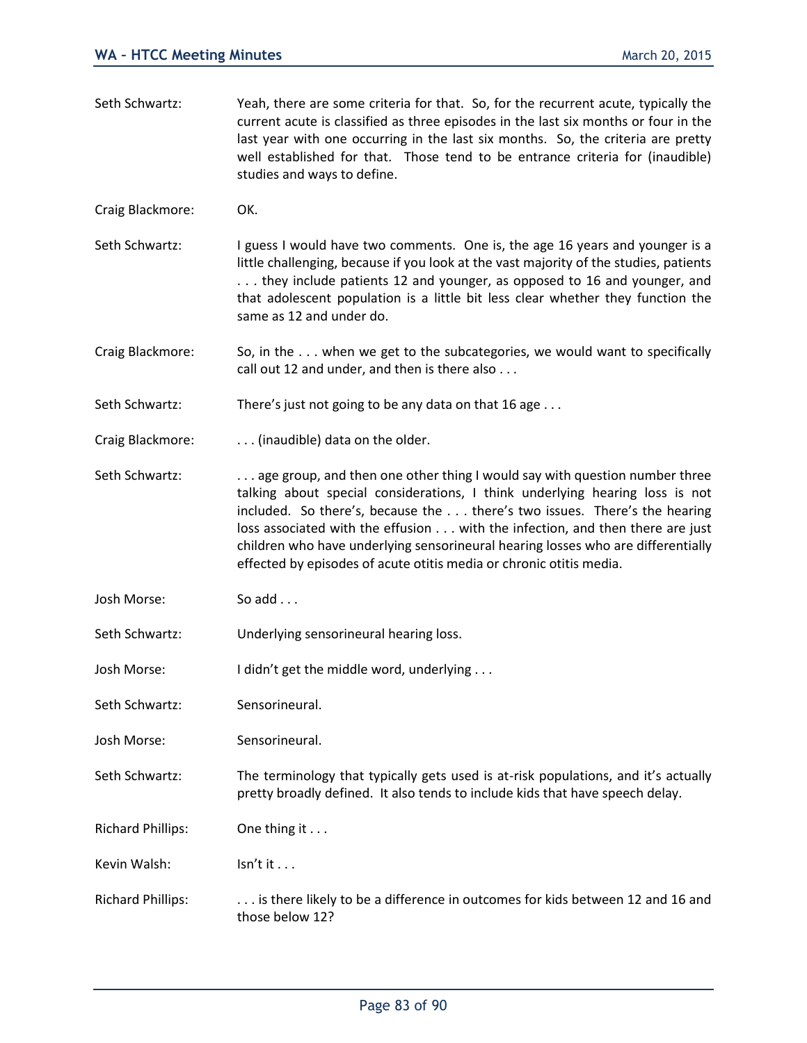Seth Schwartz: Yeah, there are some criteria for that. So, for the recurrent acute, typically the current acute is classified as three episodes in the last six months or four in the last year with one occurring in the last six months. So, the criteria are pretty well established for that. Those tend to be entrance criteria for (inaudible) studies and ways to define.

Craig Blackmore: OK.

Seth Schwartz: I guess I would have two comments. One is, the age 16 years and younger is a little challenging, because if you look at the vast majority of the studies, patients . . . they include patients 12 and younger, as opposed to 16 and younger, and that adolescent population is a little bit less clear whether they function the same as 12 and under do.

Craig Blackmore: So, in the . . . when we get to the subcategories, we would want to specifically call out 12 and under, and then is there also . . .

Seth Schwartz: There's just not going to be any data on that 16 age . . .

Craig Blackmore: . . . (inaudible) data on the older.

Seth Schwartz: . . . age group, and then one other thing I would say with question number three talking about special considerations, I think underlying hearing loss is not included. So there's, because the . . . there's two issues. There's the hearing loss associated with the effusion . . . with the infection, and then there are just children who have underlying sensorineural hearing losses who are differentially effected by episodes of acute otitis media or chronic otitis media.

Josh Morse: So add . . .

Seth Schwartz: Underlying sensorineural hearing loss.

Josh Morse: I didn't get the middle word, underlying . . .

Seth Schwartz: Sensorineural.

Josh Morse: Sensorineural.

Seth Schwartz: The terminology that typically gets used is at-risk populations, and it's actually pretty broadly defined. It also tends to include kids that have speech delay.

Richard Phillips: One thing it . . .

Kevin Walsh: Isn't it . . .

Richard Phillips: . . . is there likely to be a difference in outcomes for kids between 12 and 16 and those below 12?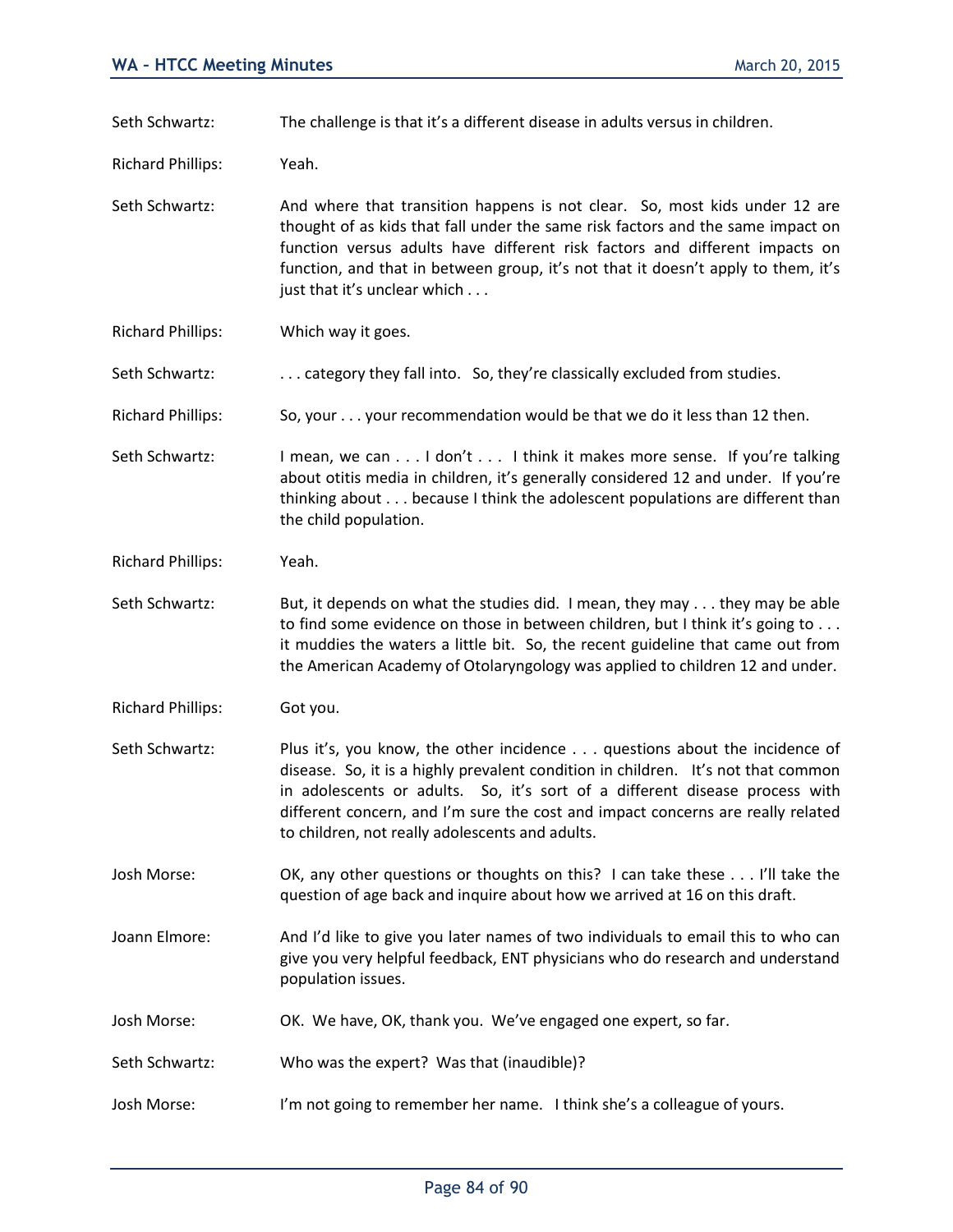Seth Schwartz: The challenge is that it's a different disease in adults versus in children.

Richard Phillips: Yeah.

Seth Schwartz: And where that transition happens is not clear. So, most kids under 12 are thought of as kids that fall under the same risk factors and the same impact on function versus adults have different risk factors and different impacts on function, and that in between group, it's not that it doesn't apply to them, it's just that it's unclear which . . .

Richard Phillips: Which way it goes.

Seth Schwartz: . . . category they fall into. So, they're classically excluded from studies.

Richard Phillips: So, your . . . your recommendation would be that we do it less than 12 then.

Seth Schwartz: I mean, we can . . . I don't . . . I think it makes more sense. If you're talking about otitis media in children, it's generally considered 12 and under. If you're thinking about . . . because I think the adolescent populations are different than the child population.

Richard Phillips: Yeah.

Seth Schwartz: But, it depends on what the studies did. I mean, they may . . . they may be able to find some evidence on those in between children, but I think it's going to . . . it muddies the waters a little bit. So, the recent guideline that came out from the American Academy of Otolaryngology was applied to children 12 and under.

Richard Phillips: Got you.

Seth Schwartz: Plus it's, you know, the other incidence . . . questions about the incidence of disease. So, it is a highly prevalent condition in children. It's not that common in adolescents or adults. So, it's sort of a different disease process with different concern, and I'm sure the cost and impact concerns are really related to children, not really adolescents and adults.

Josh Morse: OK, any other questions or thoughts on this? I can take these . . . I'll take the question of age back and inquire about how we arrived at 16 on this draft.

Joann Elmore: And I'd like to give you later names of two individuals to email this to who can give you very helpful feedback, ENT physicians who do research and understand population issues.

Josh Morse: OK. We have, OK, thank you. We've engaged one expert, so far.

Seth Schwartz: Who was the expert? Was that (inaudible)?

Josh Morse: I'm not going to remember her name. I think she's a colleague of yours.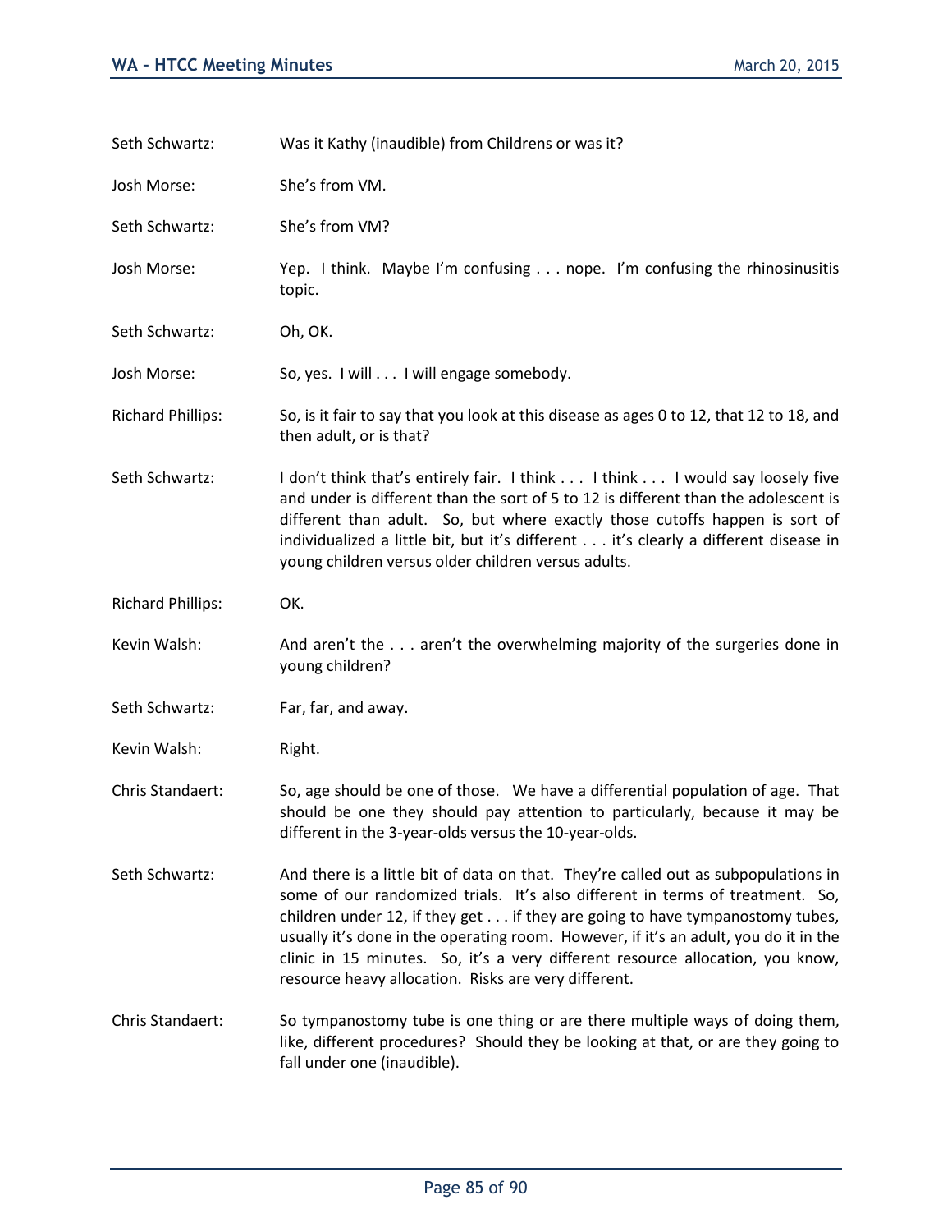Seth Schwartz: Was it Kathy (inaudible) from Childrens or was it?

Josh Morse: She's from VM.

Seth Schwartz: She's from VM?

Josh Morse: Yep. I think. Maybe I'm confusing . . . nope. I'm confusing the rhinosinusitis topic.

Seth Schwartz: Oh, OK.

Josh Morse: So, yes. I will . . . I will engage somebody.

Richard Phillips: So, is it fair to say that you look at this disease as ages 0 to 12, that 12 to 18, and then adult, or is that?

Seth Schwartz: I don't think that's entirely fair. I think . . . I think . . . I would say loosely five and under is different than the sort of 5 to 12 is different than the adolescent is different than adult. So, but where exactly those cutoffs happen is sort of individualized a little bit, but it's different . . . it's clearly a different disease in young children versus older children versus adults.

Richard Phillips: OK.

Kevin Walsh: And aren't the . . . aren't the overwhelming majority of the surgeries done in young children?

Seth Schwartz: Far, far, and away.

Kevin Walsh: Right.

Chris Standaert: So, age should be one of those. We have a differential population of age. That should be one they should pay attention to particularly, because it may be different in the 3-year-olds versus the 10-year-olds.

Seth Schwartz: And there is a little bit of data on that. They're called out as subpopulations in some of our randomized trials. It's also different in terms of treatment. So, children under 12, if they get . . . if they are going to have tympanostomy tubes, usually it's done in the operating room. However, if it's an adult, you do it in the clinic in 15 minutes. So, it's a very different resource allocation, you know, resource heavy allocation. Risks are very different.

Chris Standaert: So tympanostomy tube is one thing or are there multiple ways of doing them, like, different procedures? Should they be looking at that, or are they going to fall under one (inaudible).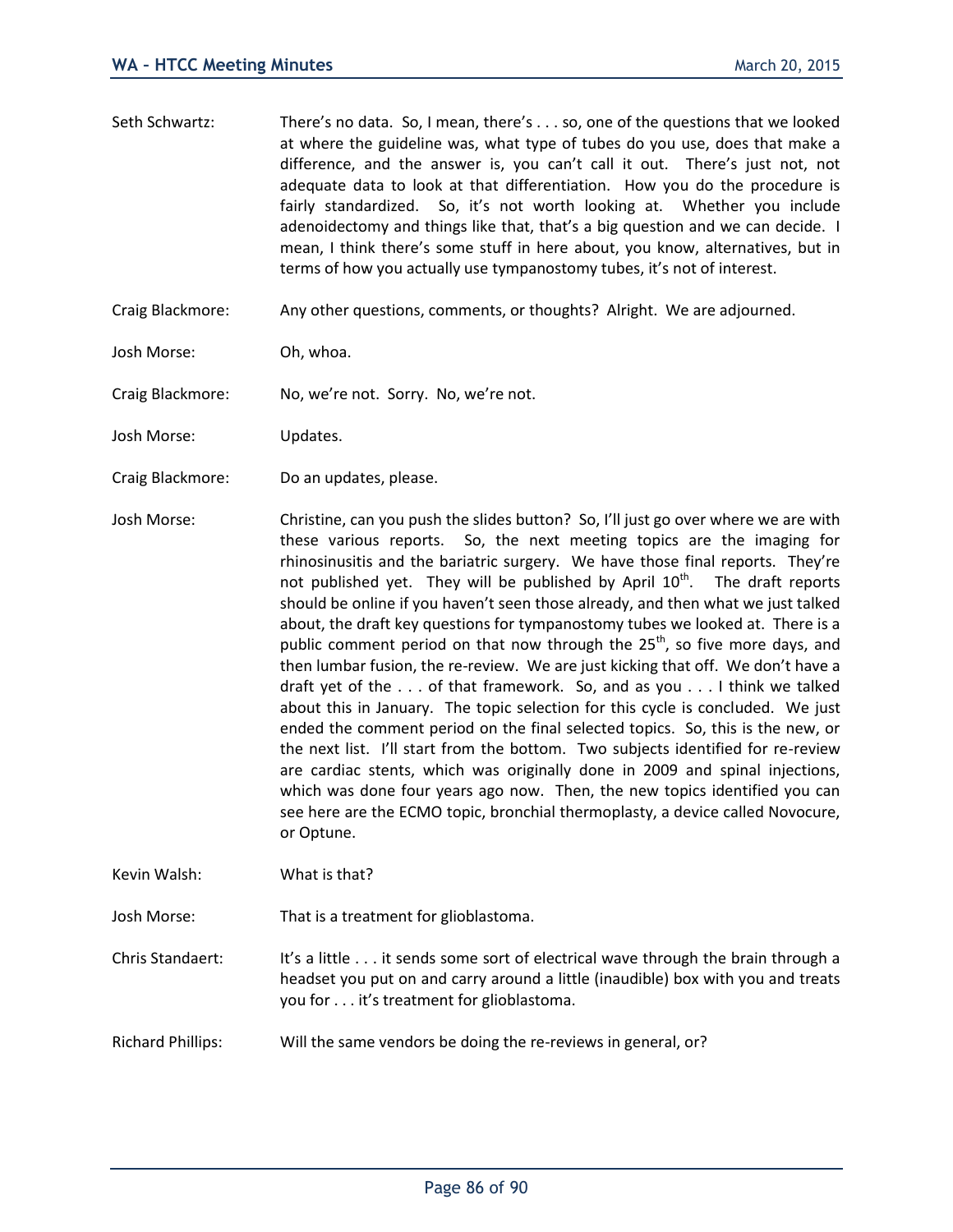Seth Schwartz: There's no data. So, I mean, there's . . . so, one of the questions that we looked at where the guideline was, what type of tubes do you use, does that make a difference, and the answer is, you can't call it out. There's just not, not adequate data to look at that differentiation. How you do the procedure is fairly standardized. So, it's not worth looking at. Whether you include adenoidectomy and things like that, that's a big question and we can decide. I mean, I think there's some stuff in here about, you know, alternatives, but in terms of how you actually use tympanostomy tubes, it's not of interest.

Craig Blackmore: Any other questions, comments, or thoughts? Alright. We are adjourned.

Josh Morse: Oh, whoa.

Craig Blackmore: No, we're not. Sorry. No, we're not.

Josh Morse: Updates.

Craig Blackmore: Do an updates, please.

Josh Morse: Christine, can you push the slides button? So, I'll just go over where we are with these various reports. So, the next meeting topics are the imaging for rhinosinusitis and the bariatric surgery. We have those final reports. They're not published yet. They will be published by April 10th. The draft reports should be online if you haven't seen those already, and then what we just talked about, the draft key questions for tympanostomy tubes we looked at. There is a public comment period on that now through the 25th, so five more days, and then lumbar fusion, the re-review. We are just kicking that off. We don't have a draft yet of the . . . of that framework. So, and as you . . . I think we talked about this in January. The topic selection for this cycle is concluded. We just ended the comment period on the final selected topics. So, this is the new, or the next list. I'll start from the bottom. Two subjects identified for re-review are cardiac stents, which was originally done in 2009 and spinal injections, which was done four years ago now. Then, the new topics identified you can see here are the ECMO topic, bronchial thermoplasty, a device called Novocure, or Optune.

Kevin Walsh: What is that?

Josh Morse: That is a treatment for glioblastoma.

Chris Standaert: It's a little . . . it sends some sort of electrical wave through the brain through a headset you put on and carry around a little (inaudible) box with you and treats you for . . . it's treatment for glioblastoma.

Richard Phillips: Will the same vendors be doing the re-reviews in general, or?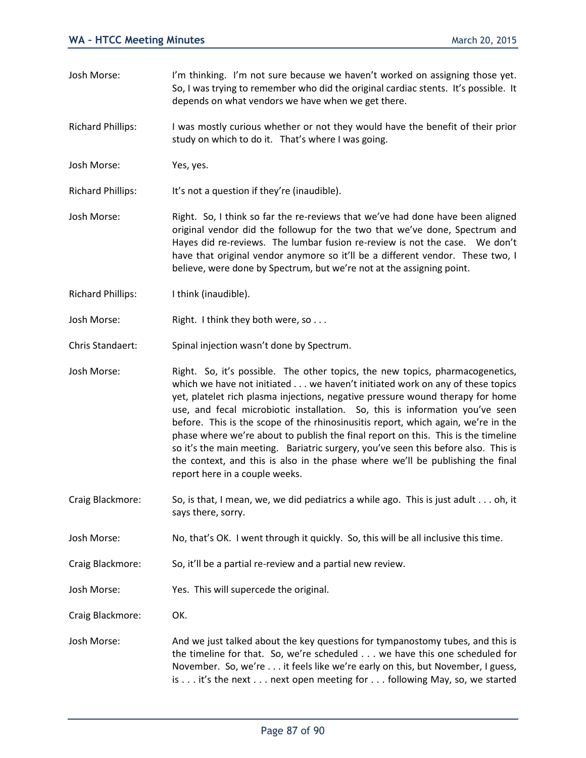Josh Morse: I'm thinking. I'm not sure because we haven't worked on assigning those yet. So, I was trying to remember who did the original cardiac stents. It's possible. It depends on what vendors we have when we get there.

Richard Phillips: I was mostly curious whether or not they would have the benefit of their prior study on which to do it. That's where I was going.

Josh Morse: Yes, yes.

Richard Phillips: It's not a question if they're (inaudible).

Josh Morse: Right. So, I think so far the re-reviews that we've had done have been aligned original vendor did the followup for the two that we've done, Spectrum and Hayes did re-reviews. The lumbar fusion re-review is not the case. We don't have that original vendor anymore so it'll be a different vendor. These two, I believe, were done by Spectrum, but we're not at the assigning point.

Richard Phillips: I think (inaudible).

Josh Morse: Right. I think they both were, so . . .

Chris Standaert: Spinal injection wasn't done by Spectrum.

Josh Morse: Right. So, it's possible. The other topics, the new topics, pharmacogenetics, which we have not initiated . . . we haven't initiated work on any of these topics yet, platelet rich plasma injections, negative pressure wound therapy for home use, and fecal microbiotic installation. So, this is information you've seen before. This is the scope of the rhinosinusitis report, which again, we're in the phase where we're about to publish the final report on this. This is the timeline so it's the main meeting. Bariatric surgery, you've seen this before also. This is the context, and this is also in the phase where we'll be publishing the final report here in a couple weeks.

Craig Blackmore: So, is that, I mean, we, we did pediatrics a while ago. This is just adult . . . oh, it says there, sorry.

Josh Morse: No, that's OK. I went through it quickly. So, this will be all inclusive this time.

Craig Blackmore: So, it'll be a partial re-review and a partial new review.

Josh Morse: Yes. This will supercede the original.

Craig Blackmore: OK.

Josh Morse: And we just talked about the key questions for tympanostomy tubes, and this is the timeline for that. So, we're scheduled . . . we have this one scheduled for November. So, we're . . . it feels like we're early on this, but November, I guess, is . . . it's the next . . . next open meeting for . . . following May, so, we started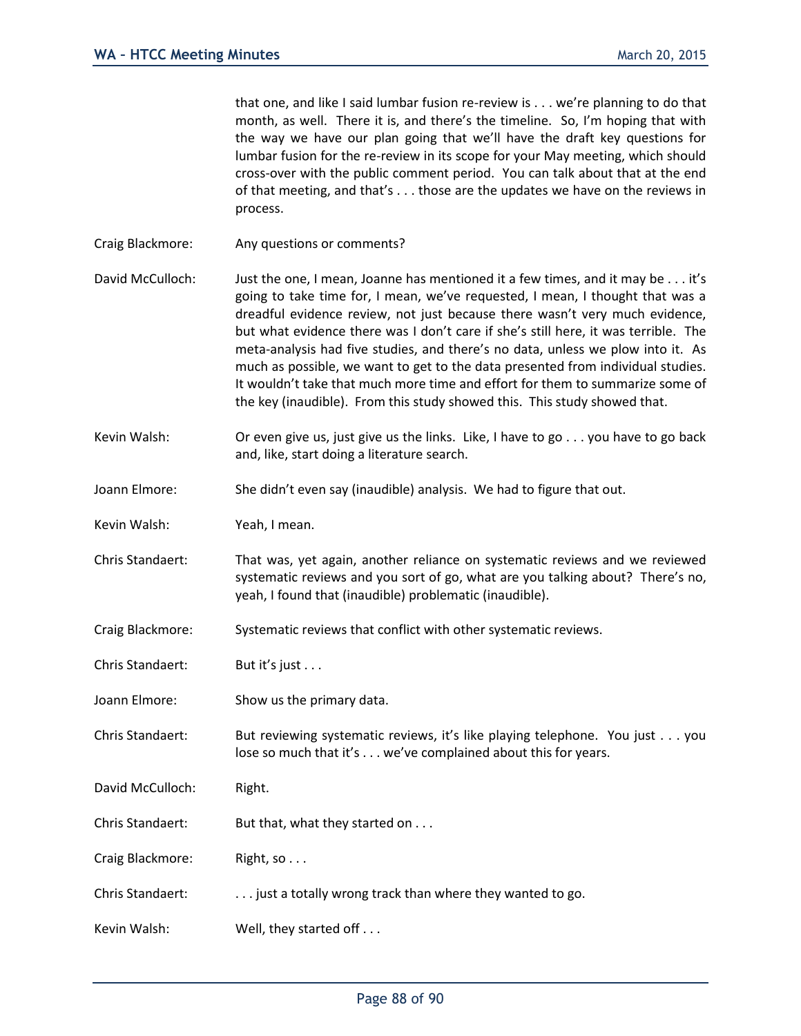that one, and like I said lumbar fusion re-review is . . . we're planning to do that month, as well. There it is, and there's the timeline. So, I'm hoping that with the way we have our plan going that we'll have the draft key questions for lumbar fusion for the re-review in its scope for your May meeting, which should cross-over with the public comment period. You can talk about that at the end of that meeting, and that's . . . those are the updates we have on the reviews in process.

Craig Blackmore: Any questions or comments?

David McCulloch: Just the one, I mean, Joanne has mentioned it a few times, and it may be . . . it's going to take time for, I mean, we've requested, I mean, I thought that was a dreadful evidence review, not just because there wasn't very much evidence, but what evidence there was I don't care if she's still here, it was terrible. The meta-analysis had five studies, and there's no data, unless we plow into it. As much as possible, we want to get to the data presented from individual studies. It wouldn't take that much more time and effort for them to summarize some of the key (inaudible). From this study showed this. This study showed that.

Kevin Walsh: Or even give us, just give us the links. Like, I have to go . . . you have to go back and, like, start doing a literature search.

Joann Elmore: She didn't even say (inaudible) analysis. We had to figure that out.

Kevin Walsh: Yeah, I mean.

Chris Standaert: That was, yet again, another reliance on systematic reviews and we reviewed systematic reviews and you sort of go, what are you talking about? There's no, yeah, I found that (inaudible) problematic (inaudible).

Craig Blackmore: Systematic reviews that conflict with other systematic reviews.

Chris Standaert: But it's just . . .

Joann Elmore: Show us the primary data.

Chris Standaert: But reviewing systematic reviews, it's like playing telephone. You just . . . you lose so much that it's . . . we've complained about this for years.

David McCulloch: Right.

Chris Standaert: But that, what they started on . . .

Craig Blackmore: Right, so . . .

Chris Standaert: . . . just a totally wrong track than where they wanted to go.

Kevin Walsh: Well, they started off . . .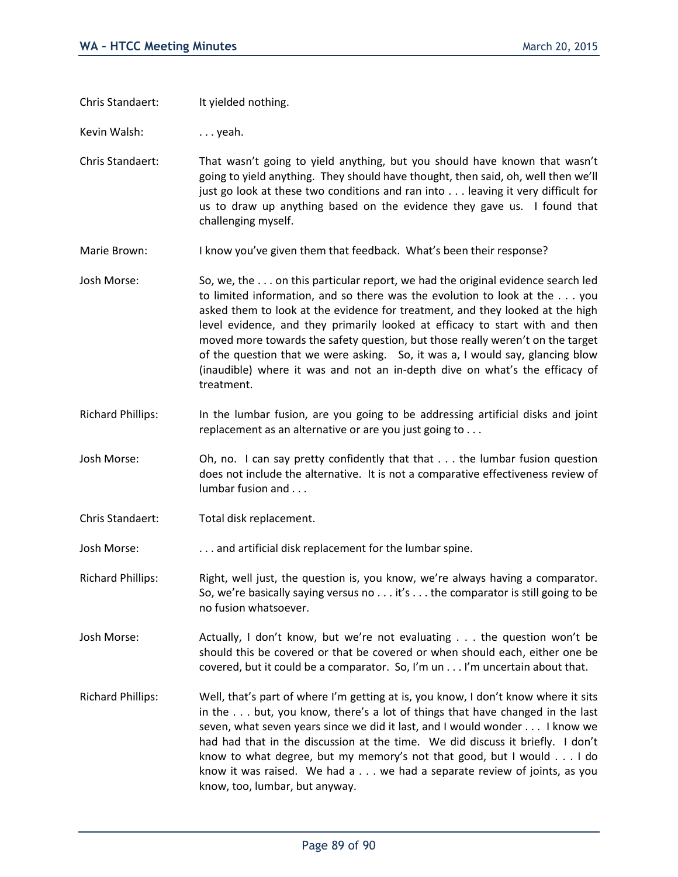Chris Standaert: It yielded nothing.

Kevin Walsh: . . . yeah.

Chris Standaert: That wasn't going to yield anything, but you should have known that wasn't going to yield anything. They should have thought, then said, oh, well then we'll just go look at these two conditions and ran into . . . leaving it very difficult for us to draw up anything based on the evidence they gave us. I found that challenging myself.

Marie Brown: I know you've given them that feedback. What's been their response?

Josh Morse: So, we, the . . . on this particular report, we had the original evidence search led to limited information, and so there was the evolution to look at the . . . you asked them to look at the evidence for treatment, and they looked at the high level evidence, and they primarily looked at efficacy to start with and then moved more towards the safety question, but those really weren't on the target of the question that we were asking. So, it was a, I would say, glancing blow (inaudible) where it was and not an in-depth dive on what's the efficacy of treatment.

Richard Phillips: In the lumbar fusion, are you going to be addressing artificial disks and joint replacement as an alternative or are you just going to . . .

Josh Morse: Oh, no. I can say pretty confidently that that . . . the lumbar fusion question does not include the alternative. It is not a comparative effectiveness review of lumbar fusion and . . .

Chris Standaert: Total disk replacement.

Josh Morse: . . . and artificial disk replacement for the lumbar spine.

Richard Phillips: Right, well just, the question is, you know, we're always having a comparator. So, we're basically saying versus no . . . it's . . . the comparator is still going to be no fusion whatsoever.

Josh Morse: Actually, I don't know, but we're not evaluating . . . the question won't be should this be covered or that be covered or when should each, either one be covered, but it could be a comparator. So, I'm un . . . I'm uncertain about that.

Richard Phillips: Well, that's part of where I'm getting at is, you know, I don't know where it sits in the . . . but, you know, there's a lot of things that have changed in the last seven, what seven years since we did it last, and I would wonder . . . I know we had had that in the discussion at the time. We did discuss it briefly. I don't know to what degree, but my memory's not that good, but I would . . . I do know it was raised. We had a . . . we had a separate review of joints, as you know, too, lumbar, but anyway.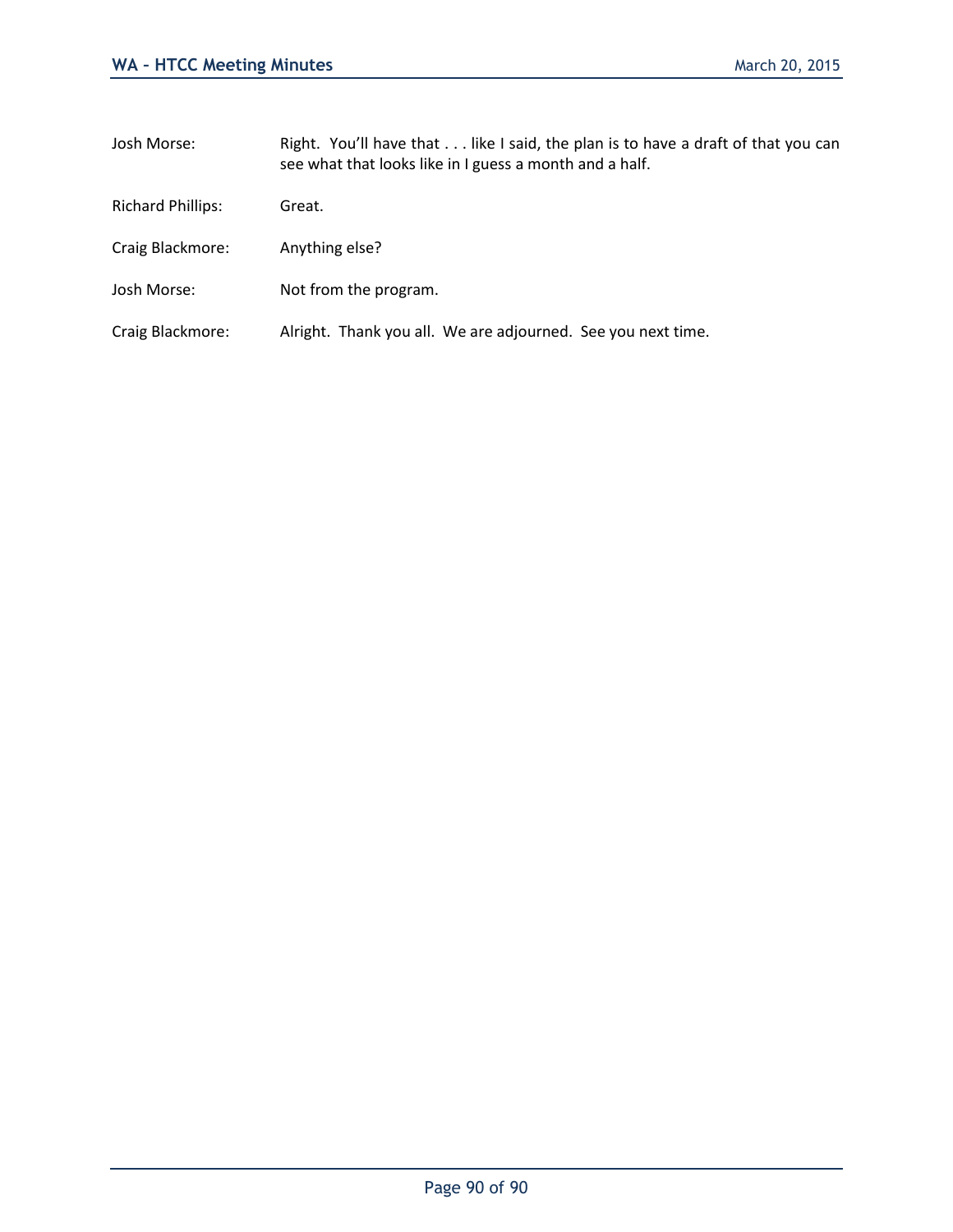Josh Morse: Right. You'll have that . . . like I said, the plan is to have a draft of that you can see what that looks like in I guess a month and a half.

Richard Phillips: Great.

Craig Blackmore: Anything else?

Josh Morse: Not from the program.

Craig Blackmore: Alright. Thank you all. We are adjourned. See you next time.